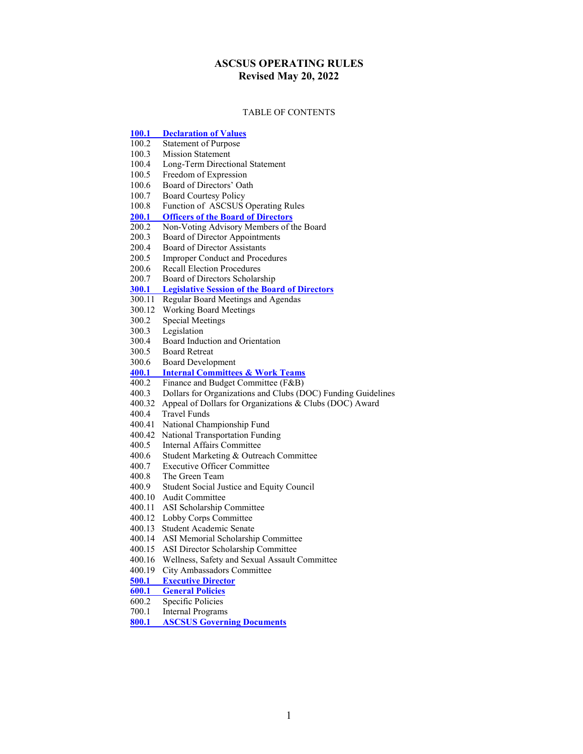# ASCSUS OPERATING RULES
## Revised May 20, 2022

TABLE OF CONTENTS

**100.1 Declaration of Values**
100.2 Statement of Purpose
100.3 Mission Statement
100.4 Long-Term Directional Statement
100.5 Freedom of Expression
100.6 Board of Directors' Oath
100.7 Board Courtesy Policy
100.8 Function of ASCSUS Operating Rules
**200.1 Officers of the Board of Directors**
200.2 Non-Voting Advisory Members of the Board
200.3 Board of Director Appointments
200.4 Board of Director Assistants
200.5 Improper Conduct and Procedures
200.6 Recall Election Procedures
200.7 Board of Directors Scholarship
**300.1 Legislative Session of the Board of Directors**
300.11 Regular Board Meetings and Agendas
300.12 Working Board Meetings
300.2 Special Meetings
300.3 Legislation
300.4 Board Induction and Orientation
300.5 Board Retreat
300.6 Board Development
**400.1 Internal Committees & Work Teams**
400.2 Finance and Budget Committee (F&B)
400.3 Dollars for Organizations and Clubs (DOC) Funding Guidelines
400.32 Appeal of Dollars for Organizations & Clubs (DOC) Award
400.4 Travel Funds
400.41 National Championship Fund
400.42 National Transportation Funding
400.5 Internal Affairs Committee
400.6 Student Marketing & Outreach Committee
400.7 Executive Officer Committee
400.8 The Green Team
400.9 Student Social Justice and Equity Council
400.10 Audit Committee
400.11 ASI Scholarship Committee
400.12 Lobby Corps Committee
400.13 Student Academic Senate
400.14 ASI Memorial Scholarship Committee
400.15 ASI Director Scholarship Committee
400.16 Wellness, Safety and Sexual Assault Committee
400.19 City Ambassadors Committee
**500.1 Executive Director**
**600.1 General Policies**
600.2 Specific Policies
700.1 Internal Programs
**800.1 ASCSUS Governing Documents**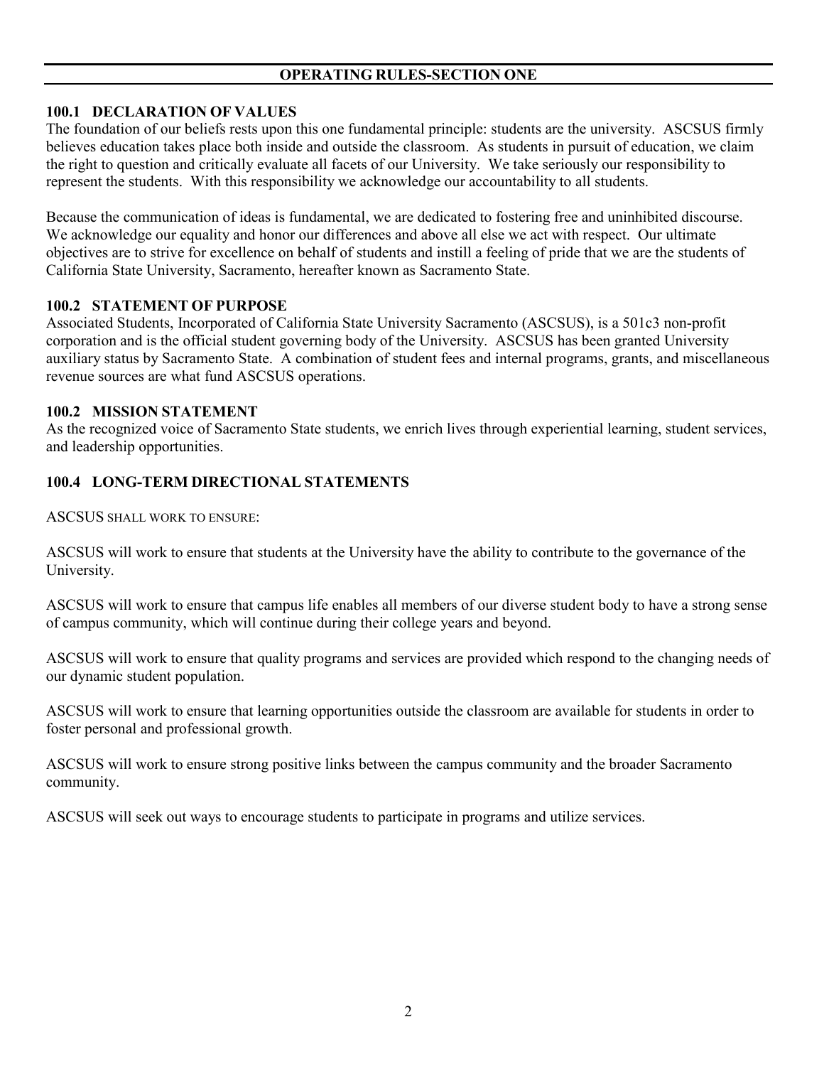## OPERATING RULES-SECTION ONE

### 100.1 DECLARATION OF VALUES

The foundation of our beliefs rests upon this one fundamental principle: students are the university. ASCSUS firmly believes education takes place both inside and outside the classroom. As students in pursuit of education, we claim the right to question and critically evaluate all facets of our University. We take seriously our responsibility to represent the students. With this responsibility we acknowledge our accountability to all students.

Because the communication of ideas is fundamental, we are dedicated to fostering free and uninhibited discourse. We acknowledge our equality and honor our differences and above all else we act with respect. Our ultimate objectives are to strive for excellence on behalf of students and instill a feeling of pride that we are the students of California State University, Sacramento, hereafter known as Sacramento State.

### 100.2 STATEMENT OF PURPOSE

Associated Students, Incorporated of California State University Sacramento (ASCSUS), is a 501c3 non-profit corporation and is the official student governing body of the University. ASCSUS has been granted University auxiliary status by Sacramento State. A combination of student fees and internal programs, grants, and miscellaneous revenue sources are what fund ASCSUS operations.

### 100.2 MISSION STATEMENT

As the recognized voice of Sacramento State students, we enrich lives through experiential learning, student services, and leadership opportunities.

### 100.4 LONG-TERM DIRECTIONAL STATEMENTS

ASCSUS SHALL WORK TO ENSURE:

ASCSUS will work to ensure that students at the University have the ability to contribute to the governance of the University.

ASCSUS will work to ensure that campus life enables all members of our diverse student body to have a strong sense of campus community, which will continue during their college years and beyond.

ASCSUS will work to ensure that quality programs and services are provided which respond to the changing needs of our dynamic student population.

ASCSUS will work to ensure that learning opportunities outside the classroom are available for students in order to foster personal and professional growth.

ASCSUS will work to ensure strong positive links between the campus community and the broader Sacramento community.

ASCSUS will seek out ways to encourage students to participate in programs and utilize services.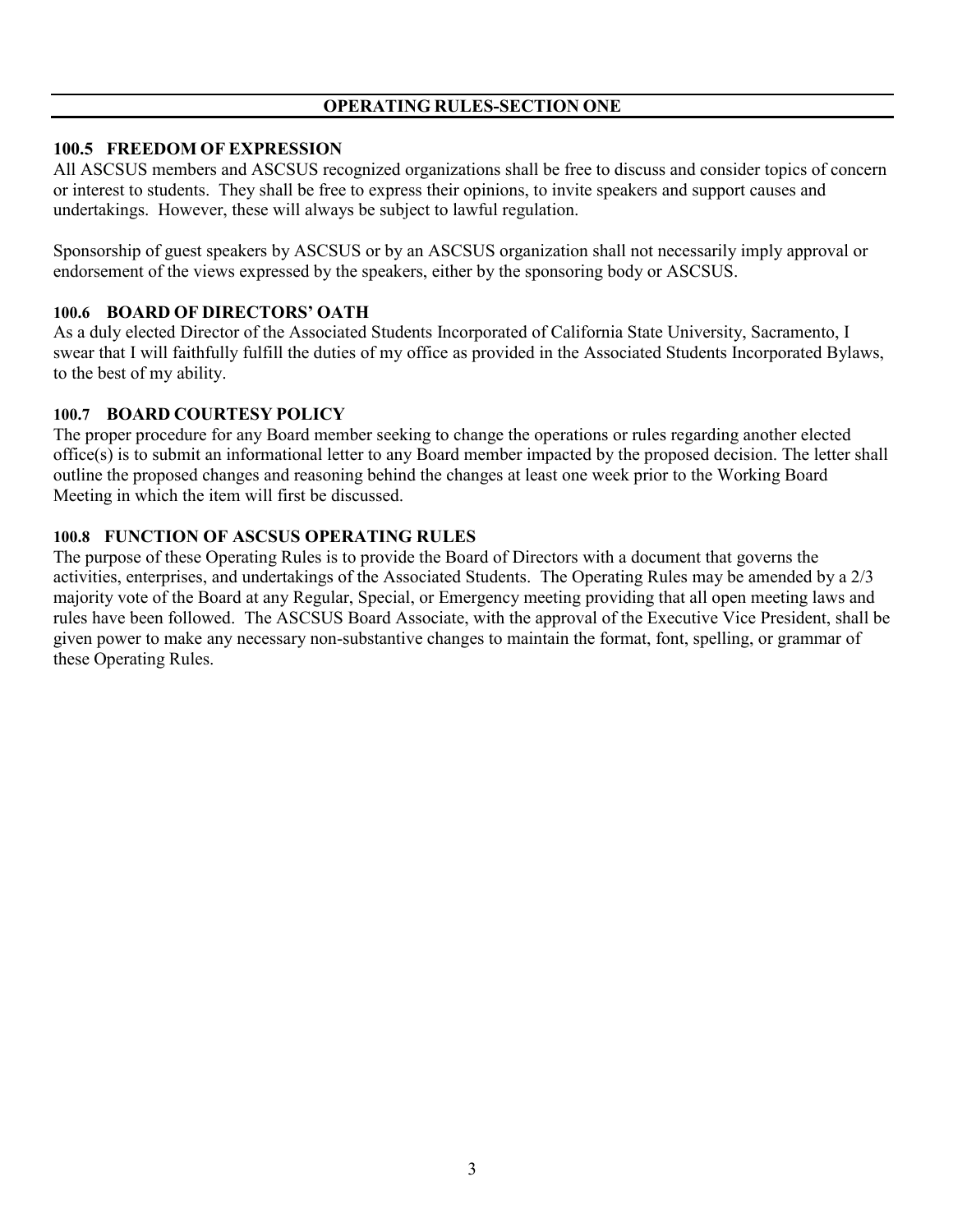## OPERATING RULES-SECTION ONE

### 100.5 FREEDOM OF EXPRESSION

All ASCSUS members and ASCSUS recognized organizations shall be free to discuss and consider topics of concern or interest to students. They shall be free to express their opinions, to invite speakers and support causes and undertakings. However, these will always be subject to lawful regulation.

Sponsorship of guest speakers by ASCSUS or by an ASCSUS organization shall not necessarily imply approval or endorsement of the views expressed by the speakers, either by the sponsoring body or ASCSUS.

### 100.6 BOARD OF DIRECTORS' OATH

As a duly elected Director of the Associated Students Incorporated of California State University, Sacramento, I swear that I will faithfully fulfill the duties of my office as provided in the Associated Students Incorporated Bylaws, to the best of my ability.

### 100.7 BOARD COURTESY POLICY

The proper procedure for any Board member seeking to change the operations or rules regarding another elected office(s) is to submit an informational letter to any Board member impacted by the proposed decision. The letter shall outline the proposed changes and reasoning behind the changes at least one week prior to the Working Board Meeting in which the item will first be discussed.

### 100.8 FUNCTION OF ASCSUS OPERATING RULES

The purpose of these Operating Rules is to provide the Board of Directors with a document that governs the activities, enterprises, and undertakings of the Associated Students. The Operating Rules may be amended by a 2/3 majority vote of the Board at any Regular, Special, or Emergency meeting providing that all open meeting laws and rules have been followed. The ASCSUS Board Associate, with the approval of the Executive Vice President, shall be given power to make any necessary non-substantive changes to maintain the format, font, spelling, or grammar of these Operating Rules.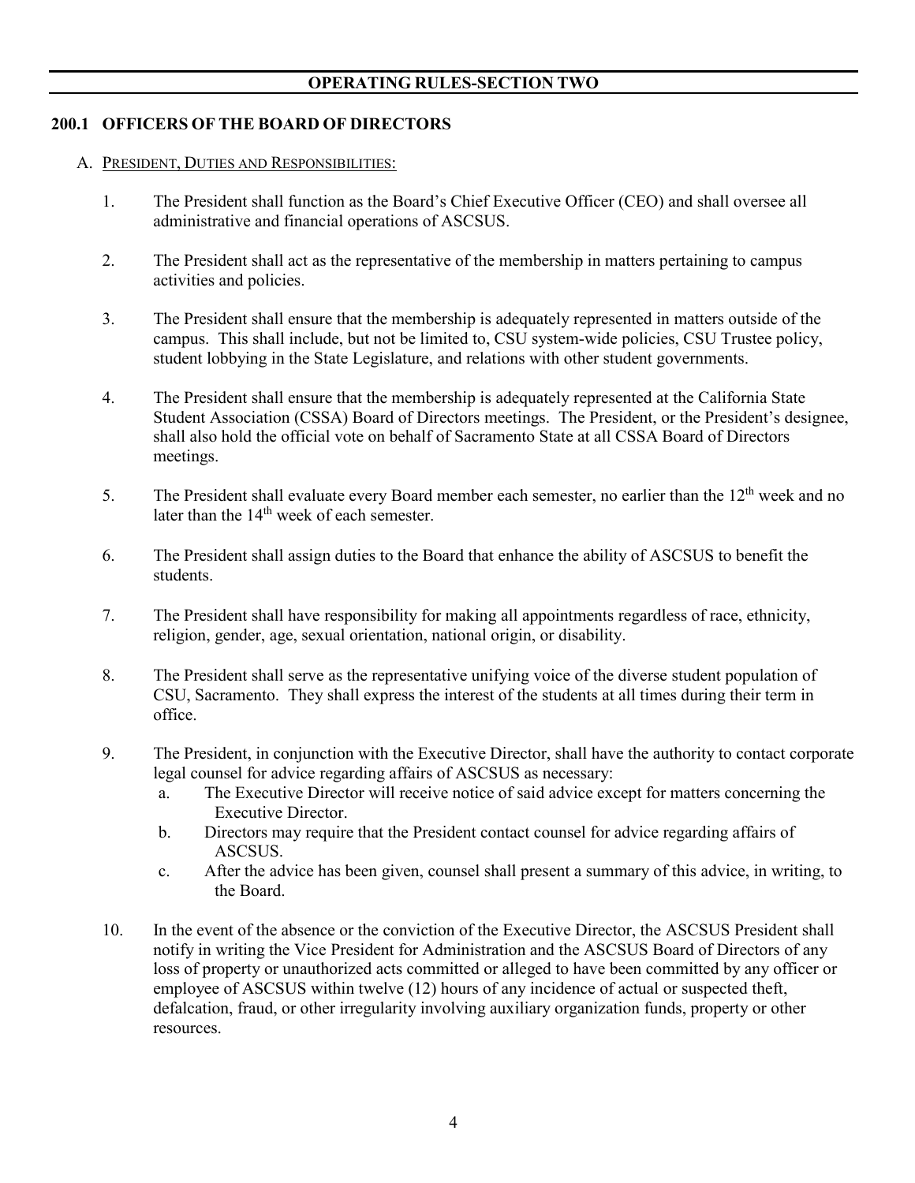## OPERATING RULES-SECTION TWO

### 200.1 OFFICERS OF THE BOARD OF DIRECTORS

A. PRESIDENT, DUTIES AND RESPONSIBILITIES:

1. The President shall function as the Board's Chief Executive Officer (CEO) and shall oversee all administrative and financial operations of ASCSUS.

2. The President shall act as the representative of the membership in matters pertaining to campus activities and policies.

3. The President shall ensure that the membership is adequately represented in matters outside of the campus. This shall include, but not be limited to, CSU system-wide policies, CSU Trustee policy, student lobbying in the State Legislature, and relations with other student governments.

4. The President shall ensure that the membership is adequately represented at the California State Student Association (CSSA) Board of Directors meetings. The President, or the President's designee, shall also hold the official vote on behalf of Sacramento State at all CSSA Board of Directors meetings.

5. The President shall evaluate every Board member each semester, no earlier than the 12th week and no later than the 14th week of each semester.

6. The President shall assign duties to the Board that enhance the ability of ASCSUS to benefit the students.

7. The President shall have responsibility for making all appointments regardless of race, ethnicity, religion, gender, age, sexual orientation, national origin, or disability.

8. The President shall serve as the representative unifying voice of the diverse student population of CSU, Sacramento. They shall express the interest of the students at all times during their term in office.

9. The President, in conjunction with the Executive Director, shall have the authority to contact corporate legal counsel for advice regarding affairs of ASCSUS as necessary:
   a. The Executive Director will receive notice of said advice except for matters concerning the Executive Director.
   b. Directors may require that the President contact counsel for advice regarding affairs of ASCSUS.
   c. After the advice has been given, counsel shall present a summary of this advice, in writing, to the Board.

10. In the event of the absence or the conviction of the Executive Director, the ASCSUS President shall notify in writing the Vice President for Administration and the ASCSUS Board of Directors of any loss of property or unauthorized acts committed or alleged to have been committed by any officer or employee of ASCSUS within twelve (12) hours of any incidence of actual or suspected theft, defalcation, fraud, or other irregularity involving auxiliary organization funds, property or other resources.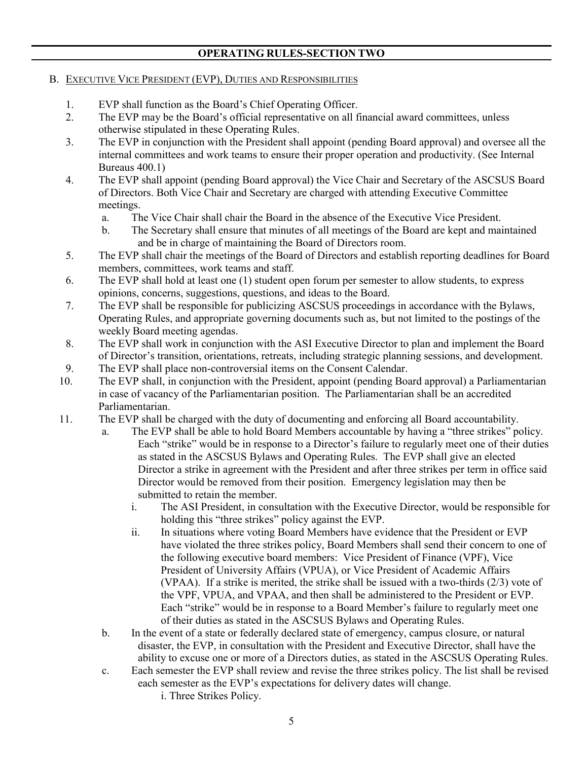## OPERATING RULES-SECTION TWO

B. EXECUTIVE VICE PRESIDENT (EVP), DUTIES AND RESPONSIBILITIES

1. EVP shall function as the Board's Chief Operating Officer.
2. The EVP may be the Board's official representative on all financial award committees, unless otherwise stipulated in these Operating Rules.
3. The EVP in conjunction with the President shall appoint (pending Board approval) and oversee all the internal committees and work teams to ensure their proper operation and productivity. (See Internal Bureaus 400.1)
4. The EVP shall appoint (pending Board approval) the Vice Chair and Secretary of the ASCSUS Board of Directors. Both Vice Chair and Secretary are charged with attending Executive Committee meetings.
   a. The Vice Chair shall chair the Board in the absence of the Executive Vice President.
   b. The Secretary shall ensure that minutes of all meetings of the Board are kept and maintained and be in charge of maintaining the Board of Directors room.
5. The EVP shall chair the meetings of the Board of Directors and establish reporting deadlines for Board members, committees, work teams and staff.
6. The EVP shall hold at least one (1) student open forum per semester to allow students, to express opinions, concerns, suggestions, questions, and ideas to the Board.
7. The EVP shall be responsible for publicizing ASCSUS proceedings in accordance with the Bylaws, Operating Rules, and appropriate governing documents such as, but not limited to the postings of the weekly Board meeting agendas.
8. The EVP shall work in conjunction with the ASI Executive Director to plan and implement the Board of Director's transition, orientations, retreats, including strategic planning sessions, and development.
9. The EVP shall place non-controversial items on the Consent Calendar.
10. The EVP shall, in conjunction with the President, appoint (pending Board approval) a Parliamentarian in case of vacancy of the Parliamentarian position. The Parliamentarian shall be an accredited Parliamentarian.
11. The EVP shall be charged with the duty of documenting and enforcing all Board accountability.
    a. The EVP shall be able to hold Board Members accountable by having a "three strikes" policy. Each "strike" would be in response to a Director's failure to regularly meet one of their duties as stated in the ASCSUS Bylaws and Operating Rules. The EVP shall give an elected Director a strike in agreement with the President and after three strikes per term in office said Director would be removed from their position. Emergency legislation may then be submitted to retain the member.
       i. The ASI President, in consultation with the Executive Director, would be responsible for holding this "three strikes" policy against the EVP.
       ii. In situations where voting Board Members have evidence that the President or EVP have violated the three strikes policy, Board Members shall send their concern to one of the following executive board members: Vice President of Finance (VPF), Vice President of University Affairs (VPUA), or Vice President of Academic Affairs (VPAA). If a strike is merited, the strike shall be issued with a two-thirds (2/3) vote of the VPF, VPUA, and VPAA, and then shall be administered to the President or EVP. Each "strike" would be in response to a Board Member's failure to regularly meet one of their duties as stated in the ASCSUS Bylaws and Operating Rules.
    b. In the event of a state or federally declared state of emergency, campus closure, or natural disaster, the EVP, in consultation with the President and Executive Director, shall have the ability to excuse one or more of a Directors duties, as stated in the ASCSUS Operating Rules.
    c. Each semester the EVP shall review and revise the three strikes policy. The list shall be revised each semester as the EVP's expectations for delivery dates will change.
       i. Three Strikes Policy.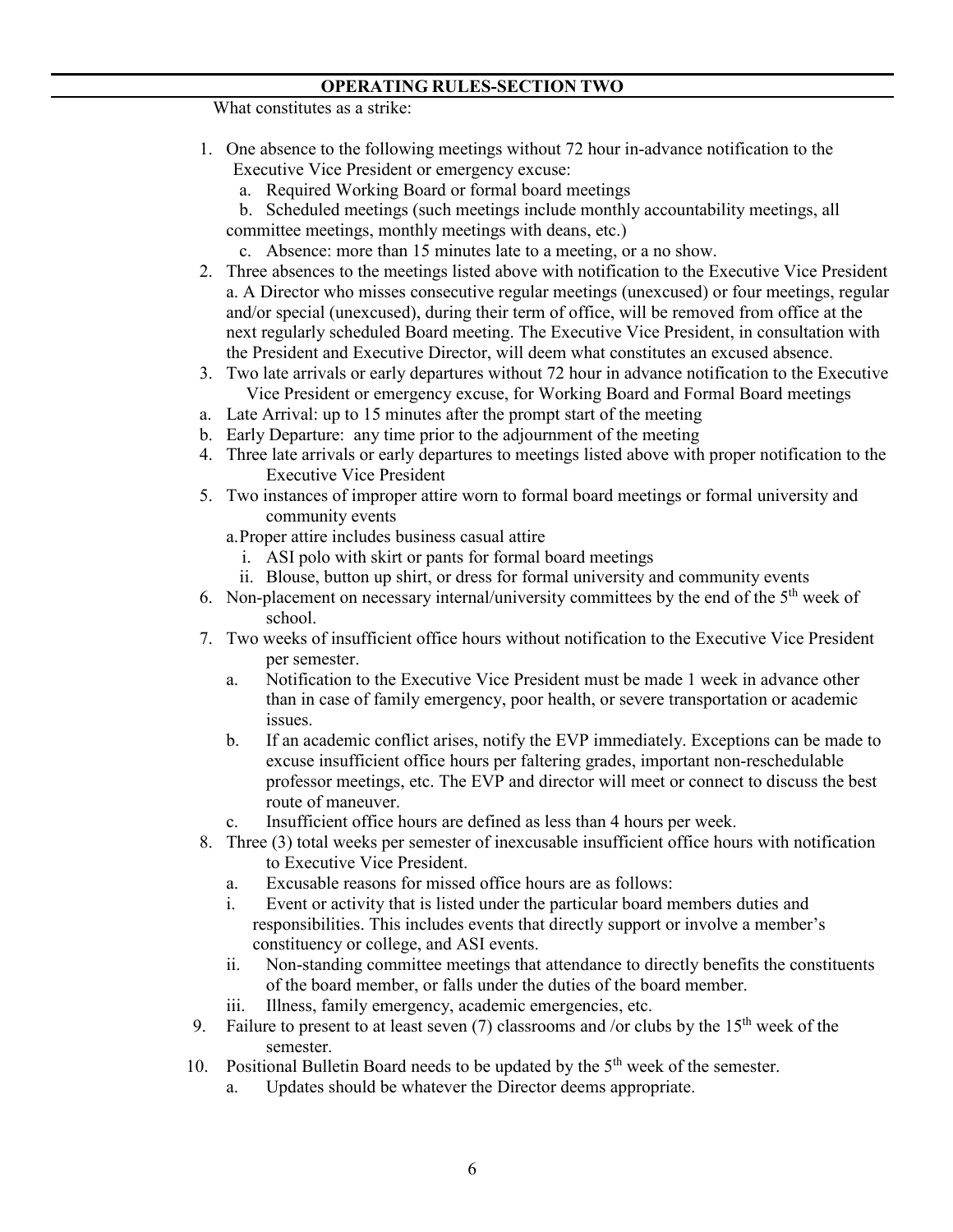## OPERATING RULES-SECTION TWO

What constitutes as a strike:

1. One absence to the following meetings without 72 hour in-advance notification to the Executive Vice President or emergency excuse:
   a. Required Working Board or formal board meetings
   b. Scheduled meetings (such meetings include monthly accountability meetings, all committee meetings, monthly meetings with deans, etc.)
   c. Absence: more than 15 minutes late to a meeting, or a no show.
2. Three absences to the meetings listed above with notification to the Executive Vice President
   a. A Director who misses consecutive regular meetings (unexcused) or four meetings, regular and/or special (unexcused), during their term of office, will be removed from office at the next regularly scheduled Board meeting. The Executive Vice President, in consultation with the President and Executive Director, will deem what constitutes an excused absence.
3. Two late arrivals or early departures without 72 hour in advance notification to the Executive Vice President or emergency excuse, for Working Board and Formal Board meetings
   a. Late Arrival: up to 15 minutes after the prompt start of the meeting
   b. Early Departure: any time prior to the adjournment of the meeting
4. Three late arrivals or early departures to meetings listed above with proper notification to the Executive Vice President
5. Two instances of improper attire worn to formal board meetings or formal university and community events
   a. Proper attire includes business casual attire
      i. ASI polo with skirt or pants for formal board meetings
      ii. Blouse, button up shirt, or dress for formal university and community events
6. Non-placement on necessary internal/university committees by the end of the 5th week of school.
7. Two weeks of insufficient office hours without notification to the Executive Vice President per semester.
   a. Notification to the Executive Vice President must be made 1 week in advance other than in case of family emergency, poor health, or severe transportation or academic issues.
   b. If an academic conflict arises, notify the EVP immediately. Exceptions can be made to excuse insufficient office hours per faltering grades, important non-reschedulable professor meetings, etc. The EVP and director will meet or connect to discuss the best route of maneuver.
   c. Insufficient office hours are defined as less than 4 hours per week.
8. Three (3) total weeks per semester of inexcusable insufficient office hours with notification to Executive Vice President.
   a. Excusable reasons for missed office hours are as follows:
      i. Event or activity that is listed under the particular board members duties and responsibilities. This includes events that directly support or involve a member's constituency or college, and ASI events.
      ii. Non-standing committee meetings that attendance to directly benefits the constituents of the board member, or falls under the duties of the board member.
      iii. Illness, family emergency, academic emergencies, etc.
9. Failure to present to at least seven (7) classrooms and /or clubs by the 15th week of the semester.
10. Positional Bulletin Board needs to be updated by the 5th week of the semester.
    a. Updates should be whatever the Director deems appropriate.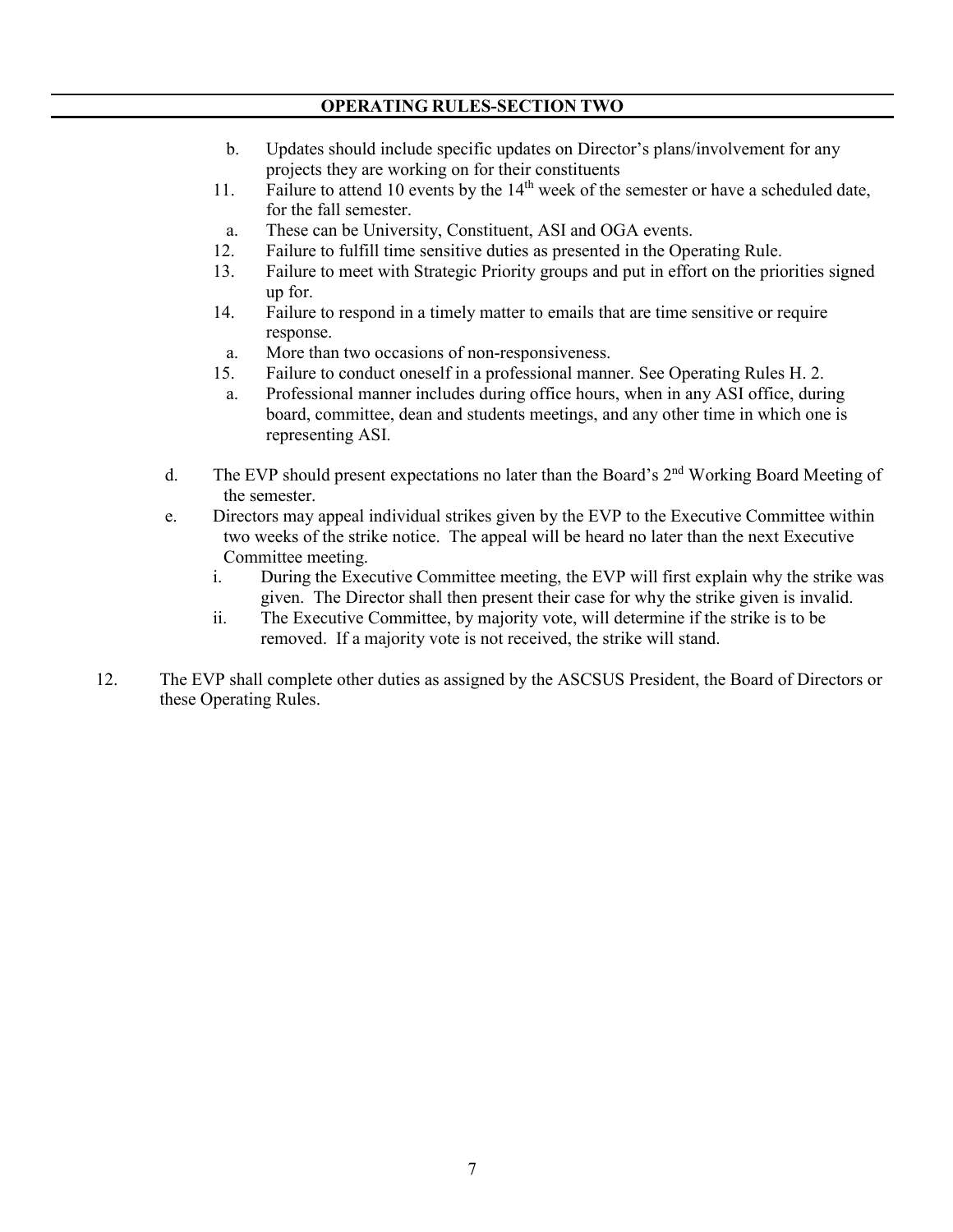b. Updates should include specific updates on Director's plans/involvement for any projects they are working on for their constituents

11. Failure to attend 10 events by the 14th week of the semester or have a scheduled date, for the fall semester.
    a. These can be University, Constituent, ASI and OGA events.
12. Failure to fulfill time sensitive duties as presented in the Operating Rule.
13. Failure to meet with Strategic Priority groups and put in effort on the priorities signed up for.
14. Failure to respond in a timely matter to emails that are time sensitive or require response.
    a. More than two occasions of non-responsiveness.
15. Failure to conduct oneself in a professional manner. See Operating Rules H. 2.
    a. Professional manner includes during office hours, when in any ASI office, during board, committee, dean and students meetings, and any other time in which one is representing ASI.

d. The EVP should present expectations no later than the Board's 2nd Working Board Meeting of the semester.

e. Directors may appeal individual strikes given by the EVP to the Executive Committee within two weeks of the strike notice. The appeal will be heard no later than the next Executive Committee meeting.
   i. During the Executive Committee meeting, the EVP will first explain why the strike was given. The Director shall then present their case for why the strike given is invalid.
   ii. The Executive Committee, by majority vote, will determine if the strike is to be removed. If a majority vote is not received, the strike will stand.

12. The EVP shall complete other duties as assigned by the ASCSUS President, the Board of Directors or these Operating Rules.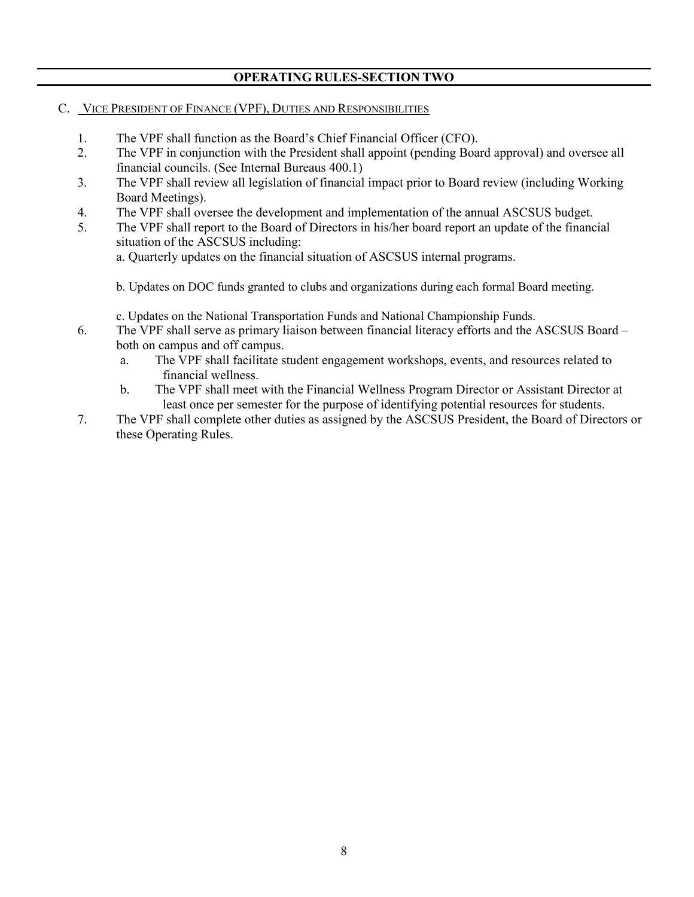## OPERATING RULES-SECTION TWO

### C. VICE PRESIDENT OF FINANCE (VPF), DUTIES AND RESPONSIBILITIES

1. The VPF shall function as the Board's Chief Financial Officer (CFO).
2. The VPF in conjunction with the President shall appoint (pending Board approval) and oversee all financial councils. (See Internal Bureaus 400.1)
3. The VPF shall review all legislation of financial impact prior to Board review (including Working Board Meetings).
4. The VPF shall oversee the development and implementation of the annual ASCSUS budget.
5. The VPF shall report to the Board of Directors in his/her board report an update of the financial situation of the ASCSUS including:
   a. Quarterly updates on the financial situation of ASCSUS internal programs.

   b. Updates on DOC funds granted to clubs and organizations during each formal Board meeting.

   c. Updates on the National Transportation Funds and National Championship Funds.
6. The VPF shall serve as primary liaison between financial literacy efforts and the ASCSUS Board – both on campus and off campus.
   a. The VPF shall facilitate student engagement workshops, events, and resources related to financial wellness.
   b. The VPF shall meet with the Financial Wellness Program Director or Assistant Director at least once per semester for the purpose of identifying potential resources for students.
7. The VPF shall complete other duties as assigned by the ASCSUS President, the Board of Directors or these Operating Rules.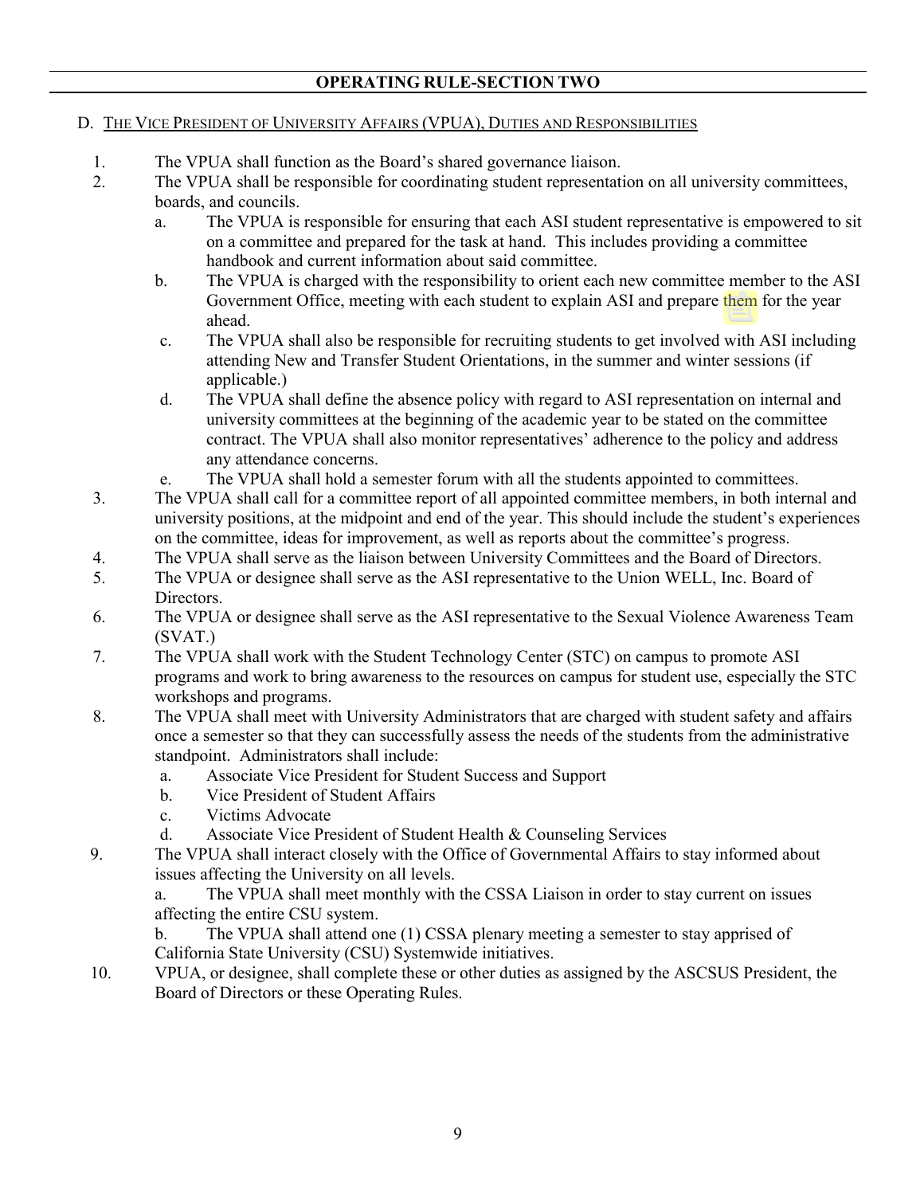## OPERATING RULE-SECTION TWO

### D. THE VICE PRESIDENT OF UNIVERSITY AFFAIRS (VPUA), DUTIES AND RESPONSIBILITIES

1. The VPUA shall function as the Board's shared governance liaison.
2. The VPUA shall be responsible for coordinating student representation on all university committees, boards, and councils.
   a. The VPUA is responsible for ensuring that each ASI student representative is empowered to sit on a committee and prepared for the task at hand. This includes providing a committee handbook and current information about said committee.
   b. The VPUA is charged with the responsibility to orient each new committee member to the ASI Government Office, meeting with each student to explain ASI and prepare them for the year ahead.
   c. The VPUA shall also be responsible for recruiting students to get involved with ASI including attending New and Transfer Student Orientations, in the summer and winter sessions (if applicable.)
   d. The VPUA shall define the absence policy with regard to ASI representation on internal and university committees at the beginning of the academic year to be stated on the committee contract. The VPUA shall also monitor representatives' adherence to the policy and address any attendance concerns.
   e. The VPUA shall hold a semester forum with all the students appointed to committees.
3. The VPUA shall call for a committee report of all appointed committee members, in both internal and university positions, at the midpoint and end of the year. This should include the student's experiences on the committee, ideas for improvement, as well as reports about the committee's progress.
4. The VPUA shall serve as the liaison between University Committees and the Board of Directors.
5. The VPUA or designee shall serve as the ASI representative to the Union WELL, Inc. Board of Directors.
6. The VPUA or designee shall serve as the ASI representative to the Sexual Violence Awareness Team (SVAT.)
7. The VPUA shall work with the Student Technology Center (STC) on campus to promote ASI programs and work to bring awareness to the resources on campus for student use, especially the STC workshops and programs.
8. The VPUA shall meet with University Administrators that are charged with student safety and affairs once a semester so that they can successfully assess the needs of the students from the administrative standpoint. Administrators shall include:
   a. Associate Vice President for Student Success and Support
   b. Vice President of Student Affairs
   c. Victims Advocate
   d. Associate Vice President of Student Health & Counseling Services
9. The VPUA shall interact closely with the Office of Governmental Affairs to stay informed about issues affecting the University on all levels.
   a. The VPUA shall meet monthly with the CSSA Liaison in order to stay current on issues affecting the entire CSU system.
   b. The VPUA shall attend one (1) CSSA plenary meeting a semester to stay apprised of California State University (CSU) Systemwide initiatives.
10. VPUA, or designee, shall complete these or other duties as assigned by the ASCSUS President, the Board of Directors or these Operating Rules.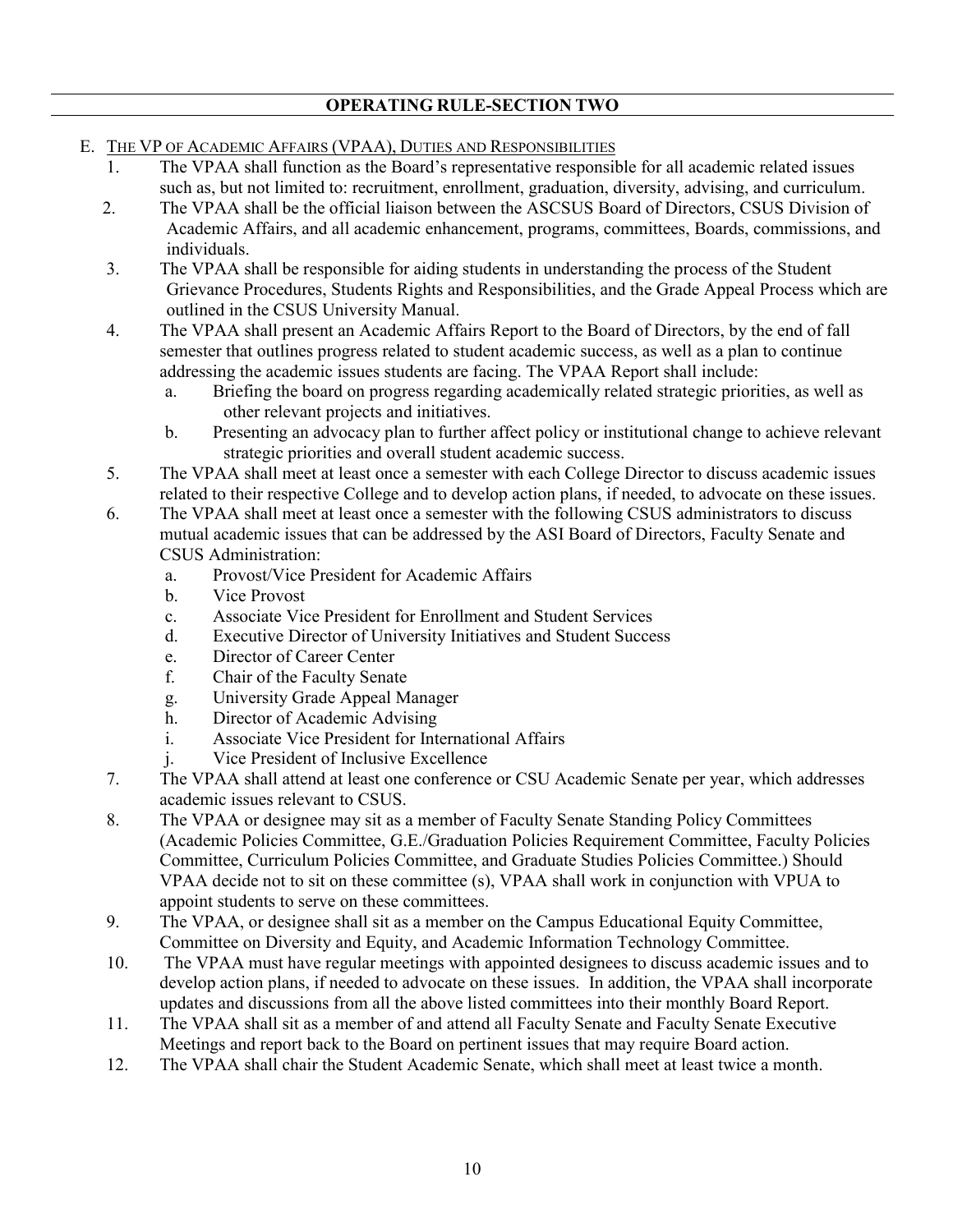**OPERATING RULE-SECTION TWO**

E. THE VP OF ACADEMIC AFFAIRS (VPAA), DUTIES AND RESPONSIBILITIES

1. The VPAA shall function as the Board's representative responsible for all academic related issues such as, but not limited to: recruitment, enrollment, graduation, diversity, advising, and curriculum.
2. The VPAA shall be the official liaison between the ASCSUS Board of Directors, CSUS Division of Academic Affairs, and all academic enhancement, programs, committees, Boards, commissions, and individuals.
3. The VPAA shall be responsible for aiding students in understanding the process of the Student Grievance Procedures, Students Rights and Responsibilities, and the Grade Appeal Process which are outlined in the CSUS University Manual.
4. The VPAA shall present an Academic Affairs Report to the Board of Directors, by the end of fall semester that outlines progress related to student academic success, as well as a plan to continue addressing the academic issues students are facing. The VPAA Report shall include:
   a. Briefing the board on progress regarding academically related strategic priorities, as well as other relevant projects and initiatives.
   b. Presenting an advocacy plan to further affect policy or institutional change to achieve relevant strategic priorities and overall student academic success.
5. The VPAA shall meet at least once a semester with each College Director to discuss academic issues related to their respective College and to develop action plans, if needed, to advocate on these issues.
6. The VPAA shall meet at least once a semester with the following CSUS administrators to discuss mutual academic issues that can be addressed by the ASI Board of Directors, Faculty Senate and CSUS Administration:
   a. Provost/Vice President for Academic Affairs
   b. Vice Provost
   c. Associate Vice President for Enrollment and Student Services
   d. Executive Director of University Initiatives and Student Success
   e. Director of Career Center
   f. Chair of the Faculty Senate
   g. University Grade Appeal Manager
   h. Director of Academic Advising
   i. Associate Vice President for International Affairs
   j. Vice President of Inclusive Excellence
7. The VPAA shall attend at least one conference or CSU Academic Senate per year, which addresses academic issues relevant to CSUS.
8. The VPAA or designee may sit as a member of Faculty Senate Standing Policy Committees (Academic Policies Committee, G.E./Graduation Policies Requirement Committee, Faculty Policies Committee, Curriculum Policies Committee, and Graduate Studies Policies Committee.) Should VPAA decide not to sit on these committee (s), VPAA shall work in conjunction with VPUA to appoint students to serve on these committees.
9. The VPAA, or designee shall sit as a member on the Campus Educational Equity Committee, Committee on Diversity and Equity, and Academic Information Technology Committee.
10. The VPAA must have regular meetings with appointed designees to discuss academic issues and to develop action plans, if needed to advocate on these issues. In addition, the VPAA shall incorporate updates and discussions from all the above listed committees into their monthly Board Report.
11. The VPAA shall sit as a member of and attend all Faculty Senate and Faculty Senate Executive Meetings and report back to the Board on pertinent issues that may require Board action.
12. The VPAA shall chair the Student Academic Senate, which shall meet at least twice a month.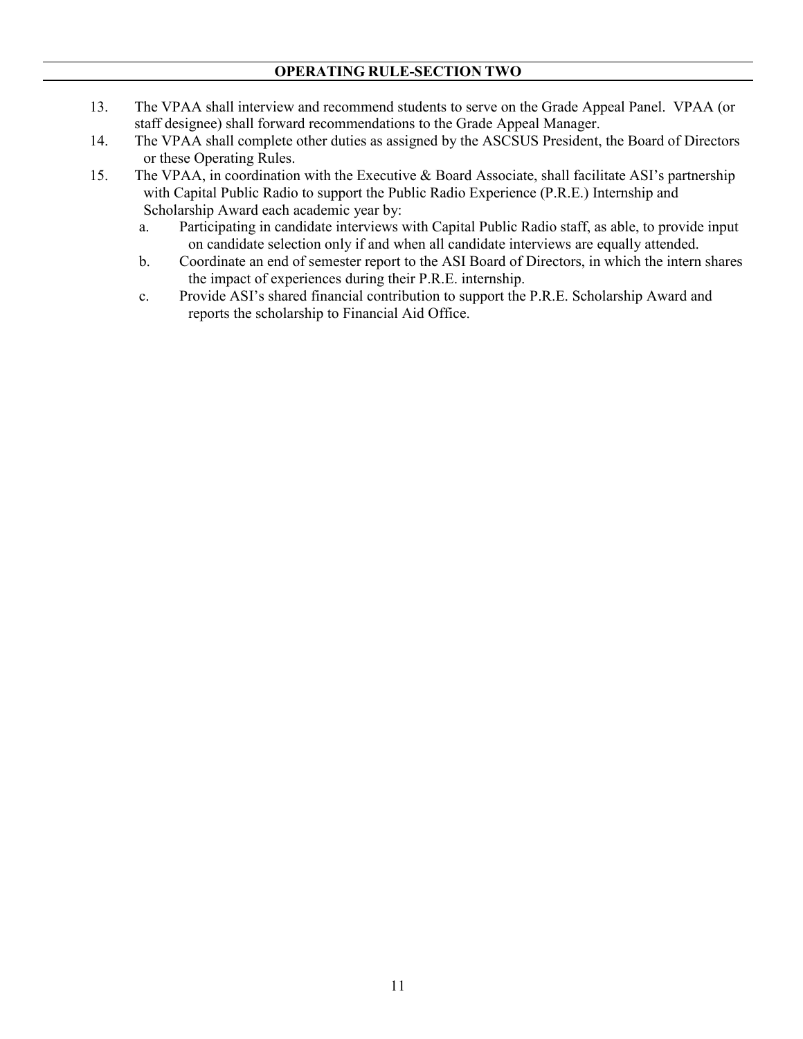**OPERATING RULE-SECTION TWO**

13. The VPAA shall interview and recommend students to serve on the Grade Appeal Panel. VPAA (or staff designee) shall forward recommendations to the Grade Appeal Manager.
14. The VPAA shall complete other duties as assigned by the ASCSUS President, the Board of Directors or these Operating Rules.
15. The VPAA, in coordination with the Executive & Board Associate, shall facilitate ASI's partnership with Capital Public Radio to support the Public Radio Experience (P.R.E.) Internship and Scholarship Award each academic year by:
    a. Participating in candidate interviews with Capital Public Radio staff, as able, to provide input on candidate selection only if and when all candidate interviews are equally attended.
    b. Coordinate an end of semester report to the ASI Board of Directors, in which the intern shares the impact of experiences during their P.R.E. internship.
    c. Provide ASI's shared financial contribution to support the P.R.E. Scholarship Award and reports the scholarship to Financial Aid Office.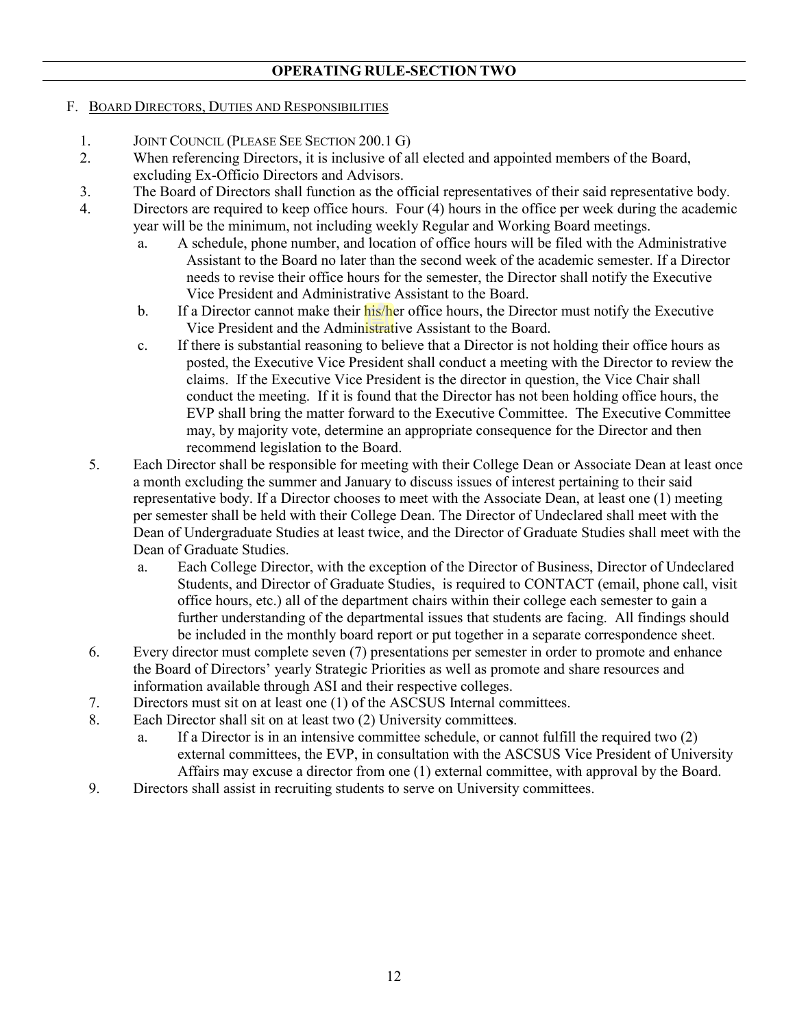## OPERATING RULE-SECTION TWO

F. BOARD DIRECTORS, DUTIES AND RESPONSIBILITIES

1. JOINT COUNCIL (PLEASE SEE SECTION 200.1 G)
2. When referencing Directors, it is inclusive of all elected and appointed members of the Board, excluding Ex-Officio Directors and Advisors.
3. The Board of Directors shall function as the official representatives of their said representative body.
4. Directors are required to keep office hours. Four (4) hours in the office per week during the academic year will be the minimum, not including weekly Regular and Working Board meetings.
   a. A schedule, phone number, and location of office hours will be filed with the Administrative Assistant to the Board no later than the second week of the academic semester. If a Director needs to revise their office hours for the semester, the Director shall notify the Executive Vice President and Administrative Assistant to the Board.
   b. If a Director cannot make their his/her office hours, the Director must notify the Executive Vice President and the Administrative Assistant to the Board.
   c. If there is substantial reasoning to believe that a Director is not holding their office hours as posted, the Executive Vice President shall conduct a meeting with the Director to review the claims. If the Executive Vice President is the director in question, the Vice Chair shall conduct the meeting. If it is found that the Director has not been holding office hours, the EVP shall bring the matter forward to the Executive Committee. The Executive Committee may, by majority vote, determine an appropriate consequence for the Director and then recommend legislation to the Board.
5. Each Director shall be responsible for meeting with their College Dean or Associate Dean at least once a month excluding the summer and January to discuss issues of interest pertaining to their said representative body. If a Director chooses to meet with the Associate Dean, at least one (1) meeting per semester shall be held with their College Dean. The Director of Undeclared shall meet with the Dean of Undergraduate Studies at least twice, and the Director of Graduate Studies shall meet with the Dean of Graduate Studies.
   a. Each College Director, with the exception of the Director of Business, Director of Undeclared Students, and Director of Graduate Studies, is required to CONTACT (email, phone call, visit office hours, etc.) all of the department chairs within their college each semester to gain a further understanding of the departmental issues that students are facing. All findings should be included in the monthly board report or put together in a separate correspondence sheet.
6. Every director must complete seven (7) presentations per semester in order to promote and enhance the Board of Directors' yearly Strategic Priorities as well as promote and share resources and information available through ASI and their respective colleges.
7. Directors must sit on at least one (1) of the ASCSUS Internal committees.
8. Each Director shall sit on at least two (2) University committee**s**.
   a. If a Director is in an intensive committee schedule, or cannot fulfill the required two (2) external committees, the EVP, in consultation with the ASCSUS Vice President of University Affairs may excuse a director from one (1) external committee, with approval by the Board.
9. Directors shall assist in recruiting students to serve on University committees.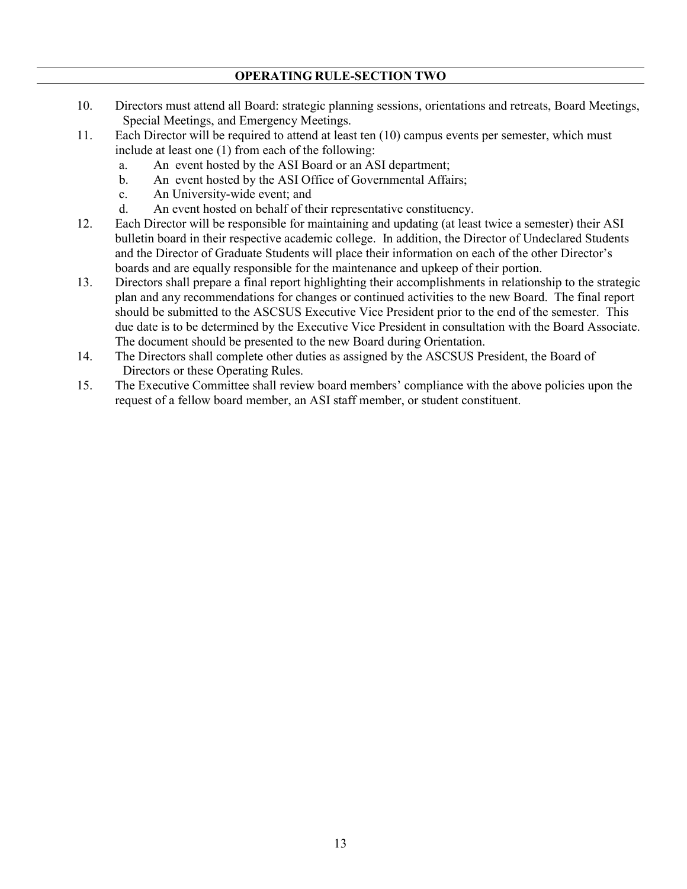## OPERATING RULE-SECTION TWO

10. Directors must attend all Board: strategic planning sessions, orientations and retreats, Board Meetings, Special Meetings, and Emergency Meetings.
11. Each Director will be required to attend at least ten (10) campus events per semester, which must include at least one (1) from each of the following:
    a. An event hosted by the ASI Board or an ASI department;
    b. An event hosted by the ASI Office of Governmental Affairs;
    c. An University-wide event; and
    d. An event hosted on behalf of their representative constituency.
12. Each Director will be responsible for maintaining and updating (at least twice a semester) their ASI bulletin board in their respective academic college. In addition, the Director of Undeclared Students and the Director of Graduate Students will place their information on each of the other Director's boards and are equally responsible for the maintenance and upkeep of their portion.
13. Directors shall prepare a final report highlighting their accomplishments in relationship to the strategic plan and any recommendations for changes or continued activities to the new Board. The final report should be submitted to the ASCSUS Executive Vice President prior to the end of the semester. This due date is to be determined by the Executive Vice President in consultation with the Board Associate. The document should be presented to the new Board during Orientation.
14. The Directors shall complete other duties as assigned by the ASCSUS President, the Board of Directors or these Operating Rules.
15. The Executive Committee shall review board members' compliance with the above policies upon the request of a fellow board member, an ASI staff member, or student constituent.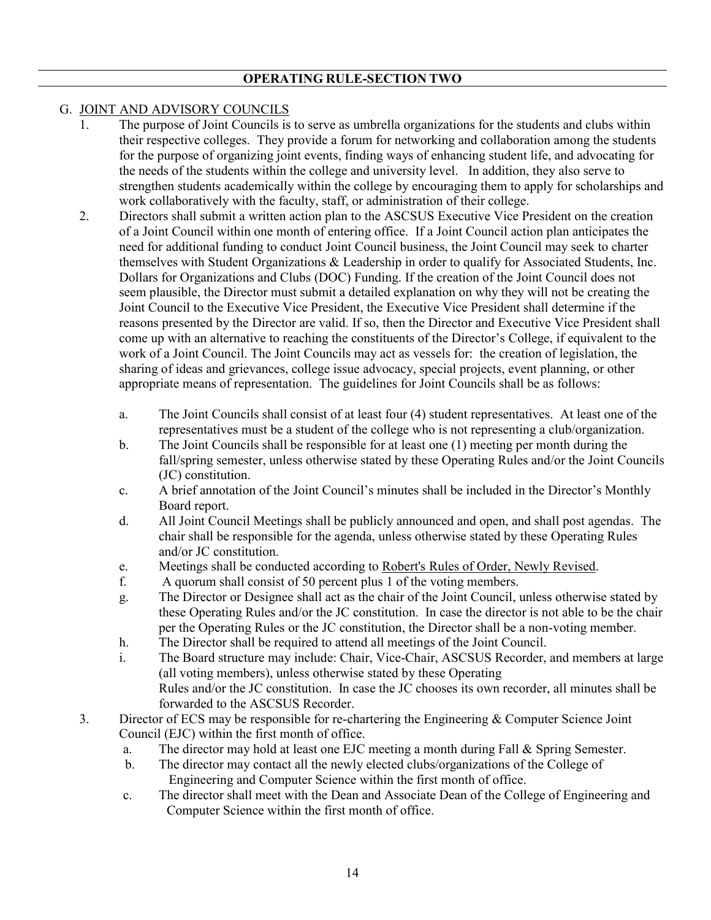## OPERATING RULE-SECTION TWO

G. JOIN AND ADVISORY COUNCILS

G. <u>JOINT AND ADVISORY COUNCILS</u>

1. The purpose of Joint Councils is to serve as umbrella organizations for the students and clubs within their respective colleges. They provide a forum for networking and collaboration among the students for the purpose of organizing joint events, finding ways of enhancing student life, and advocating for the needs of the students within the college and university level. In addition, they also serve to strengthen students academically within the college by encouraging them to apply for scholarships and work collaboratively with the faculty, staff, or administration of their college.
2. Directors shall submit a written action plan to the ASCSUS Executive Vice President on the creation of a Joint Council within one month of entering office. If a Joint Council action plan anticipates the need for additional funding to conduct Joint Council business, the Joint Council may seek to charter themselves with Student Organizations & Leadership in order to qualify for Associated Students, Inc. Dollars for Organizations and Clubs (DOC) Funding. If the creation of the Joint Council does not seem plausible, the Director must submit a detailed explanation on why they will not be creating the Joint Council to the Executive Vice President, the Executive Vice President shall determine if the reasons presented by the Director are valid. If so, then the Director and Executive Vice President shall come up with an alternative to reaching the constituents of the Director's College, if equivalent to the work of a Joint Council. The Joint Councils may act as vessels for: the creation of legislation, the sharing of ideas and grievances, college issue advocacy, special projects, event planning, or other appropriate means of representation. The guidelines for Joint Councils shall be as follows:
   a. The Joint Councils shall consist of at least four (4) student representatives. At least one of the representatives must be a student of the college who is not representing a club/organization.
   b. The Joint Councils shall be responsible for at least one (1) meeting per month during the fall/spring semester, unless otherwise stated by these Operating Rules and/or the Joint Councils (JC) constitution.
   c. A brief annotation of the Joint Council's minutes shall be included in the Director's Monthly Board report.
   d. All Joint Council Meetings shall be publicly announced and open, and shall post agendas. The chair shall be responsible for the agenda, unless otherwise stated by these Operating Rules and/or JC constitution.
   e. Meetings shall be conducted according to <u>Robert's Rules of Order, Newly Revised</u>.
   f. A quorum shall consist of 50 percent plus 1 of the voting members.
   g. The Director or Designee shall act as the chair of the Joint Council, unless otherwise stated by these Operating Rules and/or the JC constitution. In case the director is not able to be the chair per the Operating Rules or the JC constitution, the Director shall be a non-voting member.
   h. The Director shall be required to attend all meetings of the Joint Council.
   i. The Board structure may include: Chair, Vice-Chair, ASCSUS Recorder, and members at large (all voting members), unless otherwise stated by these Operating Rules and/or the JC constitution. In case the JC chooses its own recorder, all minutes shall be forwarded to the ASCSUS Recorder.
3. Director of ECS may be responsible for re-chartering the Engineering & Computer Science Joint Council (EJC) within the first month of office.
   a. The director may hold at least one EJC meeting a month during Fall & Spring Semester.
   b. The director may contact all the newly elected clubs/organizations of the College of Engineering and Computer Science within the first month of office.
   c. The director shall meet with the Dean and Associate Dean of the College of Engineering and Computer Science within the first month of office.

## OPERATING RULE-SECTION TWO

G. <u>JOINT AND ADVISORY COUNCILS</u>

1. The purpose of Joint Councils is to serve as umbrella organizations for the students and clubs within their respective colleges. They provide a forum for networking and collaboration among the students for the purpose of organizing joint events, finding ways of enhancing student life, and advocating for the needs of the students within the college and university level. In addition, they also serve to strengthen students academically within the college by encouraging them to apply for scholarships and work collaboratively with the faculty, staff, or administration of their college.
2. Directors shall submit a written action plan to the ASCSUS Executive Vice President on the creation of a Joint Council within one month of entering office. If a Joint Council action plan anticipates the need for additional funding to conduct Joint Council business, the Joint Council may seek to charter themselves with Student Organizations & Leadership in order to qualify for Associated Students, Inc. Dollars for Organizations and Clubs (DOC) Funding. If the creation of the Joint Council does not seem plausible, the Director must submit a detailed explanation on why they will not be creating the Joint Council to the Executive Vice President, the Executive Vice President shall determine if the reasons presented by the Director are valid. If so, then the Director and Executive Vice President shall come up with an alternative to reaching the constituents of the Director's College, if equivalent to the work of a Joint Council. The Joint Councils may act as vessels for: the creation of legislation, the sharing of ideas and grievances, college issue advocacy, special projects, event planning, or other appropriate means of representation. The guidelines for Joint Councils shall be as follows:
   a. The Joint Councils shall consist of at least four (4) student representatives. At least one of the representatives must be a student of the college who is not representing a club/organization.
   b. The Joint Councils shall be responsible for at least one (1) meeting per month during the fall/spring semester, unless otherwise stated by these Operating Rules and/or the Joint Councils (JC) constitution.
   c. A brief annotation of the Joint Council's minutes shall be included in the Director's Monthly Board report.
   d. All Joint Council Meetings shall be publicly announced and open, and shall post agendas. The chair shall be responsible for the agenda, unless otherwise stated by these Operating Rules and/or JC constitution.
   e. Meetings shall be conducted according to <u>Robert's Rules of Order, Newly Revised</u>.
   f. A quorum shall consist of 50 percent plus 1 of the voting members.
   g. The Director or Designee shall act as the chair of the Joint Council, unless otherwise stated by these Operating Rules and/or the JC constitution. In case the director is not able to be the chair per the Operating Rules or the JC constitution, the Director shall be a non-voting member.
   h. The Director shall be required to attend all meetings of the Joint Council.
   i. The Board structure may include: Chair, Vice-Chair, ASCSUS Recorder, and members at large (all voting members), unless otherwise stated by these Operating Rules and/or the JC constitution. In case the JC chooses its own recorder, all minutes shall be forwarded to the ASCSUS Recorder.
3. Director of ECS may be responsible for re-chartering the Engineering & Computer Science Joint Council (EJC) within the first month of office.
   a. The director may hold at least one EJC meeting a month during Fall & Spring Semester.
   b. The director may contact all the newly elected clubs/organizations of the College of Engineering and Computer Science within the first month of office.
   c. The director shall meet with the Dean and Associate Dean of the College of Engineering and Computer Science within the first month of office.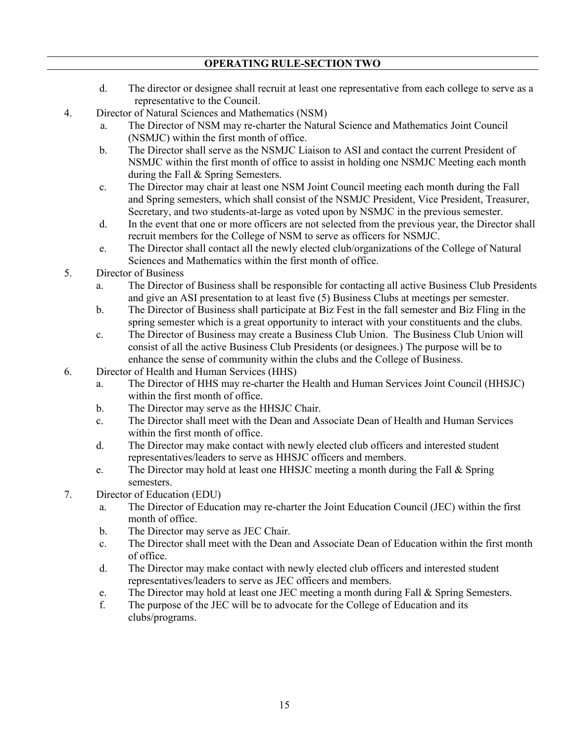**OPERATING RULE-SECTION TWO**

   d. The director or designee shall recruit at least one representative from each college to serve as a representative to the Council.

4. Director of Natural Sciences and Mathematics (NSM)
   a. The Director of NSM may re-charter the Natural Science and Mathematics Joint Council (NSMJC) within the first month of office.
   b. The Director shall serve as the NSMJC Liaison to ASI and contact the current President of NSMJC within the first month of office to assist in holding one NSMJC Meeting each month during the Fall & Spring Semesters.
   c. The Director may chair at least one NSM Joint Council meeting each month during the Fall and Spring semesters, which shall consist of the NSMJC President, Vice President, Treasurer, Secretary, and two students-at-large as voted upon by NSMJC in the previous semester.
   d. In the event that one or more officers are not selected from the previous year, the Director shall recruit members for the College of NSM to serve as officers for NSMJC.
   e. The Director shall contact all the newly elected club/organizations of the College of Natural Sciences and Mathematics within the first month of office.
5. Director of Business
   a. The Director of Business shall be responsible for contacting all active Business Club Presidents and give an ASI presentation to at least five (5) Business Clubs at meetings per semester.
   b. The Director of Business shall participate at Biz Fest in the fall semester and Biz Fling in the spring semester which is a great opportunity to interact with your constituents and the clubs.
   c. The Director of Business may create a Business Club Union. The Business Club Union will consist of all the active Business Club Presidents (or designees.) The purpose will be to enhance the sense of community within the clubs and the College of Business.
6. Director of Health and Human Services (HHS)
   a. The Director of HHS may re-charter the Health and Human Services Joint Council (HHSJC) within the first month of office.
   b. The Director may serve as the HHSJC Chair.
   c. The Director shall meet with the Dean and Associate Dean of Health and Human Services within the first month of office.
   d. The Director may make contact with newly elected club officers and interested student representatives/leaders to serve as HHSJC officers and members.
   e. The Director may hold at least one HHSJC meeting a month during the Fall & Spring semesters.
7. Director of Education (EDU)
   a. The Director of Education may re-charter the Joint Education Council (JEC) within the first month of office.
   b. The Director may serve as JEC Chair.
   c. The Director shall meet with the Dean and Associate Dean of Education within the first month of office.
   d. The Director may make contact with newly elected club officers and interested student representatives/leaders to serve as JEC officers and members.
   e. The Director may hold at least one JEC meeting a month during Fall & Spring Semesters.
   f. The purpose of the JEC will be to advocate for the College of Education and its clubs/programs.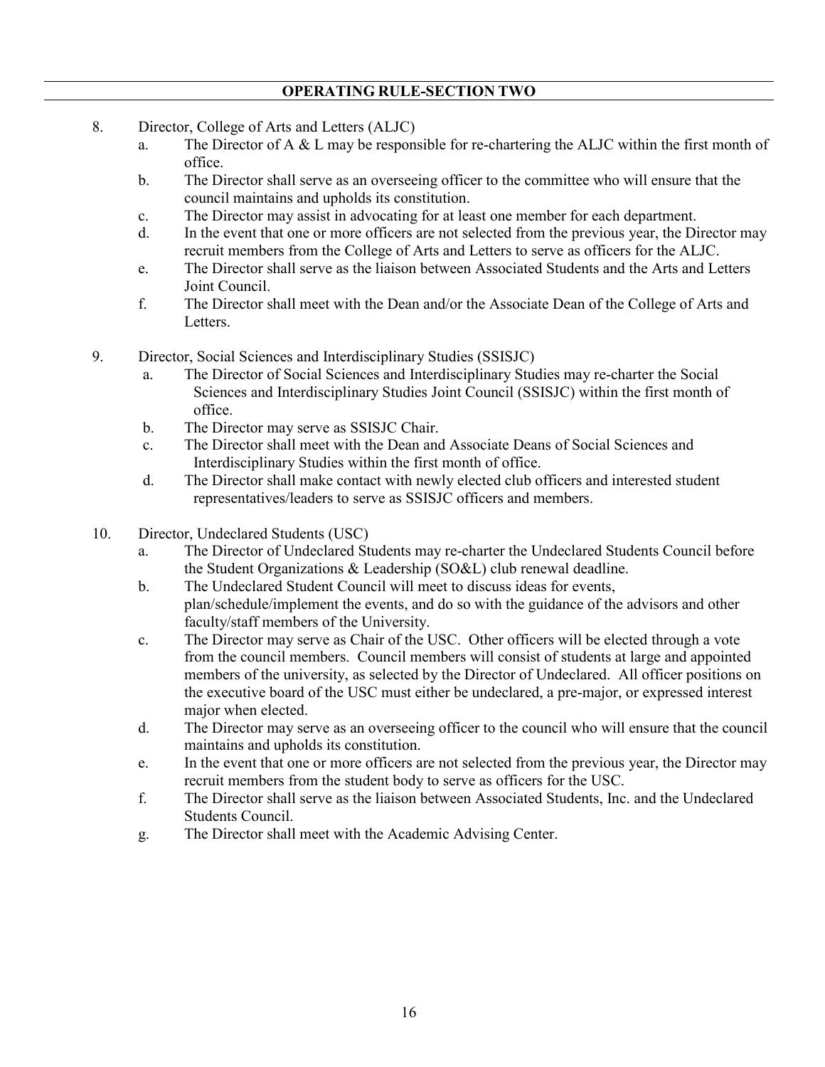**OPERATING RULE-SECTION TWO**

8. Director, College of Arts and Letters (ALJC)
    a. The Director of A & L may be responsible for re-chartering the ALJC within the first month of office.
    b. The Director shall serve as an overseeing officer to the committee who will ensure that the council maintains and upholds its constitution.
    c. The Director may assist in advocating for at least one member for each department.
    d. In the event that one or more officers are not selected from the previous year, the Director may recruit members from the College of Arts and Letters to serve as officers for the ALJC.
    e. The Director shall serve as the liaison between Associated Students and the Arts and Letters Joint Council.
    f. The Director shall meet with the Dean and/or the Associate Dean of the College of Arts and Letters.

9. Director, Social Sciences and Interdisciplinary Studies (SSISJC)
    a. The Director of Social Sciences and Interdisciplinary Studies may re-charter the Social Sciences and Interdisciplinary Studies Joint Council (SSISJC) within the first month of office.
    b. The Director may serve as SSISJC Chair.
    c. The Director shall meet with the Dean and Associate Deans of Social Sciences and Interdisciplinary Studies within the first month of office.
    d. The Director shall make contact with newly elected club officers and interested student representatives/leaders to serve as SSISJC officers and members.

10. Director, Undeclared Students (USC)
    a. The Director of Undeclared Students may re-charter the Undeclared Students Council before the Student Organizations & Leadership (SO&L) club renewal deadline.
    b. The Undeclared Student Council will meet to discuss ideas for events, plan/schedule/implement the events, and do so with the guidance of the advisors and other faculty/staff members of the University.
    c. The Director may serve as Chair of the USC. Other officers will be elected through a vote from the council members. Council members will consist of students at large and appointed members of the university, as selected by the Director of Undeclared. All officer positions on the executive board of the USC must either be undeclared, a pre-major, or expressed interest major when elected.
    d. The Director may serve as an overseeing officer to the council who will ensure that the council maintains and upholds its constitution.
    e. In the event that one or more officers are not selected from the previous year, the Director may recruit members from the student body to serve as officers for the USC.
    f. The Director shall serve as the liaison between Associated Students, Inc. and the Undeclared Students Council.
    g. The Director shall meet with the Academic Advising Center.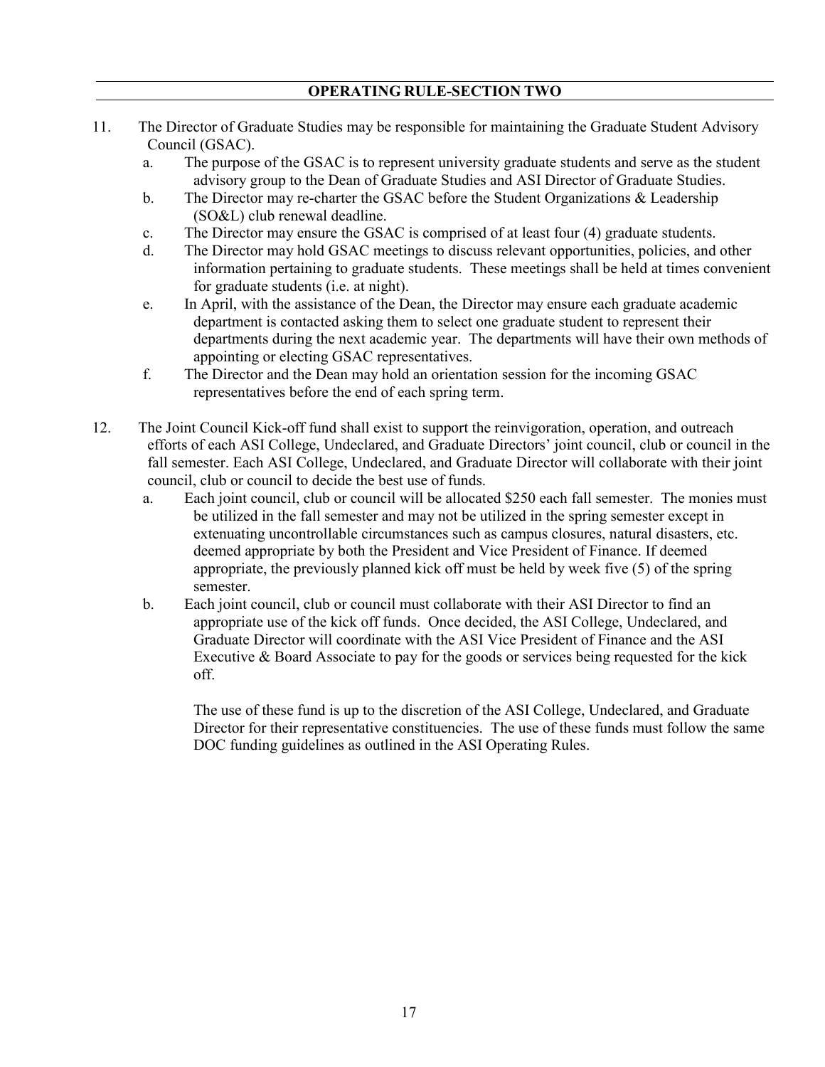## OPERATING RULE-SECTION TWO

11. The Director of Graduate Studies may be responsible for maintaining the Graduate Student Advisory Council (GSAC).
    a. The purpose of the GSAC is to represent university graduate students and serve as the student advisory group to the Dean of Graduate Studies and ASI Director of Graduate Studies.
    b. The Director may re-charter the GSAC before the Student Organizations & Leadership (SO&L) club renewal deadline.
    c. The Director may ensure the GSAC is comprised of at least four (4) graduate students.
    d. The Director may hold GSAC meetings to discuss relevant opportunities, policies, and other information pertaining to graduate students. These meetings shall be held at times convenient for graduate students (i.e. at night).
    e. In April, with the assistance of the Dean, the Director may ensure each graduate academic department is contacted asking them to select one graduate student to represent their departments during the next academic year. The departments will have their own methods of appointing or electing GSAC representatives.
    f. The Director and the Dean may hold an orientation session for the incoming GSAC representatives before the end of each spring term.

12. The Joint Council Kick-off fund shall exist to support the reinvigoration, operation, and outreach efforts of each ASI College, Undeclared, and Graduate Directors' joint council, club or council in the fall semester. Each ASI College, Undeclared, and Graduate Director will collaborate with their joint council, club or council to decide the best use of funds.
    a. Each joint council, club or council will be allocated $250 each fall semester. The monies must be utilized in the fall semester and may not be utilized in the spring semester except in extenuating uncontrollable circumstances such as campus closures, natural disasters, etc. deemed appropriate by both the President and Vice President of Finance. If deemed appropriate, the previously planned kick off must be held by week five (5) of the spring semester.
    b. Each joint council, club or council must collaborate with their ASI Director to find an appropriate use of the kick off funds. Once decided, the ASI College, Undeclared, and Graduate Director will coordinate with the ASI Vice President of Finance and the ASI Executive & Board Associate to pay for the goods or services being requested for the kick off.

       The use of these fund is up to the discretion of the ASI College, Undeclared, and Graduate Director for their representative constituencies. The use of these funds must follow the same DOC funding guidelines as outlined in the ASI Operating Rules.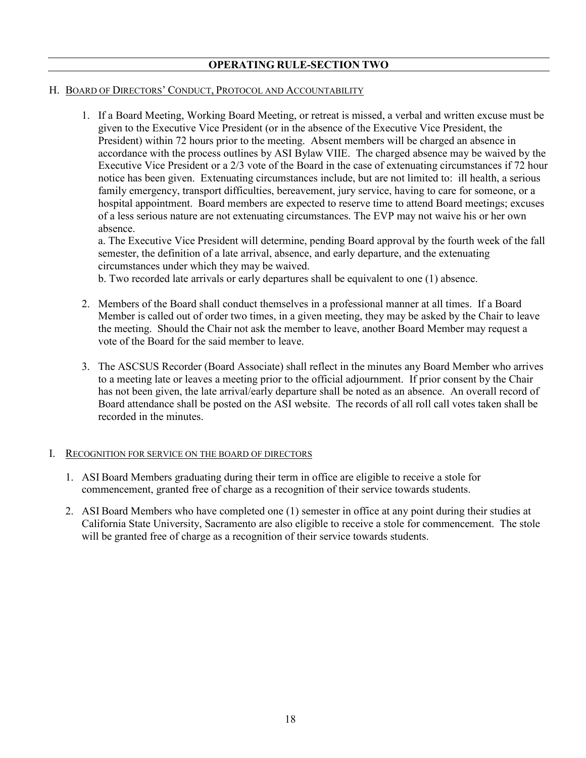## OPERATING RULE-SECTION TWO

### H. Board of Directors' Conduct, Protocol and Accountability

1. If a Board Meeting, Working Board Meeting, or retreat is missed, a verbal and written excuse must be given to the Executive Vice President (or in the absence of the Executive Vice President, the President) within 72 hours prior to the meeting. Absent members will be charged an absence in accordance with the process outlines by ASI Bylaw VIIE. The charged absence may be waived by the Executive Vice President or a 2/3 vote of the Board in the case of extenuating circumstances if 72 hour notice has been given. Extenuating circumstances include, but are not limited to: ill health, a serious family emergency, transport difficulties, bereavement, jury service, having to care for someone, or a hospital appointment. Board members are expected to reserve time to attend Board meetings; excuses of a less serious nature are not extenuating circumstances. The EVP may not waive his or her own absence.

   a. The Executive Vice President will determine, pending Board approval by the fourth week of the fall semester, the definition of a late arrival, absence, and early departure, and the extenuating circumstances under which they may be waived.

   b. Two recorded late arrivals or early departures shall be equivalent to one (1) absence.

2. Members of the Board shall conduct themselves in a professional manner at all times. If a Board Member is called out of order two times, in a given meeting, they may be asked by the Chair to leave the meeting. Should the Chair not ask the member to leave, another Board Member may request a vote of the Board for the said member to leave.

3. The ASCSUS Recorder (Board Associate) shall reflect in the minutes any Board Member who arrives to a meeting late or leaves a meeting prior to the official adjournment. If prior consent by the Chair has not been given, the late arrival/early departure shall be noted as an absence. An overall record of Board attendance shall be posted on the ASI website. The records of all roll call votes taken shall be recorded in the minutes.

### I. Recognition for service on the board of directors

1. ASI Board Members graduating during their term in office are eligible to receive a stole for commencement, granted free of charge as a recognition of their service towards students.

2. ASI Board Members who have completed one (1) semester in office at any point during their studies at California State University, Sacramento are also eligible to receive a stole for commencement. The stole will be granted free of charge as a recognition of their service towards students.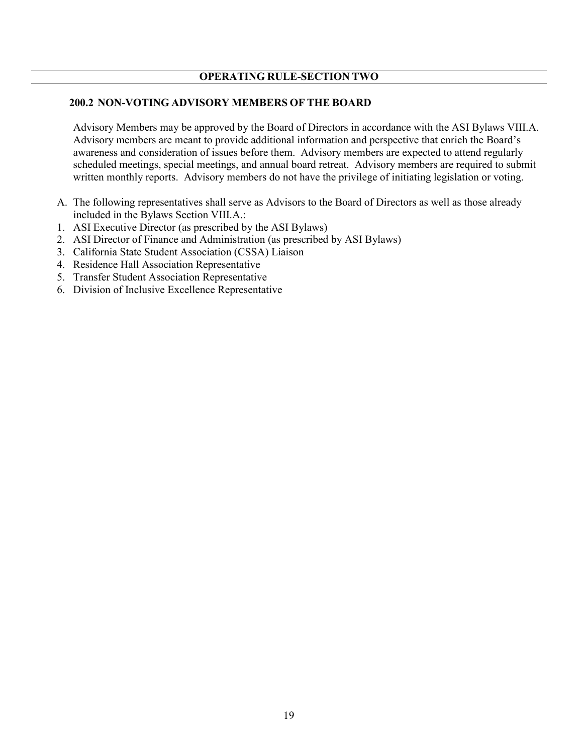## OPERATING RULE-SECTION TWO

### 200.2 NON-VOTING ADVISORY MEMBERS OF THE BOARD

Advisory Members may be approved by the Board of Directors in accordance with the ASI Bylaws VIII.A. Advisory members are meant to provide additional information and perspective that enrich the Board's awareness and consideration of issues before them. Advisory members are expected to attend regularly scheduled meetings, special meetings, and annual board retreat. Advisory members are required to submit written monthly reports. Advisory members do not have the privilege of initiating legislation or voting.

A. The following representatives shall serve as Advisors to the Board of Directors as well as those already included in the Bylaws Section VIII.A.:

1. ASI Executive Director (as prescribed by the ASI Bylaws)
2. ASI Director of Finance and Administration (as prescribed by ASI Bylaws)
3. California State Student Association (CSSA) Liaison
4. Residence Hall Association Representative
5. Transfer Student Association Representative
6. Division of Inclusive Excellence Representative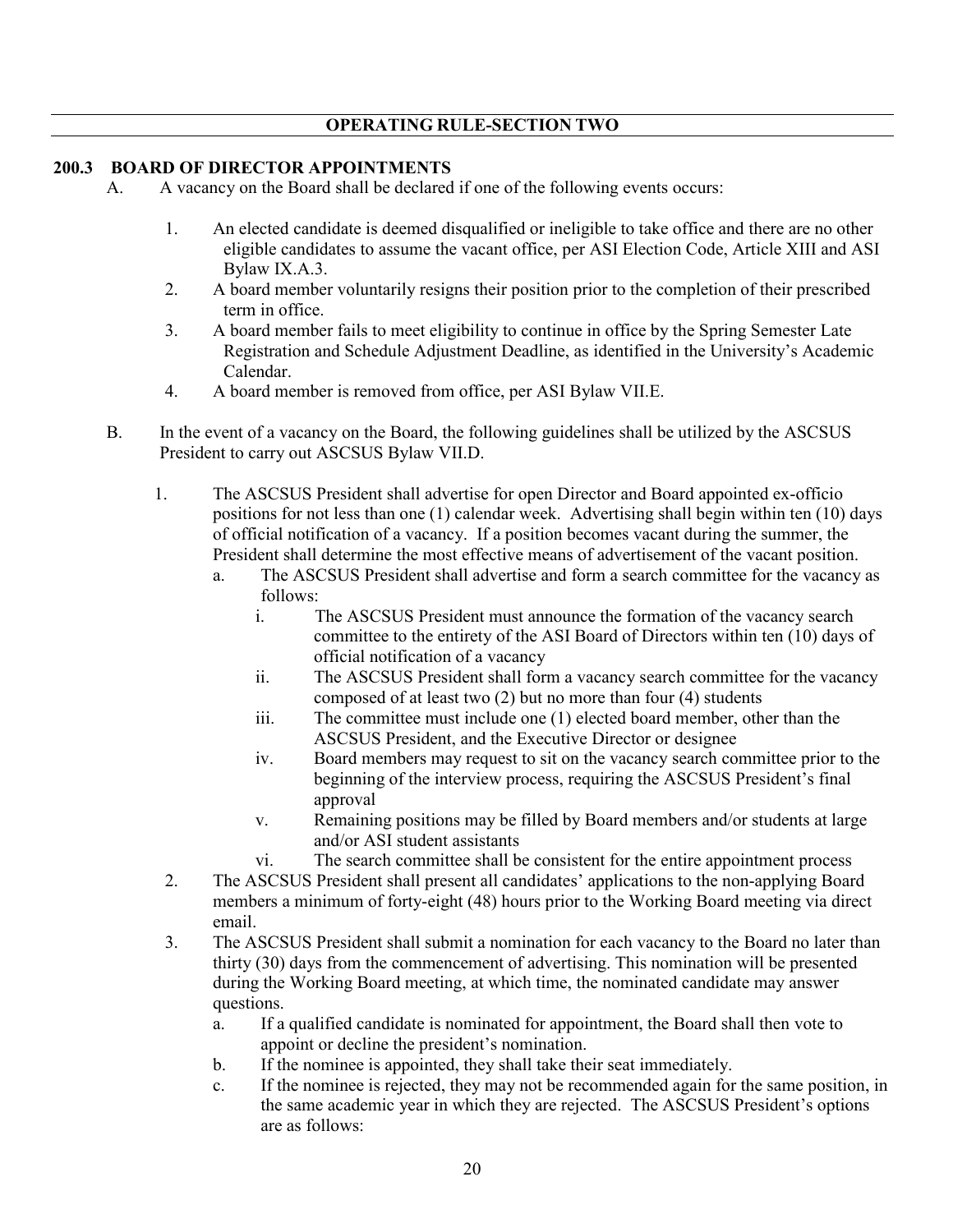## OPERATING RULE-SECTION TWO

### 200.3 BOARD OF DIRECTOR APPOINTMENTS

A. A vacancy on the Board shall be declared if one of the following events occurs:

1. An elected candidate is deemed disqualified or ineligible to take office and there are no other eligible candidates to assume the vacant office, per ASI Election Code, Article XIII and ASI Bylaw IX.A.3.
2. A board member voluntarily resigns their position prior to the completion of their prescribed term in office.
3. A board member fails to meet eligibility to continue in office by the Spring Semester Late Registration and Schedule Adjustment Deadline, as identified in the University's Academic Calendar.
4. A board member is removed from office, per ASI Bylaw VII.E.

B. In the event of a vacancy on the Board, the following guidelines shall be utilized by the ASCSUS President to carry out ASCSUS Bylaw VII.D.

1. The ASCSUS President shall advertise for open Director and Board appointed ex-officio positions for not less than one (1) calendar week. Advertising shall begin within ten (10) days of official notification of a vacancy. If a position becomes vacant during the summer, the President shall determine the most effective means of advertisement of the vacant position.
   a. The ASCSUS President shall advertise and form a search committee for the vacancy as follows:
      i. The ASCSUS President must announce the formation of the vacancy search committee to the entirety of the ASI Board of Directors within ten (10) days of official notification of a vacancy
      ii. The ASCSUS President shall form a vacancy search committee for the vacancy composed of at least two (2) but no more than four (4) students
      iii. The committee must include one (1) elected board member, other than the ASCSUS President, and the Executive Director or designee
      iv. Board members may request to sit on the vacancy search committee prior to the beginning of the interview process, requiring the ASCSUS President's final approval
      v. Remaining positions may be filled by Board members and/or students at large and/or ASI student assistants
      vi. The search committee shall be consistent for the entire appointment process
2. The ASCSUS President shall present all candidates' applications to the non-applying Board members a minimum of forty-eight (48) hours prior to the Working Board meeting via direct email.
3. The ASCSUS President shall submit a nomination for each vacancy to the Board no later than thirty (30) days from the commencement of advertising. This nomination will be presented during the Working Board meeting, at which time, the nominated candidate may answer questions.
   a. If a qualified candidate is nominated for appointment, the Board shall then vote to appoint or decline the president's nomination.
   b. If the nominee is appointed, they shall take their seat immediately.
   c. If the nominee is rejected, they may not be recommended again for the same position, in the same academic year in which they are rejected. The ASCSUS President's options are as follows: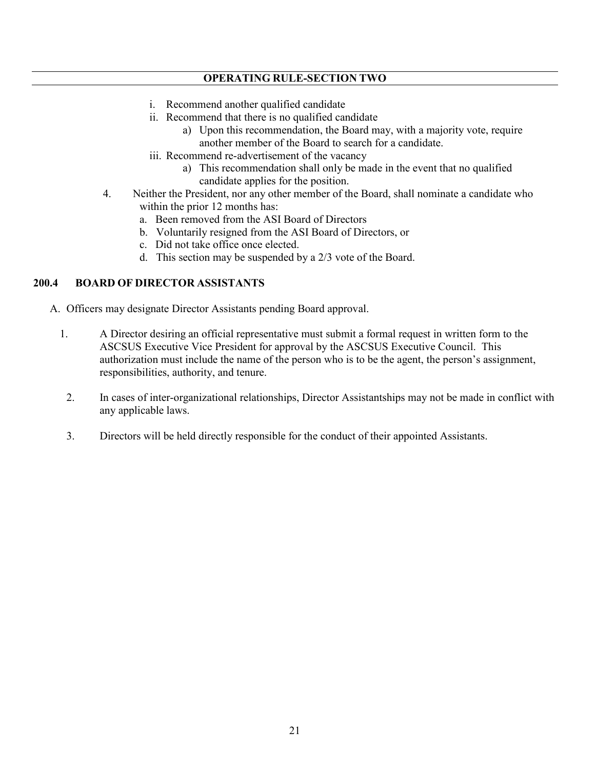i. Recommend another qualified candidate
ii. Recommend that there is no qualified candidate
    a) Upon this recommendation, the Board may, with a majority vote, require another member of the Board to search for a candidate.
iii. Recommend re-advertisement of the vacancy
    a) This recommendation shall only be made in the event that no qualified candidate applies for the position.

4. Neither the President, nor any other member of the Board, shall nominate a candidate who within the prior 12 months has:
    a. Been removed from the ASI Board of Directors
    b. Voluntarily resigned from the ASI Board of Directors, or
    c. Did not take office once elected.
    d. This section may be suspended by a 2/3 vote of the Board.

### 200.4 BOARD OF DIRECTOR ASSISTANTS

A. Officers may designate Director Assistants pending Board approval.

1. A Director desiring an official representative must submit a formal request in written form to the ASCSUS Executive Vice President for approval by the ASCSUS Executive Council. This authorization must include the name of the person who is to be the agent, the person's assignment, responsibilities, authority, and tenure.

2. In cases of inter-organizational relationships, Director Assistantships may not be made in conflict with any applicable laws.

3. Directors will be held directly responsible for the conduct of their appointed Assistants.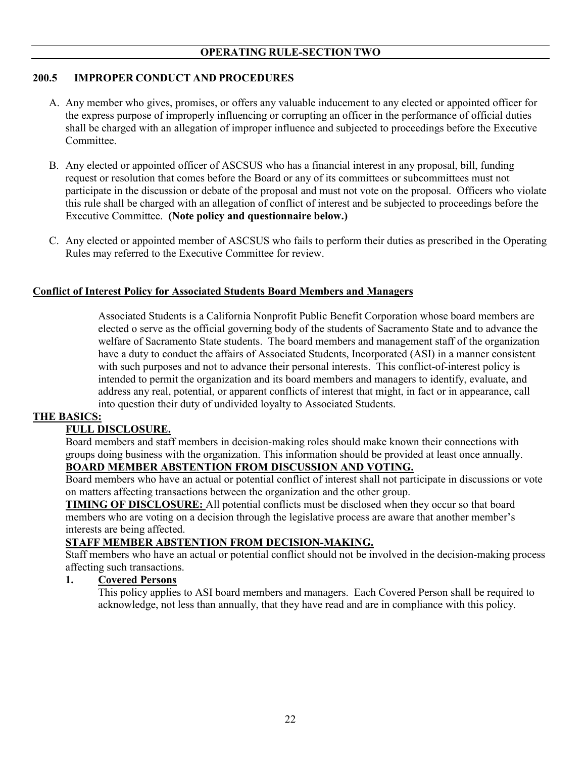## OPERATING RULE-SECTION TWO

### 200.5 IMPROPER CONDUCT AND PROCEDURES

A. Any member who gives, promises, or offers any valuable inducement to any elected or appointed officer for the express purpose of improperly influencing or corrupting an officer in the performance of official duties shall be charged with an allegation of improper influence and subjected to proceedings before the Executive Committee.

B. Any elected or appointed officer of ASCSUS who has a financial interest in any proposal, bill, funding request or resolution that comes before the Board or any of its committees or subcommittees must not participate in the discussion or debate of the proposal and must not vote on the proposal. Officers who violate this rule shall be charged with an allegation of conflict of interest and be subjected to proceedings before the Executive Committee. **(Note policy and questionnaire below.)**

C. Any elected or appointed member of ASCSUS who fails to perform their duties as prescribed in the Operating Rules may referred to the Executive Committee for review.

### Conflict of Interest Policy for Associated Students Board Members and Managers

Associated Students is a California Nonprofit Public Benefit Corporation whose board members are elected o serve as the official governing body of the students of Sacramento State and to advance the welfare of Sacramento State students. The board members and management staff of the organization have a duty to conduct the affairs of Associated Students, Incorporated (ASI) in a manner consistent with such purposes and not to advance their personal interests. This conflict-of-interest policy is intended to permit the organization and its board members and managers to identify, evaluate, and address any real, potential, or apparent conflicts of interest that might, in fact or in appearance, call into question their duty of undivided loyalty to Associated Students.

**THE BASICS:**

**FULL DISCLOSURE.**

Board members and staff members in decision-making roles should make known their connections with groups doing business with the organization. This information should be provided at least once annually.

**BOARD MEMBER ABSTENTION FROM DISCUSSION AND VOTING.**

Board members who have an actual or potential conflict of interest shall not participate in discussions or vote on matters affecting transactions between the organization and the other group.

**TIMING OF DISCLOSURE:** All potential conflicts must be disclosed when they occur so that board members who are voting on a decision through the legislative process are aware that another member's interests are being affected.

**STAFF MEMBER ABSTENTION FROM DECISION-MAKING.**

Staff members who have an actual or potential conflict should not be involved in the decision-making process affecting such transactions.

**1. Covered Persons**

This policy applies to ASI board members and managers. Each Covered Person shall be required to acknowledge, not less than annually, that they have read and are in compliance with this policy.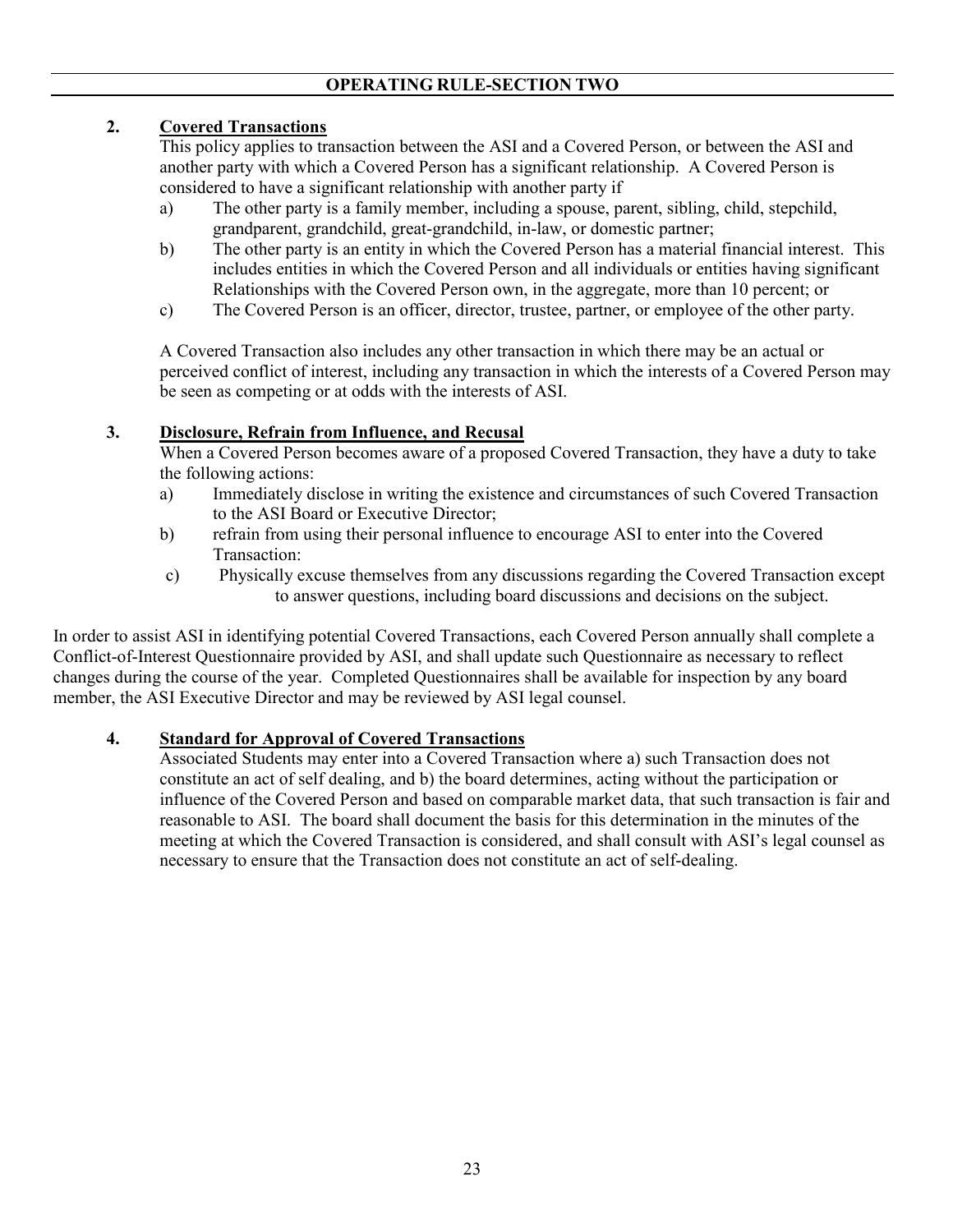## OPERATING RULE-SECTION TWO

**2. Covered Transactions**

This policy applies to transaction between the ASI and a Covered Person, or between the ASI and another party with which a Covered Person has a significant relationship. A Covered Person is considered to have a significant relationship with another party if

a) The other party is a family member, including a spouse, parent, sibling, child, stepchild, grandparent, grandchild, great-grandchild, in-law, or domestic partner;

b) The other party is an entity in which the Covered Person has a material financial interest. This includes entities in which the Covered Person and all individuals or entities having significant Relationships with the Covered Person own, in the aggregate, more than 10 percent; or

c) The Covered Person is an officer, director, trustee, partner, or employee of the other party.

A Covered Transaction also includes any other transaction in which there may be an actual or perceived conflict of interest, including any transaction in which the interests of a Covered Person may be seen as competing or at odds with the interests of ASI.

**3. Disclosure, Refrain from Influence, and Recusal**

When a Covered Person becomes aware of a proposed Covered Transaction, they have a duty to take the following actions:

a) Immediately disclose in writing the existence and circumstances of such Covered Transaction to the ASI Board or Executive Director;

b) refrain from using their personal influence to encourage ASI to enter into the Covered Transaction:

c) Physically excuse themselves from any discussions regarding the Covered Transaction except to answer questions, including board discussions and decisions on the subject.

In order to assist ASI in identifying potential Covered Transactions, each Covered Person annually shall complete a Conflict-of-Interest Questionnaire provided by ASI, and shall update such Questionnaire as necessary to reflect changes during the course of the year. Completed Questionnaires shall be available for inspection by any board member, the ASI Executive Director and may be reviewed by ASI legal counsel.

**4. Standard for Approval of Covered Transactions**

Associated Students may enter into a Covered Transaction where a) such Transaction does not constitute an act of self dealing, and b) the board determines, acting without the participation or influence of the Covered Person and based on comparable market data, that such transaction is fair and reasonable to ASI. The board shall document the basis for this determination in the minutes of the meeting at which the Covered Transaction is considered, and shall consult with ASI's legal counsel as necessary to ensure that the Transaction does not constitute an act of self-dealing.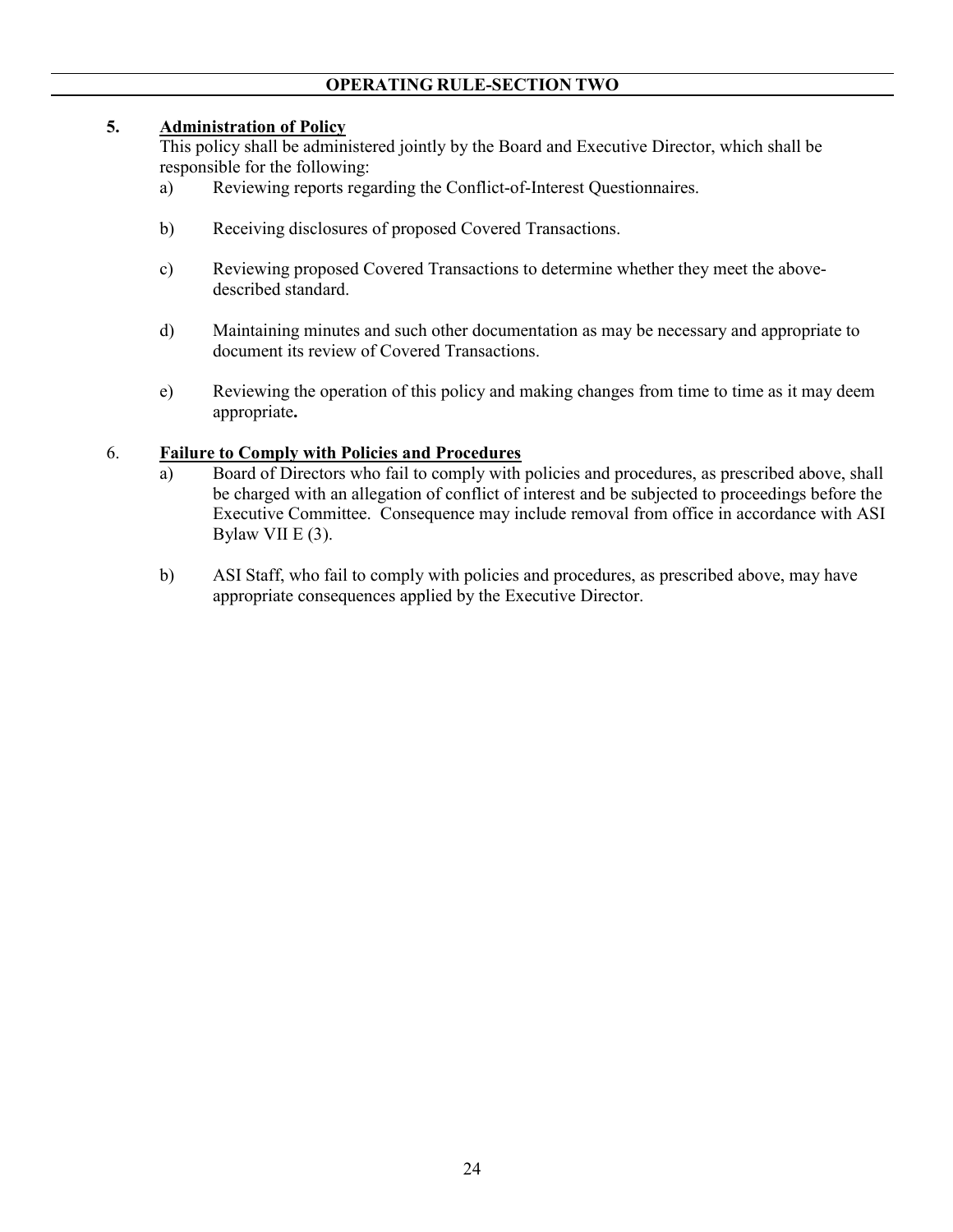## OPERATING RULE-SECTION TWO

**5. Administration of Policy**

This policy shall be administered jointly by the Board and Executive Director, which shall be responsible for the following:

a) Reviewing reports regarding the Conflict-of-Interest Questionnaires.

b) Receiving disclosures of proposed Covered Transactions.

c) Reviewing proposed Covered Transactions to determine whether they meet the above-described standard.

d) Maintaining minutes and such other documentation as may be necessary and appropriate to document its review of Covered Transactions.

e) Reviewing the operation of this policy and making changes from time to time as it may deem appropriate**.**

6. **Failure to Comply with Policies and Procedures**

a) Board of Directors who fail to comply with policies and procedures, as prescribed above, shall be charged with an allegation of conflict of interest and be subjected to proceedings before the Executive Committee. Consequence may include removal from office in accordance with ASI Bylaw VII E (3).

b) ASI Staff, who fail to comply with policies and procedures, as prescribed above, may have appropriate consequences applied by the Executive Director.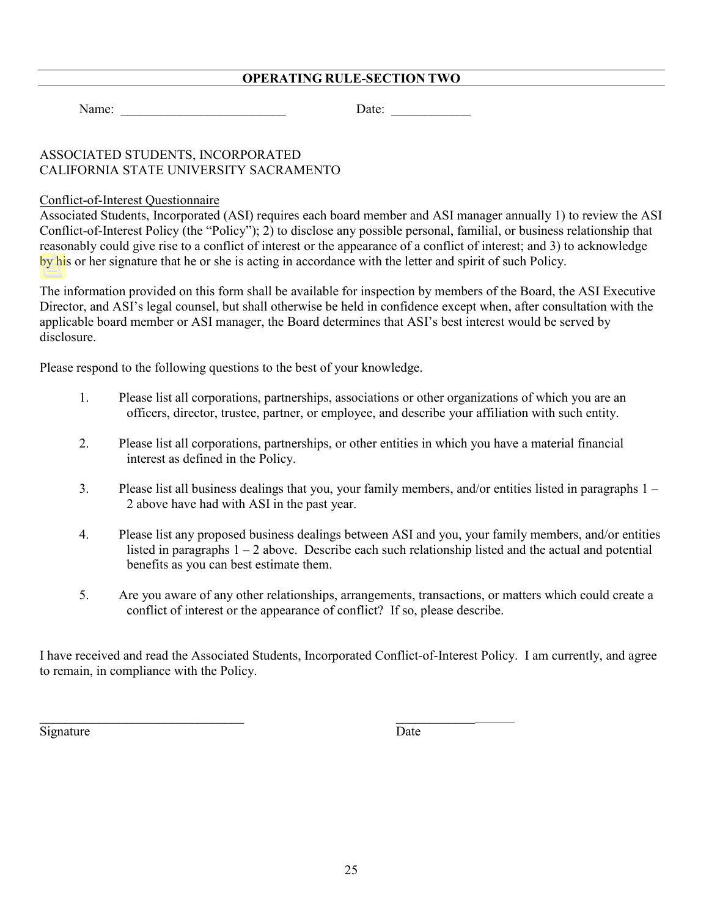## OPERATING RULE-SECTION TWO

Name: ________________________ Date: ____________

ASSOCIATED STUDENTS, INCORPORATED
CALIFORNIA STATE UNIVERSITY SACRAMENTO

Conflict-of-Interest Questionnaire

Associated Students, Incorporated (ASI) requires each board member and ASI manager annually 1) to review the ASI Conflict-of-Interest Policy (the "Policy"); 2) to disclose any possible personal, familial, or business relationship that reasonably could give rise to a conflict of interest or the appearance of a conflict of interest; and 3) to acknowledge by his or her signature that he or she is acting in accordance with the letter and spirit of such Policy.

The information provided on this form shall be available for inspection by members of the Board, the ASI Executive Director, and ASI's legal counsel, but shall otherwise be held in confidence except when, after consultation with the applicable board member or ASI manager, the Board determines that ASI's best interest would be served by disclosure.

Please respond to the following questions to the best of your knowledge.

1. Please list all corporations, partnerships, associations or other organizations of which you are an officers, director, trustee, partner, or employee, and describe your affiliation with such entity.

2. Please list all corporations, partnerships, or other entities in which you have a material financial interest as defined in the Policy.

3. Please list all business dealings that you, your family members, and/or entities listed in paragraphs 1 – 2 above have had with ASI in the past year.

4. Please list any proposed business dealings between ASI and you, your family members, and/or entities listed in paragraphs 1 – 2 above. Describe each such relationship listed and the actual and potential benefits as you can best estimate them.

5. Are you aware of any other relationships, arrangements, transactions, or matters which could create a conflict of interest or the appearance of conflict? If so, please describe.

I have received and read the Associated Students, Incorporated Conflict-of-Interest Policy. I am currently, and agree to remain, in compliance with the Policy.

_______________________________ ___________________

Signature Date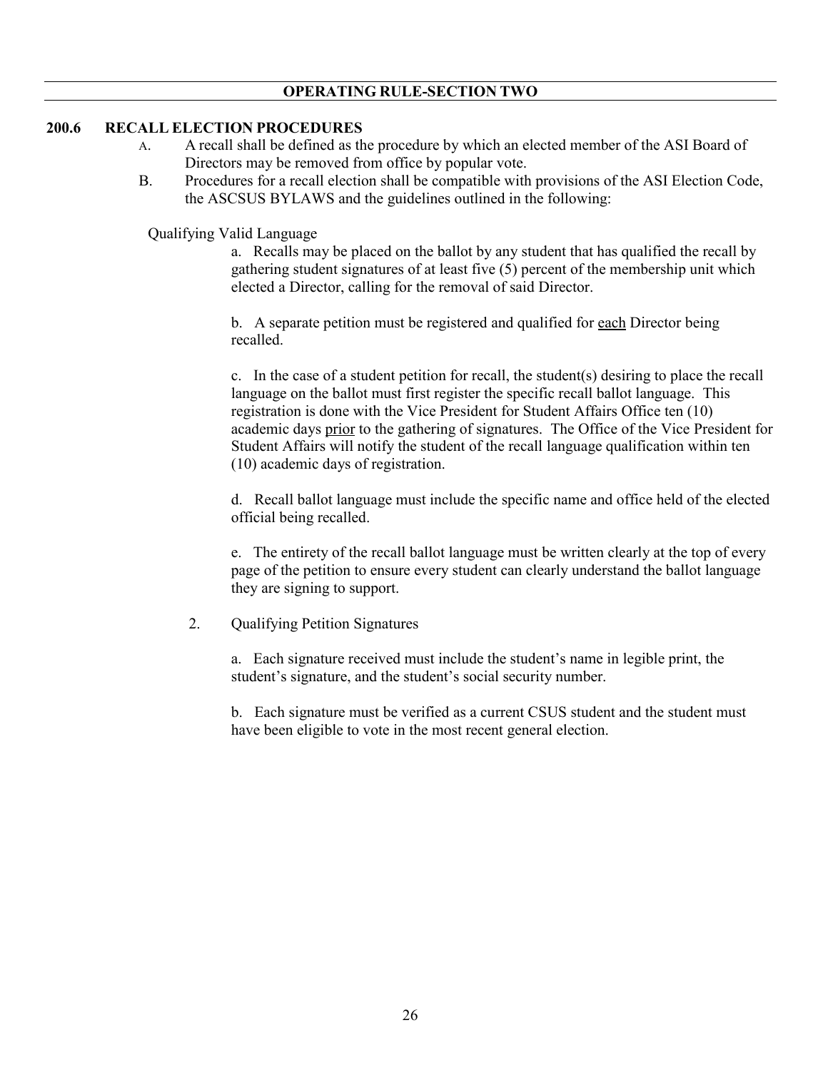## OPERATING RULE-SECTION TWO

### 200.6 RECALL ELECTION PROCEDURES

A. A recall shall be defined as the procedure by which an elected member of the ASI Board of Directors may be removed from office by popular vote.

B. Procedures for a recall election shall be compatible with provisions of the ASI Election Code, the ASCSUS BYLAWS and the guidelines outlined in the following:

Qualifying Valid Language

a. Recalls may be placed on the ballot by any student that has qualified the recall by gathering student signatures of at least five (5) percent of the membership unit which elected a Director, calling for the removal of said Director.

b. A separate petition must be registered and qualified for <u>each</u> Director being recalled.

c. In the case of a student petition for recall, the student(s) desiring to place the recall language on the ballot must first register the specific recall ballot language. This registration is done with the Vice President for Student Affairs Office ten (10) academic days <u>prior</u> to the gathering of signatures. The Office of the Vice President for Student Affairs will notify the student of the recall language qualification within ten (10) academic days of registration.

d. Recall ballot language must include the specific name and office held of the elected official being recalled.

e. The entirety of the recall ballot language must be written clearly at the top of every page of the petition to ensure every student can clearly understand the ballot language they are signing to support.

2. Qualifying Petition Signatures

a. Each signature received must include the student's name in legible print, the student's signature, and the student's social security number.

b. Each signature must be verified as a current CSUS student and the student must have been eligible to vote in the most recent general election.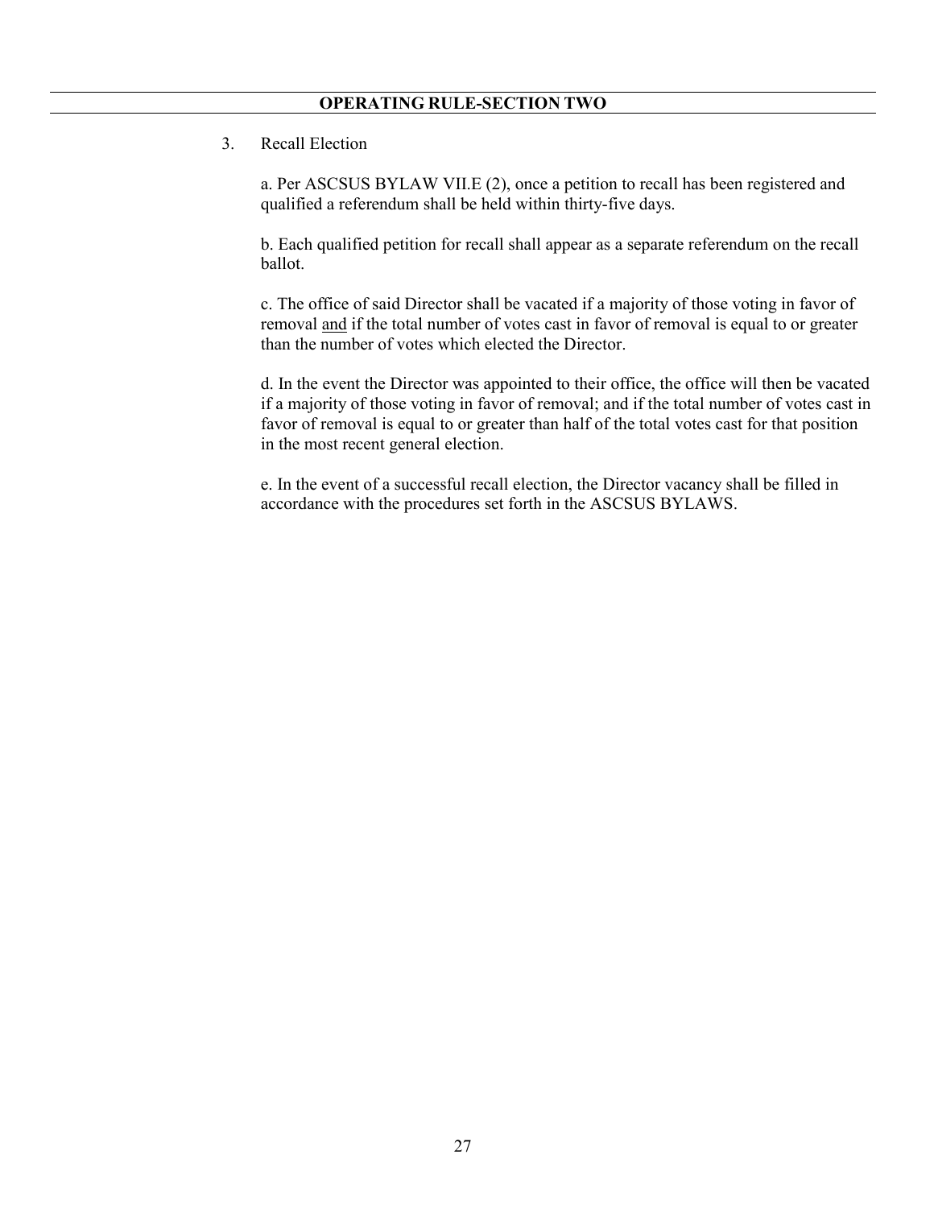**OPERATING RULE-SECTION TWO**

3. Recall Election

a. Per ASCSUS BYLAW VII.E (2), once a petition to recall has been registered and qualified a referendum shall be held within thirty-five days.

b. Each qualified petition for recall shall appear as a separate referendum on the recall ballot.

c. The office of said Director shall be vacated if a majority of those voting in favor of removal <u>and</u> if the total number of votes cast in favor of removal is equal to or greater than the number of votes which elected the Director.

d. In the event the Director was appointed to their office, the office will then be vacated if a majority of those voting in favor of removal; and if the total number of votes cast in favor of removal is equal to or greater than half of the total votes cast for that position in the most recent general election.

e. In the event of a successful recall election, the Director vacancy shall be filled in accordance with the procedures set forth in the ASCSUS BYLAWS.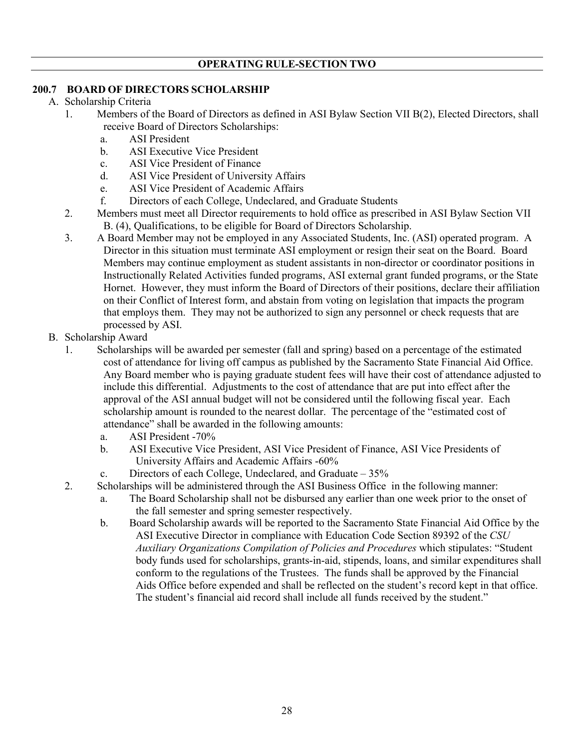## OPERATING RULE-SECTION TWO

### 200.7 BOARD OF DIRECTORS SCHOLARSHIP

A. Scholarship Criteria

1. Members of the Board of Directors as defined in ASI Bylaw Section VII B(2), Elected Directors, shall receive Board of Directors Scholarships:
   a. ASI President
   b. ASI Executive Vice President
   c. ASI Vice President of Finance
   d. ASI Vice President of University Affairs
   e. ASI Vice President of Academic Affairs
   f. Directors of each College, Undeclared, and Graduate Students
2. Members must meet all Director requirements to hold office as prescribed in ASI Bylaw Section VII B. (4), Qualifications, to be eligible for Board of Directors Scholarship.
3. A Board Member may not be employed in any Associated Students, Inc. (ASI) operated program. A Director in this situation must terminate ASI employment or resign their seat on the Board. Board Members may continue employment as student assistants in non-director or coordinator positions in Instructionally Related Activities funded programs, ASI external grant funded programs, or the State Hornet. However, they must inform the Board of Directors of their positions, declare their affiliation on their Conflict of Interest form, and abstain from voting on legislation that impacts the program that employs them. They may not be authorized to sign any personnel or check requests that are processed by ASI.

B. Scholarship Award

1. Scholarships will be awarded per semester (fall and spring) based on a percentage of the estimated cost of attendance for living off campus as published by the Sacramento State Financial Aid Office. Any Board member who is paying graduate student fees will have their cost of attendance adjusted to include this differential. Adjustments to the cost of attendance that are put into effect after the approval of the ASI annual budget will not be considered until the following fiscal year. Each scholarship amount is rounded to the nearest dollar. The percentage of the "estimated cost of attendance" shall be awarded in the following amounts:
   a. ASI President -70%
   b. ASI Executive Vice President, ASI Vice President of Finance, ASI Vice Presidents of University Affairs and Academic Affairs -60%
   c. Directors of each College, Undeclared, and Graduate – 35%
2. Scholarships will be administered through the ASI Business Office in the following manner:
   a. The Board Scholarship shall not be disbursed any earlier than one week prior to the onset of the fall semester and spring semester respectively.
   b. Board Scholarship awards will be reported to the Sacramento State Financial Aid Office by the ASI Executive Director in compliance with Education Code Section 89392 of the *CSU Auxiliary Organizations Compilation of Policies and Procedures* which stipulates: "Student body funds used for scholarships, grants-in-aid, stipends, loans, and similar expenditures shall conform to the regulations of the Trustees. The funds shall be approved by the Financial Aids Office before expended and shall be reflected on the student's record kept in that office. The student's financial aid record shall include all funds received by the student."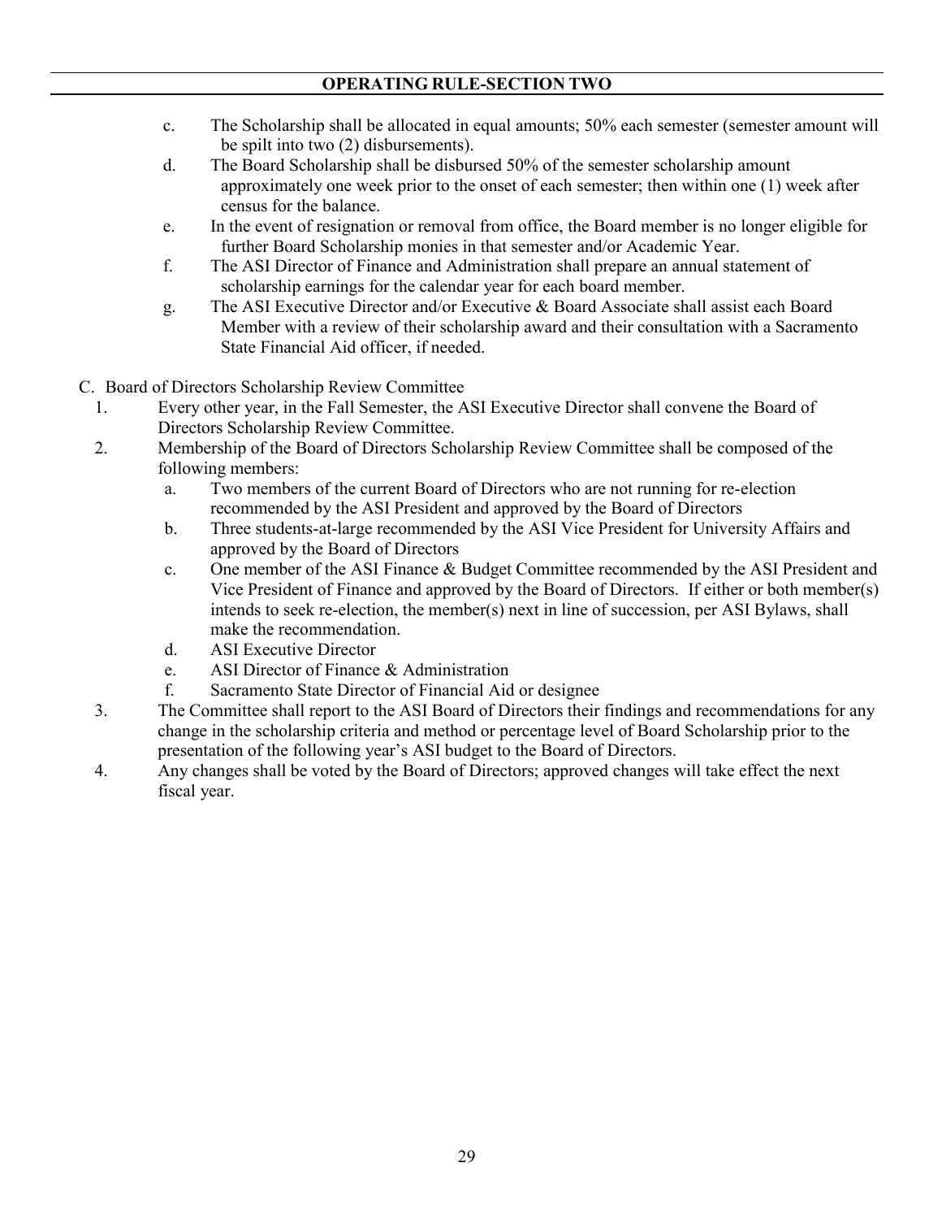c. The Scholarship shall be allocated in equal amounts; 50% each semester (semester amount will be spilt into two (2) disbursements).

d. The Board Scholarship shall be disbursed 50% of the semester scholarship amount approximately one week prior to the onset of each semester; then within one (1) week after census for the balance.

e. In the event of resignation or removal from office, the Board member is no longer eligible for further Board Scholarship monies in that semester and/or Academic Year.

f. The ASI Director of Finance and Administration shall prepare an annual statement of scholarship earnings for the calendar year for each board member.

g. The ASI Executive Director and/or Executive & Board Associate shall assist each Board Member with a review of their scholarship award and their consultation with a Sacramento State Financial Aid officer, if needed.

C. Board of Directors Scholarship Review Committee

1. Every other year, in the Fall Semester, the ASI Executive Director shall convene the Board of Directors Scholarship Review Committee.
2. Membership of the Board of Directors Scholarship Review Committee shall be composed of the following members:
   a. Two members of the current Board of Directors who are not running for re-election recommended by the ASI President and approved by the Board of Directors
   b. Three students-at-large recommended by the ASI Vice President for University Affairs and approved by the Board of Directors
   c. One member of the ASI Finance & Budget Committee recommended by the ASI President and Vice President of Finance and approved by the Board of Directors. If either or both member(s) intends to seek re-election, the member(s) next in line of succession, per ASI Bylaws, shall make the recommendation.
   d. ASI Executive Director
   e. ASI Director of Finance & Administration
   f. Sacramento State Director of Financial Aid or designee
3. The Committee shall report to the ASI Board of Directors their findings and recommendations for any change in the scholarship criteria and method or percentage level of Board Scholarship prior to the presentation of the following year's ASI budget to the Board of Directors.
4. Any changes shall be voted by the Board of Directors; approved changes will take effect the next fiscal year.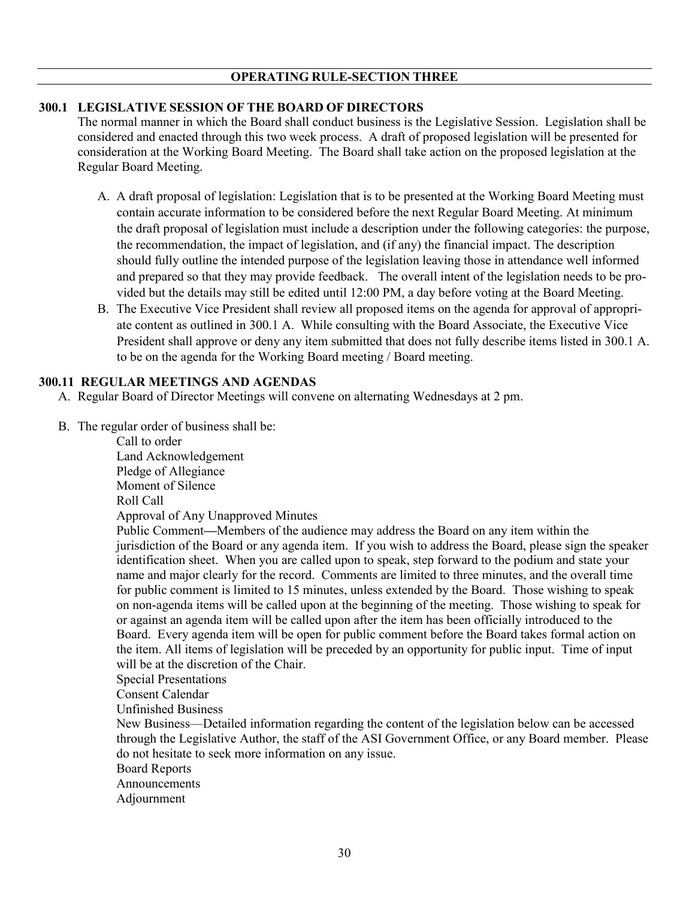## OPERATING RULE-SECTION THREE

### 300.1 LEGISLATIVE SESSION OF THE BOARD OF DIRECTORS

The normal manner in which the Board shall conduct business is the Legislative Session. Legislation shall be considered and enacted through this two week process. A draft of proposed legislation will be presented for consideration at the Working Board Meeting. The Board shall take action on the proposed legislation at the Regular Board Meeting.

A. A draft proposal of legislation: Legislation that is to be presented at the Working Board Meeting must contain accurate information to be considered before the next Regular Board Meeting. At minimum the draft proposal of legislation must include a description under the following categories: the purpose, the recommendation, the impact of legislation, and (if any) the financial impact. The description should fully outline the intended purpose of the legislation leaving those in attendance well informed and prepared so that they may provide feedback. The overall intent of the legislation needs to be provided but the details may still be edited until 12:00 PM, a day before voting at the Board Meeting.

B. The Executive Vice President shall review all proposed items on the agenda for approval of appropriate content as outlined in 300.1 A. While consulting with the Board Associate, the Executive Vice President shall approve or deny any item submitted that does not fully describe items listed in 300.1 A. to be on the agenda for the Working Board meeting / Board meeting.

### 300.11 REGULAR MEETINGS AND AGENDAS

A. Regular Board of Director Meetings will convene on alternating Wednesdays at 2 pm.

B. The regular order of business shall be:

Call to order
Land Acknowledgement
Pledge of Allegiance
Moment of Silence
Roll Call
Approval of Any Unapproved Minutes
Public Comment—Members of the audience may address the Board on any item within the jurisdiction of the Board or any agenda item. If you wish to address the Board, please sign the speaker identification sheet. When you are called upon to speak, step forward to the podium and state your name and major clearly for the record. Comments are limited to three minutes, and the overall time for public comment is limited to 15 minutes, unless extended by the Board. Those wishing to speak on non-agenda items will be called upon at the beginning of the meeting. Those wishing to speak for or against an agenda item will be called upon after the item has been officially introduced to the Board. Every agenda item will be open for public comment before the Board takes formal action on the item. All items of legislation will be preceded by an opportunity for public input. Time of input will be at the discretion of the Chair.
Special Presentations
Consent Calendar
Unfinished Business
New Business—Detailed information regarding the content of the legislation below can be accessed through the Legislative Author, the staff of the ASI Government Office, or any Board member. Please do not hesitate to seek more information on any issue.
Board Reports
Announcements
Adjournment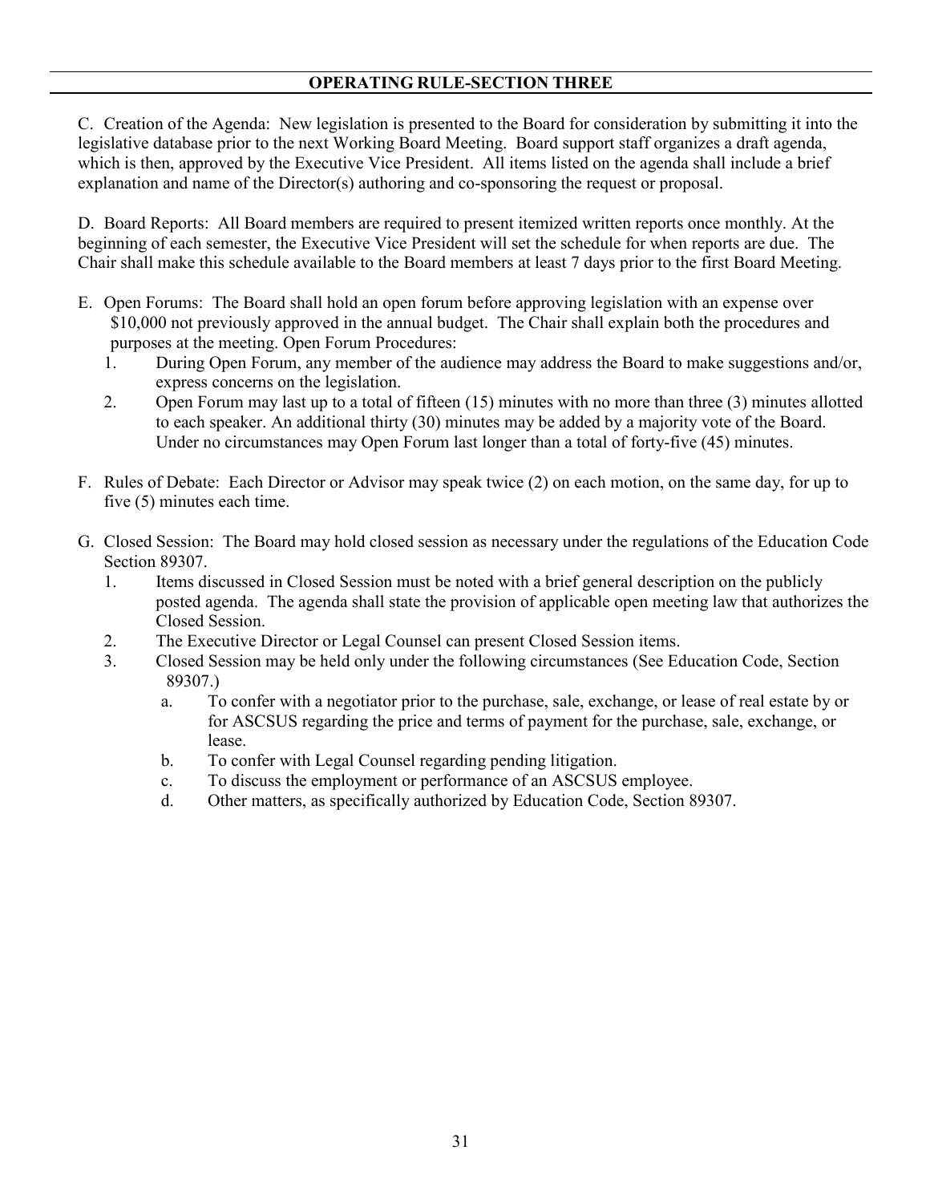## OPERATING RULE-SECTION THREE

C. Creation of the Agenda: New legislation is presented to the Board for consideration by submitting it into the legislative database prior to the next Working Board Meeting. Board support staff organizes a draft agenda, which is then, approved by the Executive Vice President. All items listed on the agenda shall include a brief explanation and name of the Director(s) authoring and co-sponsoring the request or proposal.

D. Board Reports: All Board members are required to present itemized written reports once monthly. At the beginning of each semester, the Executive Vice President will set the schedule for when reports are due. The Chair shall make this schedule available to the Board members at least 7 days prior to the first Board Meeting.

E. Open Forums: The Board shall hold an open forum before approving legislation with an expense over $10,000 not previously approved in the annual budget. The Chair shall explain both the procedures and purposes at the meeting. Open Forum Procedures:

1. During Open Forum, any member of the audience may address the Board to make suggestions and/or, express concerns on the legislation.
2. Open Forum may last up to a total of fifteen (15) minutes with no more than three (3) minutes allotted to each speaker. An additional thirty (30) minutes may be added by a majority vote of the Board. Under no circumstances may Open Forum last longer than a total of forty-five (45) minutes.

F. Rules of Debate: Each Director or Advisor may speak twice (2) on each motion, on the same day, for up to five (5) minutes each time.

G. Closed Session: The Board may hold closed session as necessary under the regulations of the Education Code Section 89307.

1. Items discussed in Closed Session must be noted with a brief general description on the publicly posted agenda. The agenda shall state the provision of applicable open meeting law that authorizes the Closed Session.
2. The Executive Director or Legal Counsel can present Closed Session items.
3. Closed Session may be held only under the following circumstances (See Education Code, Section 89307.)
   a. To confer with a negotiator prior to the purchase, sale, exchange, or lease of real estate by or for ASCSUS regarding the price and terms of payment for the purchase, sale, exchange, or lease.
   b. To confer with Legal Counsel regarding pending litigation.
   c. To discuss the employment or performance of an ASCSUS employee.
   d. Other matters, as specifically authorized by Education Code, Section 89307.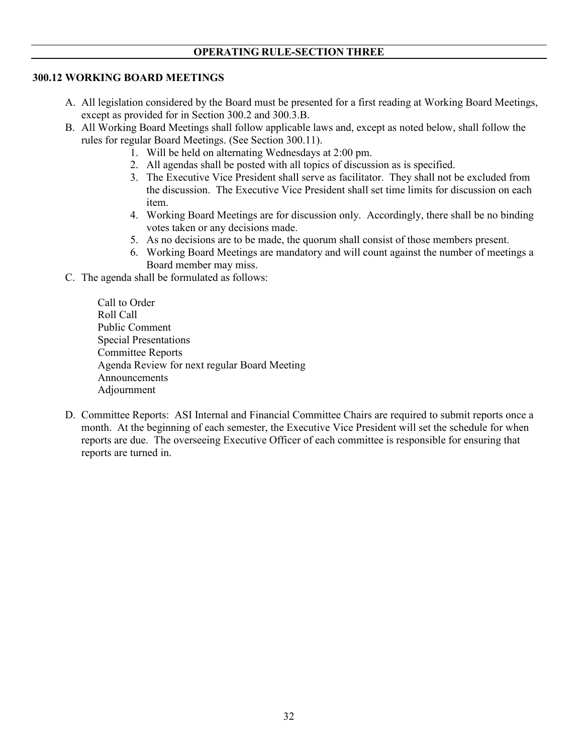## OPERATING RULE-SECTION THREE

### 300.12 WORKING BOARD MEETINGS

A. All legislation considered by the Board must be presented for a first reading at Working Board Meetings, except as provided for in Section 300.2 and 300.3.B.

B. All Working Board Meetings shall follow applicable laws and, except as noted below, shall follow the rules for regular Board Meetings. (See Section 300.11).

   1. Will be held on alternating Wednesdays at 2:00 pm.
   2. All agendas shall be posted with all topics of discussion as is specified.
   3. The Executive Vice President shall serve as facilitator. They shall not be excluded from the discussion. The Executive Vice President shall set time limits for discussion on each item.
   4. Working Board Meetings are for discussion only. Accordingly, there shall be no binding votes taken or any decisions made.
   5. As no decisions are to be made, the quorum shall consist of those members present.
   6. Working Board Meetings are mandatory and will count against the number of meetings a Board member may miss.

C. The agenda shall be formulated as follows:

   Call to Order
   Roll Call
   Public Comment
   Special Presentations
   Committee Reports
   Agenda Review for next regular Board Meeting
   Announcements
   Adjournment

D. Committee Reports: ASI Internal and Financial Committee Chairs are required to submit reports once a month. At the beginning of each semester, the Executive Vice President will set the schedule for when reports are due. The overseeing Executive Officer of each committee is responsible for ensuring that reports are turned in.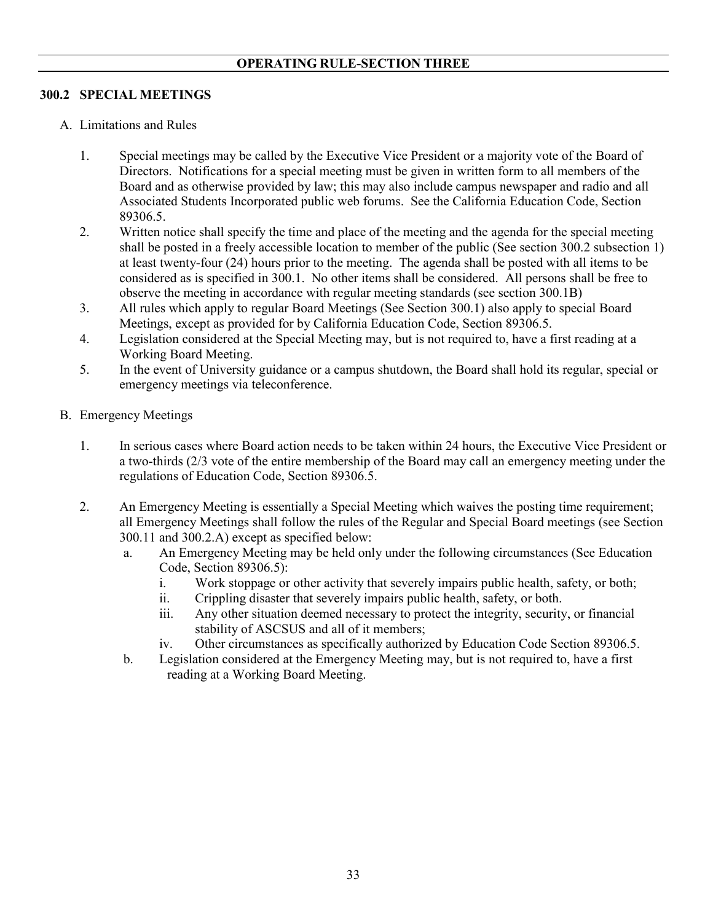## OPERATING RULE-SECTION THREE

### 300.2 SPECIAL MEETINGS

A. Limitations and Rules

1. Special meetings may be called by the Executive Vice President or a majority vote of the Board of Directors. Notifications for a special meeting must be given in written form to all members of the Board and as otherwise provided by law; this may also include campus newspaper and radio and all Associated Students Incorporated public web forums. See the California Education Code, Section 89306.5.
2. Written notice shall specify the time and place of the meeting and the agenda for the special meeting shall be posted in a freely accessible location to member of the public (See section 300.2 subsection 1) at least twenty-four (24) hours prior to the meeting. The agenda shall be posted with all items to be considered as is specified in 300.1. No other items shall be considered. All persons shall be free to observe the meeting in accordance with regular meeting standards (see section 300.1B)
3. All rules which apply to regular Board Meetings (See Section 300.1) also apply to special Board Meetings, except as provided for by California Education Code, Section 89306.5.
4. Legislation considered at the Special Meeting may, but is not required to, have a first reading at a Working Board Meeting.
5. In the event of University guidance or a campus shutdown, the Board shall hold its regular, special or emergency meetings via teleconference.

B. Emergency Meetings

1. In serious cases where Board action needs to be taken within 24 hours, the Executive Vice President or a two-thirds (2/3 vote of the entire membership of the Board may call an emergency meeting under the regulations of Education Code, Section 89306.5.

2. An Emergency Meeting is essentially a Special Meeting which waives the posting time requirement; all Emergency Meetings shall follow the rules of the Regular and Special Board meetings (see Section 300.11 and 300.2.A) except as specified below:
   a. An Emergency Meeting may be held only under the following circumstances (See Education Code, Section 89306.5):
      i. Work stoppage or other activity that severely impairs public health, safety, or both;
      ii. Crippling disaster that severely impairs public health, safety, or both.
      iii. Any other situation deemed necessary to protect the integrity, security, or financial stability of ASCSUS and all of it members;
      iv. Other circumstances as specifically authorized by Education Code Section 89306.5.
   b. Legislation considered at the Emergency Meeting may, but is not required to, have a first reading at a Working Board Meeting.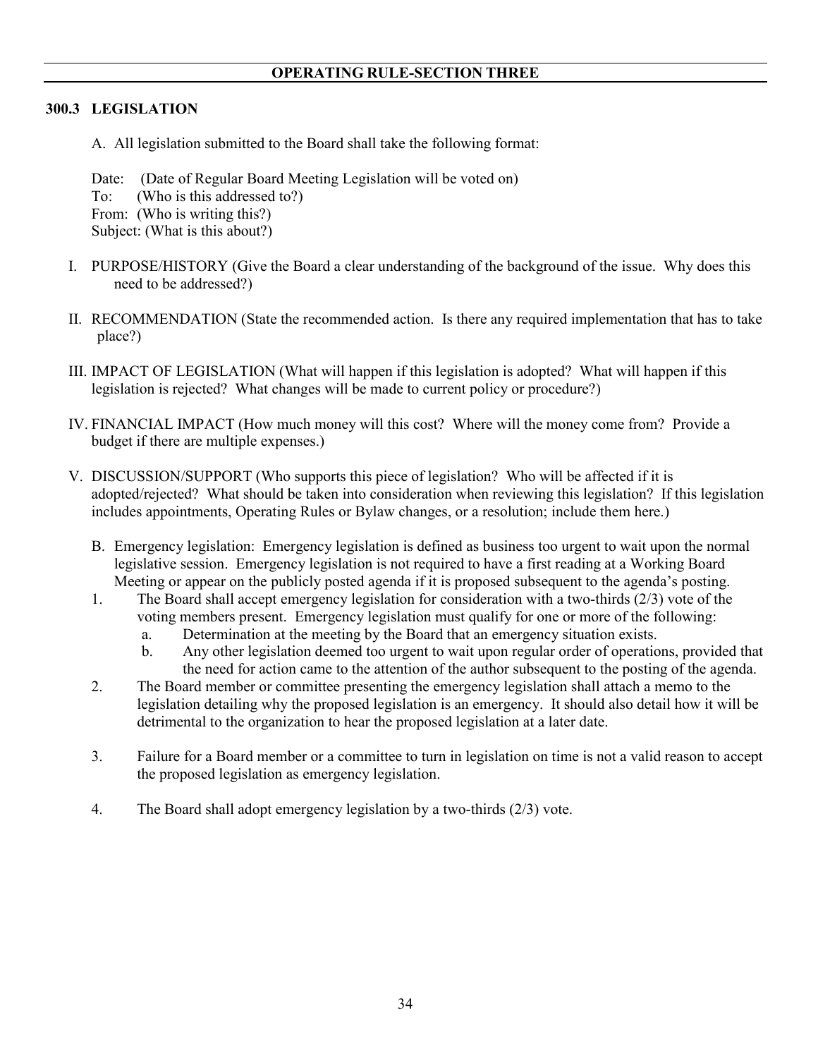## OPERATING RULE-SECTION THREE

### 300.3 LEGISLATION

A. All legislation submitted to the Board shall take the following format:

Date: (Date of Regular Board Meeting Legislation will be voted on)
To: (Who is this addressed to?)
From: (Who is writing this?)
Subject: (What is this about?)

I. PURPOSE/HISTORY (Give the Board a clear understanding of the background of the issue. Why does this need to be addressed?)

II. RECOMMENDATION (State the recommended action. Is there any required implementation that has to take place?)

III. IMPACT OF LEGISLATION (What will happen if this legislation is adopted? What will happen if this legislation is rejected? What changes will be made to current policy or procedure?)

IV. FINANCIAL IMPACT (How much money will this cost? Where will the money come from? Provide a budget if there are multiple expenses.)

V. DISCUSSION/SUPPORT (Who supports this piece of legislation? Who will be affected if it is adopted/rejected? What should be taken into consideration when reviewing this legislation? If this legislation includes appointments, Operating Rules or Bylaw changes, or a resolution; include them here.)

B. Emergency legislation: Emergency legislation is defined as business too urgent to wait upon the normal legislative session. Emergency legislation is not required to have a first reading at a Working Board Meeting or appear on the publicly posted agenda if it is proposed subsequent to the agenda's posting.

1. The Board shall accept emergency legislation for consideration with a two-thirds (2/3) vote of the voting members present. Emergency legislation must qualify for one or more of the following:
   a. Determination at the meeting by the Board that an emergency situation exists.
   b. Any other legislation deemed too urgent to wait upon regular order of operations, provided that the need for action came to the attention of the author subsequent to the posting of the agenda.
2. The Board member or committee presenting the emergency legislation shall attach a memo to the legislation detailing why the proposed legislation is an emergency. It should also detail how it will be detrimental to the organization to hear the proposed legislation at a later date.
3. Failure for a Board member or a committee to turn in legislation on time is not a valid reason to accept the proposed legislation as emergency legislation.
4. The Board shall adopt emergency legislation by a two-thirds (2/3) vote.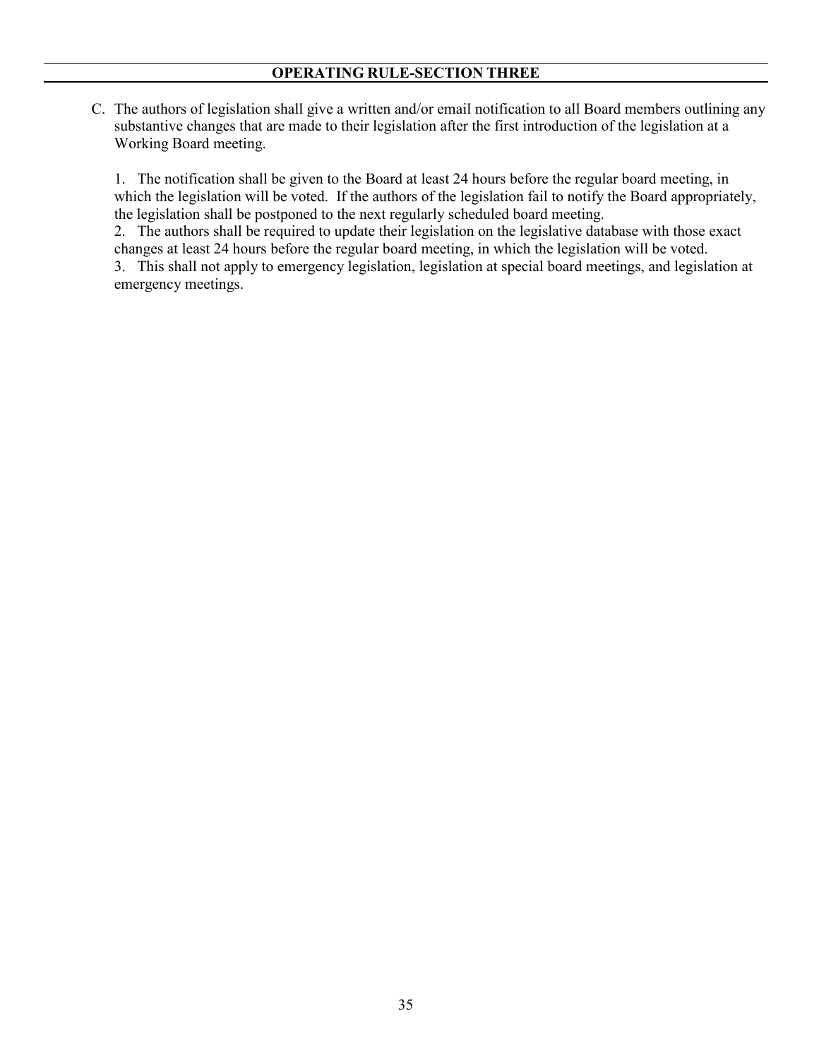**OPERATING RULE-SECTION THREE**

C. The authors of legislation shall give a written and/or email notification to all Board members outlining any substantive changes that are made to their legislation after the first introduction of the legislation at a Working Board meeting.

1. The notification shall be given to the Board at least 24 hours before the regular board meeting, in which the legislation will be voted. If the authors of the legislation fail to notify the Board appropriately, the legislation shall be postponed to the next regularly scheduled board meeting.
2. The authors shall be required to update their legislation on the legislative database with those exact changes at least 24 hours before the regular board meeting, in which the legislation will be voted.
3. This shall not apply to emergency legislation, legislation at special board meetings, and legislation at emergency meetings.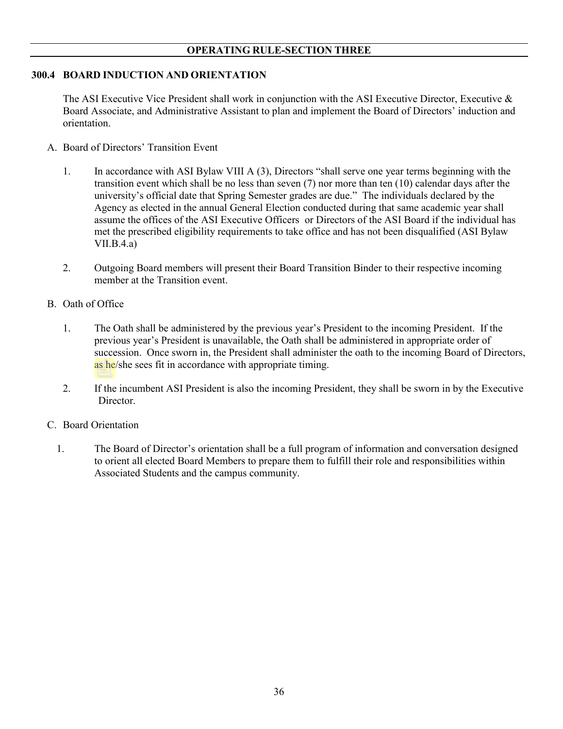## OPERATING RULE-SECTION THREE

### 300.4 BOARD INDUCTION AND ORIENTATION

The ASI Executive Vice President shall work in conjunction with the ASI Executive Director, Executive & Board Associate, and Administrative Assistant to plan and implement the Board of Directors' induction and orientation.

A. Board of Directors' Transition Event

1. In accordance with ASI Bylaw VIII A (3), Directors "shall serve one year terms beginning with the transition event which shall be no less than seven (7) nor more than ten (10) calendar days after the university's official date that Spring Semester grades are due." The individuals declared by the Agency as elected in the annual General Election conducted during that same academic year shall assume the offices of the ASI Executive Officers or Directors of the ASI Board if the individual has met the prescribed eligibility requirements to take office and has not been disqualified (ASI Bylaw VII.B.4.a)

2. Outgoing Board members will present their Board Transition Binder to their respective incoming member at the Transition event.

B. Oath of Office

1. The Oath shall be administered by the previous year's President to the incoming President. If the previous year's President is unavailable, the Oath shall be administered in appropriate order of succession. Once sworn in, the President shall administer the oath to the incoming Board of Directors, as he/she sees fit in accordance with appropriate timing.

2. If the incumbent ASI President is also the incoming President, they shall be sworn in by the Executive Director.

C. Board Orientation

1. The Board of Director's orientation shall be a full program of information and conversation designed to orient all elected Board Members to prepare them to fulfill their role and responsibilities within Associated Students and the campus community.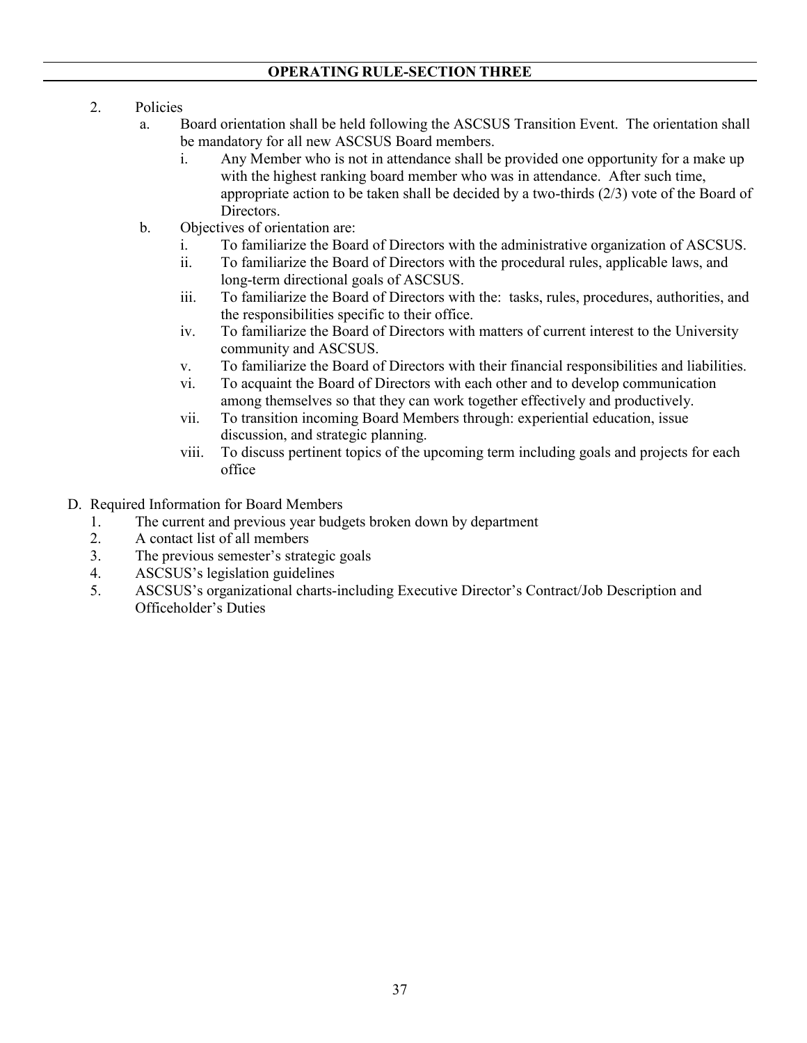## OPERATING RULE-SECTION THREE

2. Policies
   a. Board orientation shall be held following the ASCSUS Transition Event. The orientation shall be mandatory for all new ASCSUS Board members.
      i. Any Member who is not in attendance shall be provided one opportunity for a make up with the highest ranking board member who was in attendance. After such time, appropriate action to be taken shall be decided by a two-thirds (2/3) vote of the Board of Directors.
   b. Objectives of orientation are:
      i. To familiarize the Board of Directors with the administrative organization of ASCSUS.
      ii. To familiarize the Board of Directors with the procedural rules, applicable laws, and long-term directional goals of ASCSUS.
      iii. To familiarize the Board of Directors with the: tasks, rules, procedures, authorities, and the responsibilities specific to their office.
      iv. To familiarize the Board of Directors with matters of current interest to the University community and ASCSUS.
      v. To familiarize the Board of Directors with their financial responsibilities and liabilities.
      vi. To acquaint the Board of Directors with each other and to develop communication among themselves so that they can work together effectively and productively.
      vii. To transition incoming Board Members through: experiential education, issue discussion, and strategic planning.
      viii. To discuss pertinent topics of the upcoming term including goals and projects for each office

D. Required Information for Board Members
   1. The current and previous year budgets broken down by department
   2. A contact list of all members
   3. The previous semester's strategic goals
   4. ASCSUS's legislation guidelines
   5. ASCSUS's organizational charts-including Executive Director's Contract/Job Description and Officeholder's Duties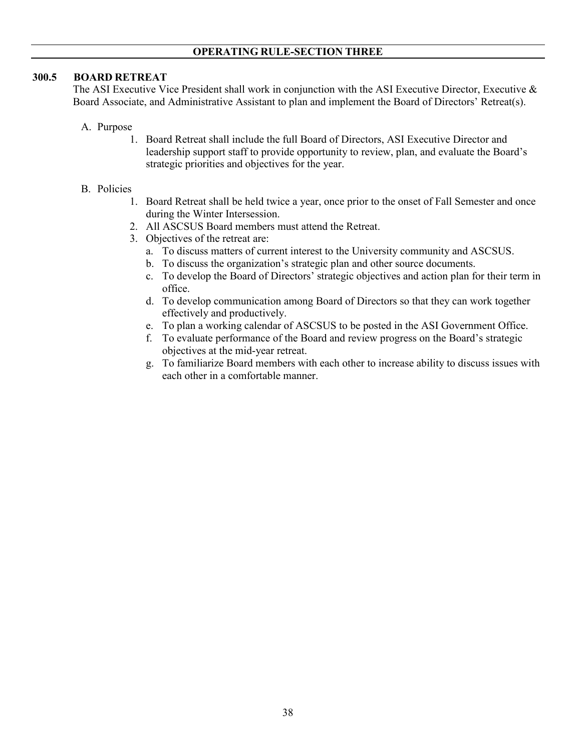**OPERATING RULE-SECTION THREE**

## 300.5 BOARD RETREAT

The ASI Executive Vice President shall work in conjunction with the ASI Executive Director, Executive & Board Associate, and Administrative Assistant to plan and implement the Board of Directors' Retreat(s).

A. Purpose

1. Board Retreat shall include the full Board of Directors, ASI Executive Director and leadership support staff to provide opportunity to review, plan, and evaluate the Board's strategic priorities and objectives for the year.

B. Policies

1. Board Retreat shall be held twice a year, once prior to the onset of Fall Semester and once during the Winter Intersession.
2. All ASCSUS Board members must attend the Retreat.
3. Objectives of the retreat are:
   a. To discuss matters of current interest to the University community and ASCSUS.
   b. To discuss the organization's strategic plan and other source documents.
   c. To develop the Board of Directors' strategic objectives and action plan for their term in office.
   d. To develop communication among Board of Directors so that they can work together effectively and productively.
   e. To plan a working calendar of ASCSUS to be posted in the ASI Government Office.
   f. To evaluate performance of the Board and review progress on the Board's strategic objectives at the mid-year retreat.
   g. To familiarize Board members with each other to increase ability to discuss issues with each other in a comfortable manner.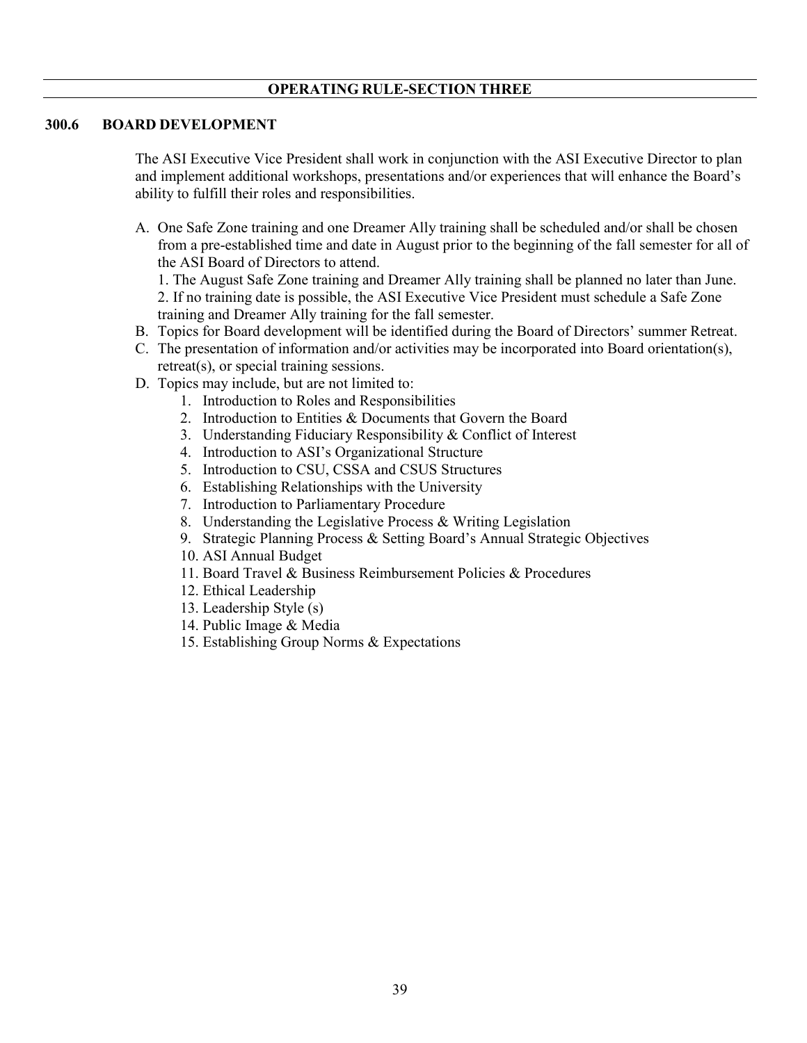## OPERATING RULE-SECTION THREE

### 300.6 BOARD DEVELOPMENT

The ASI Executive Vice President shall work in conjunction with the ASI Executive Director to plan and implement additional workshops, presentations and/or experiences that will enhance the Board's ability to fulfill their roles and responsibilities.

A. One Safe Zone training and one Dreamer Ally training shall be scheduled and/or shall be chosen from a pre-established time and date in August prior to the beginning of the fall semester for all of the ASI Board of Directors to attend.
   1. The August Safe Zone training and Dreamer Ally training shall be planned no later than June.
   2. If no training date is possible, the ASI Executive Vice President must schedule a Safe Zone training and Dreamer Ally training for the fall semester.
B. Topics for Board development will be identified during the Board of Directors' summer Retreat.
C. The presentation of information and/or activities may be incorporated into Board orientation(s), retreat(s), or special training sessions.
D. Topics may include, but are not limited to:
   1. Introduction to Roles and Responsibilities
   2. Introduction to Entities & Documents that Govern the Board
   3. Understanding Fiduciary Responsibility & Conflict of Interest
   4. Introduction to ASI's Organizational Structure
   5. Introduction to CSU, CSSA and CSUS Structures
   6. Establishing Relationships with the University
   7. Introduction to Parliamentary Procedure
   8. Understanding the Legislative Process & Writing Legislation
   9. Strategic Planning Process & Setting Board's Annual Strategic Objectives
   10. ASI Annual Budget
   11. Board Travel & Business Reimbursement Policies & Procedures
   12. Ethical Leadership
   13. Leadership Style (s)
   14. Public Image & Media
   15. Establishing Group Norms & Expectations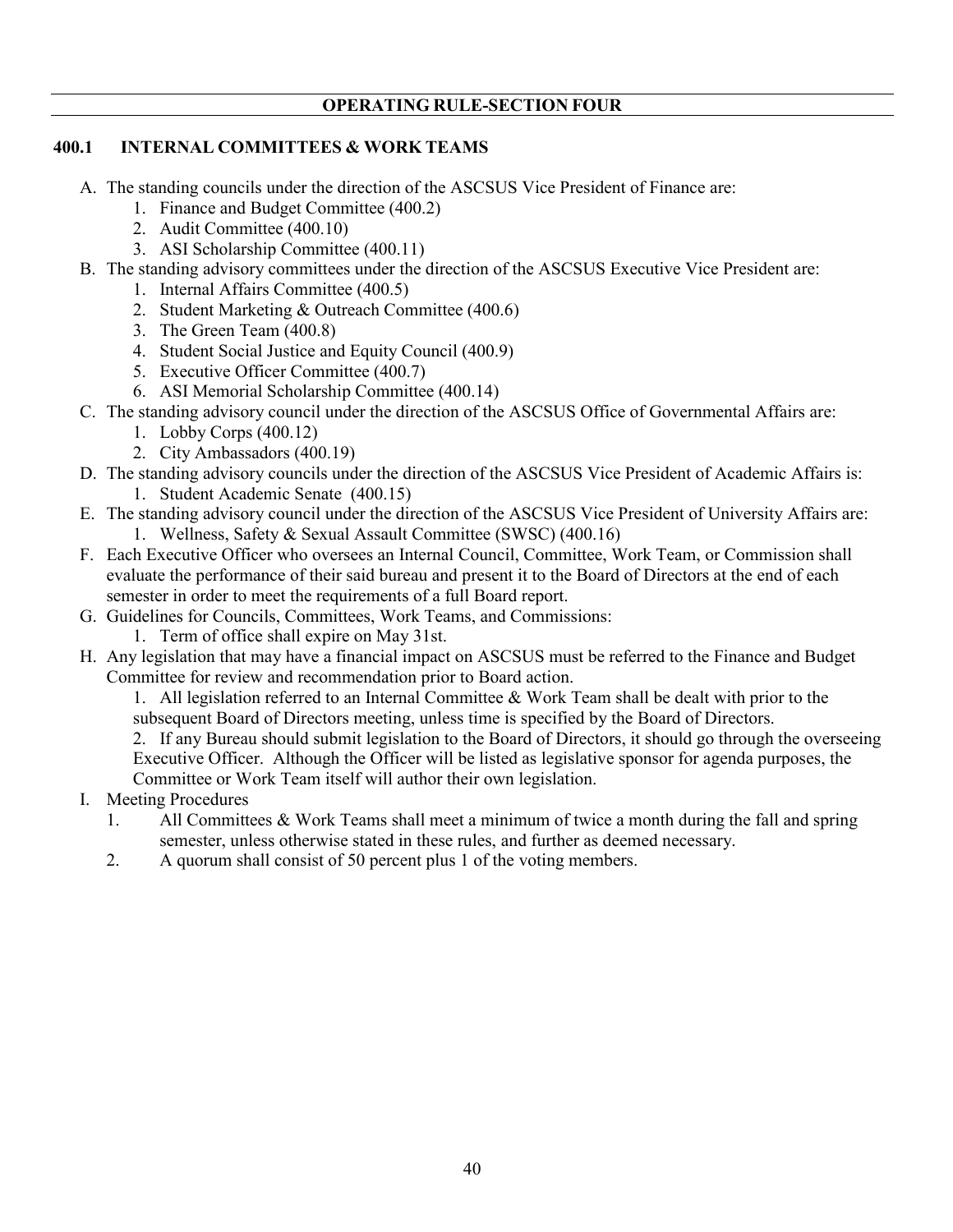## OPERATING RULE-SECTION FOUR

### 400.1 INTERNAL COMMITTEES & WORK TEAMS

A. The standing councils under the direction of the ASCSUS Vice President of Finance are:
   1. Finance and Budget Committee (400.2)
   2. Audit Committee (400.10)
   3. ASI Scholarship Committee (400.11)

B. The standing advisory committees under the direction of the ASCSUS Executive Vice President are:
   1. Internal Affairs Committee (400.5)
   2. Student Marketing & Outreach Committee (400.6)
   3. The Green Team (400.8)
   4. Student Social Justice and Equity Council (400.9)
   5. Executive Officer Committee (400.7)
   6. ASI Memorial Scholarship Committee (400.14)

C. The standing advisory council under the direction of the ASCSUS Office of Governmental Affairs are:
   1. Lobby Corps (400.12)
   2. City Ambassadors (400.19)

D. The standing advisory councils under the direction of the ASCSUS Vice President of Academic Affairs is:
   1. Student Academic Senate (400.15)

E. The standing advisory council under the direction of the ASCSUS Vice President of University Affairs are:
   1. Wellness, Safety & Sexual Assault Committee (SWSC) (400.16)

F. Each Executive Officer who oversees an Internal Council, Committee, Work Team, or Commission shall evaluate the performance of their said bureau and present it to the Board of Directors at the end of each semester in order to meet the requirements of a full Board report.

G. Guidelines for Councils, Committees, Work Teams, and Commissions:
   1. Term of office shall expire on May 31st.

H. Any legislation that may have a financial impact on ASCSUS must be referred to the Finance and Budget Committee for review and recommendation prior to Board action.
   1. All legislation referred to an Internal Committee & Work Team shall be dealt with prior to the subsequent Board of Directors meeting, unless time is specified by the Board of Directors.
   2. If any Bureau should submit legislation to the Board of Directors, it should go through the overseeing Executive Officer. Although the Officer will be listed as legislative sponsor for agenda purposes, the Committee or Work Team itself will author their own legislation.

I. Meeting Procedures
   1. All Committees & Work Teams shall meet a minimum of twice a month during the fall and spring semester, unless otherwise stated in these rules, and further as deemed necessary.
   2. A quorum shall consist of 50 percent plus 1 of the voting members.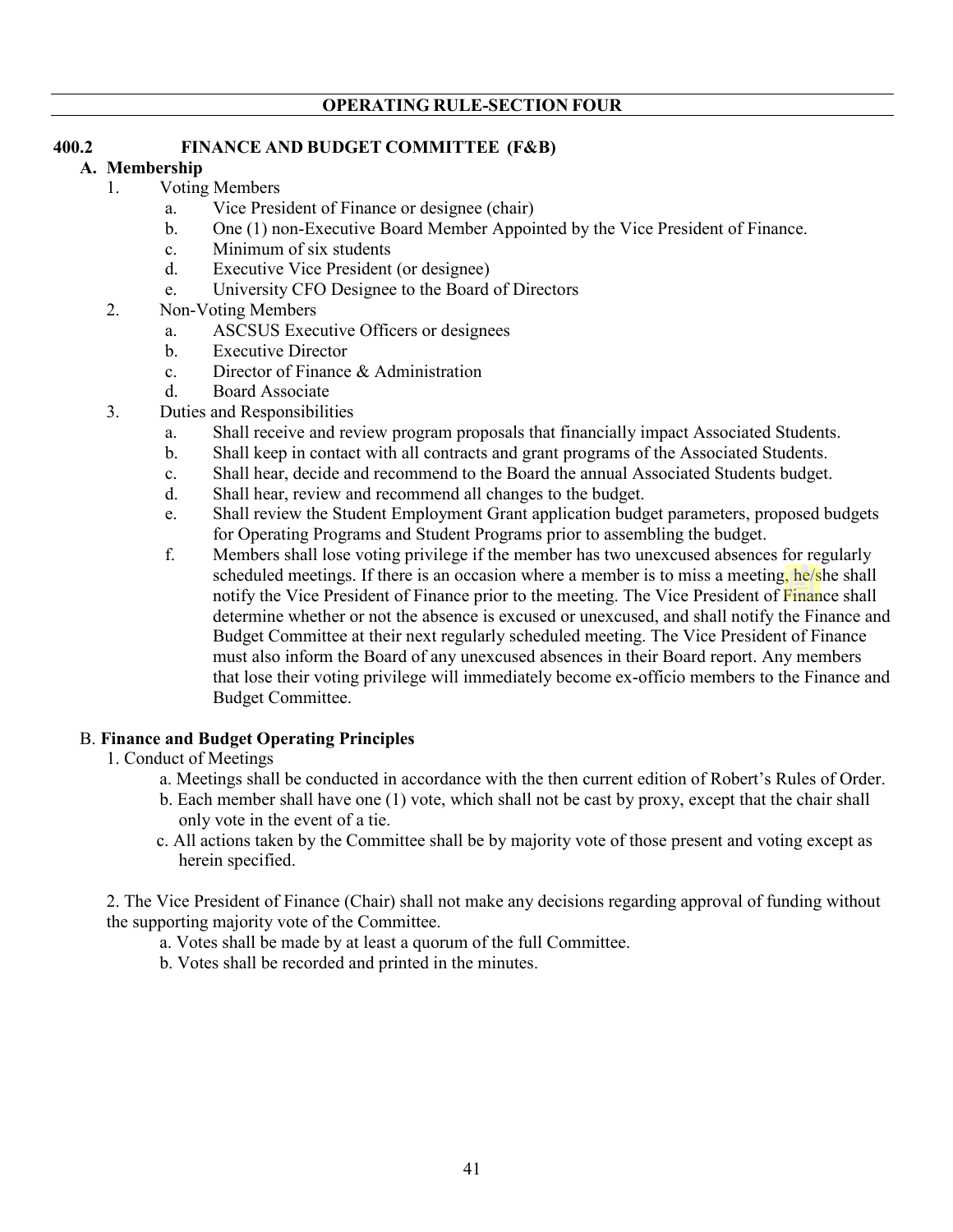## OPERATING RULE-SECTION FOUR

### 400.2 FINANCE AND BUDGET COMMITTEE (F&B)

**A. Membership**

1. Voting Members
   a. Vice President of Finance or designee (chair)
   b. One (1) non-Executive Board Member Appointed by the Vice President of Finance.
   c. Minimum of six students
   d. Executive Vice President (or designee)
   e. University CFO Designee to the Board of Directors
2. Non-Voting Members
   a. ASCSUS Executive Officers or designees
   b. Executive Director
   c. Director of Finance & Administration
   d. Board Associate
3. Duties and Responsibilities
   a. Shall receive and review program proposals that financially impact Associated Students.
   b. Shall keep in contact with all contracts and grant programs of the Associated Students.
   c. Shall hear, decide and recommend to the Board the annual Associated Students budget.
   d. Shall hear, review and recommend all changes to the budget.
   e. Shall review the Student Employment Grant application budget parameters, proposed budgets for Operating Programs and Student Programs prior to assembling the budget.
   f. Members shall lose voting privilege if the member has two unexcused absences for regularly scheduled meetings. If there is an occasion where a member is to miss a meeting, he/she shall notify the Vice President of Finance prior to the meeting. The Vice President of Finance shall determine whether or not the absence is excused or unexcused, and shall notify the Finance and Budget Committee at their next regularly scheduled meeting. The Vice President of Finance must also inform the Board of any unexcused absences in their Board report. Any members that lose their voting privilege will immediately become ex-officio members to the Finance and Budget Committee.

B. **Finance and Budget Operating Principles**

1. Conduct of Meetings
   a. Meetings shall be conducted in accordance with the then current edition of Robert's Rules of Order.
   b. Each member shall have one (1) vote, which shall not be cast by proxy, except that the chair shall only vote in the event of a tie.
   c. All actions taken by the Committee shall be by majority vote of those present and voting except as herein specified.

2. The Vice President of Finance (Chair) shall not make any decisions regarding approval of funding without the supporting majority vote of the Committee.
   a. Votes shall be made by at least a quorum of the full Committee.
   b. Votes shall be recorded and printed in the minutes.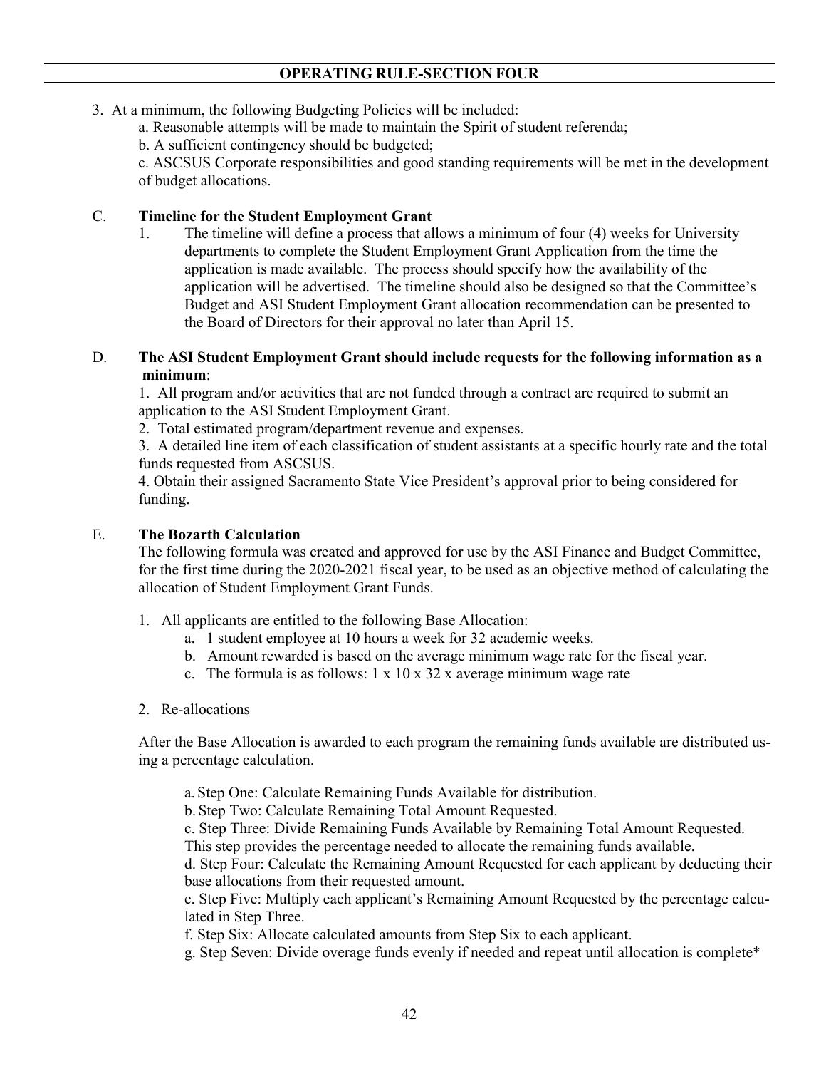## OPERATING RULE-SECTION FOUR

3. At a minimum, the following Budgeting Policies will be included:
   a. Reasonable attempts will be made to maintain the Spirit of student referenda;
   b. A sufficient contingency should be budgeted;
   c. ASCSUS Corporate responsibilities and good standing requirements will be met in the development of budget allocations.

C. **Timeline for the Student Employment Grant**

1. The timeline will define a process that allows a minimum of four (4) weeks for University departments to complete the Student Employment Grant Application from the time the application is made available. The process should specify how the availability of the application will be advertised. The timeline should also be designed so that the Committee's Budget and ASI Student Employment Grant allocation recommendation can be presented to the Board of Directors for their approval no later than April 15.

D. **The ASI Student Employment Grant should include requests for the following information as a minimum**:

1. All program and/or activities that are not funded through a contract are required to submit an application to the ASI Student Employment Grant.
2. Total estimated program/department revenue and expenses.
3. A detailed line item of each classification of student assistants at a specific hourly rate and the total funds requested from ASCSUS.
4. Obtain their assigned Sacramento State Vice President's approval prior to being considered for funding.

E. **The Bozarth Calculation**

The following formula was created and approved for use by the ASI Finance and Budget Committee, for the first time during the 2020-2021 fiscal year, to be used as an objective method of calculating the allocation of Student Employment Grant Funds.

1. All applicants are entitled to the following Base Allocation:
   a. 1 student employee at 10 hours a week for 32 academic weeks.
   b. Amount rewarded is based on the average minimum wage rate for the fiscal year.
   c. The formula is as follows: 1 x 10 x 32 x average minimum wage rate

2. Re-allocations

After the Base Allocation is awarded to each program the remaining funds available are distributed using a percentage calculation.

a. Step One: Calculate Remaining Funds Available for distribution.
b. Step Two: Calculate Remaining Total Amount Requested.
c. Step Three: Divide Remaining Funds Available by Remaining Total Amount Requested. This step provides the percentage needed to allocate the remaining funds available.
d. Step Four: Calculate the Remaining Amount Requested for each applicant by deducting their base allocations from their requested amount.
e. Step Five: Multiply each applicant's Remaining Amount Requested by the percentage calculated in Step Three.
f. Step Six: Allocate calculated amounts from Step Six to each applicant.
g. Step Seven: Divide overage funds evenly if needed and repeat until allocation is complete*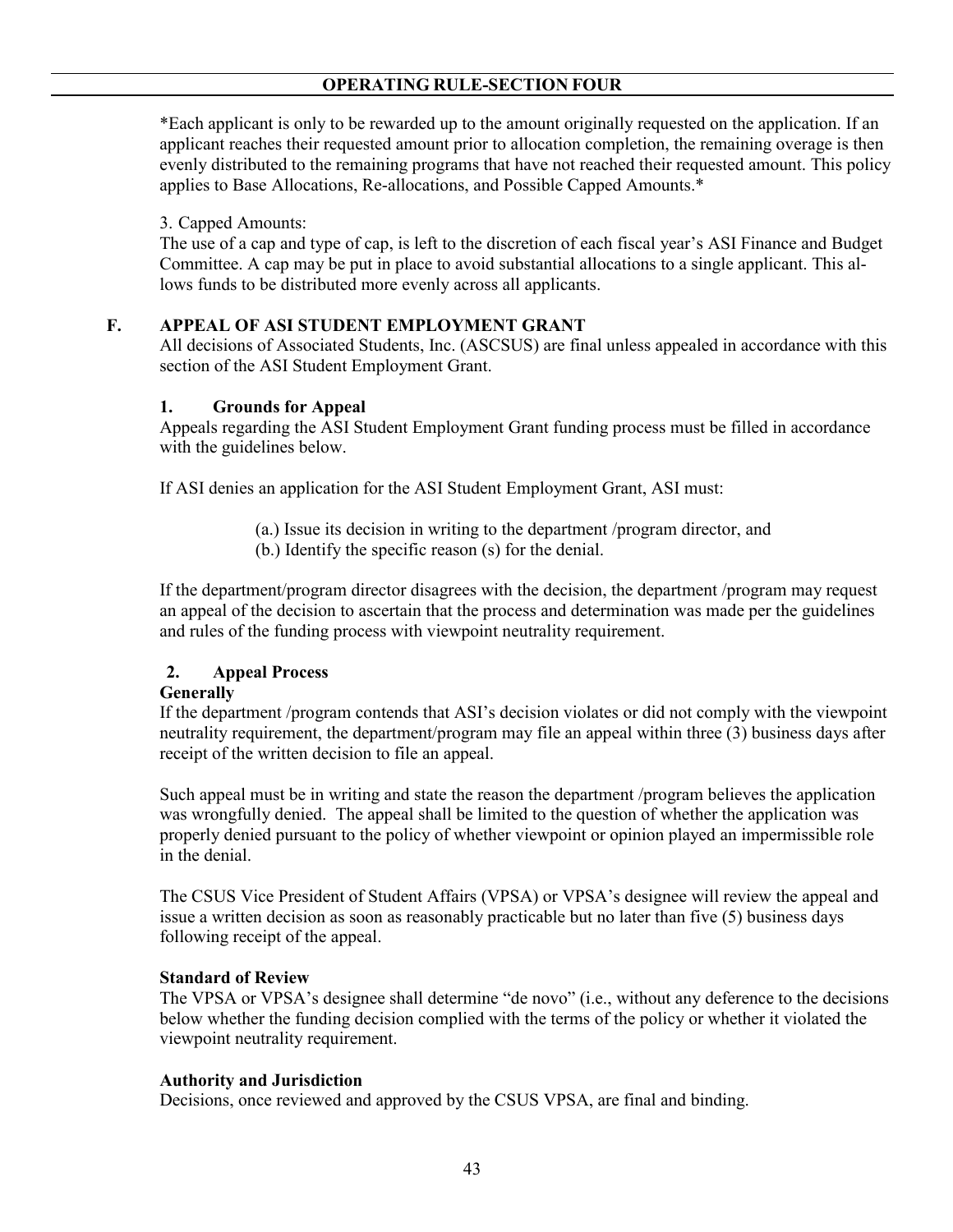*Each applicant is only to be rewarded up to the amount originally requested on the application. If an applicant reaches their requested amount prior to allocation completion, the remaining overage is then evenly distributed to the remaining programs that have not reached their requested amount. This policy applies to Base Allocations, Re-allocations, and Possible Capped Amounts.*

3. Capped Amounts:
The use of a cap and type of cap, is left to the discretion of each fiscal year's ASI Finance and Budget Committee. A cap may be put in place to avoid substantial allocations to a single applicant. This allows funds to be distributed more evenly across all applicants.

## F. APPEAL OF ASI STUDENT EMPLOYMENT GRANT

All decisions of Associated Students, Inc. (ASCSUS) are final unless appealed in accordance with this section of the ASI Student Employment Grant.

### 1. Grounds for Appeal

Appeals regarding the ASI Student Employment Grant funding process must be filled in accordance with the guidelines below.

If ASI denies an application for the ASI Student Employment Grant, ASI must:

(a.) Issue its decision in writing to the department /program director, and
(b.) Identify the specific reason (s) for the denial.

If the department/program director disagrees with the decision, the department /program may request an appeal of the decision to ascertain that the process and determination was made per the guidelines and rules of the funding process with viewpoint neutrality requirement.

### 2. Appeal Process

**Generally**

If the department /program contends that ASI's decision violates or did not comply with the viewpoint neutrality requirement, the department/program may file an appeal within three (3) business days after receipt of the written decision to file an appeal.

Such appeal must be in writing and state the reason the department /program believes the application was wrongfully denied. The appeal shall be limited to the question of whether the application was properly denied pursuant to the policy of whether viewpoint or opinion played an impermissible role in the denial.

The CSUS Vice President of Student Affairs (VPSA) or VPSA's designee will review the appeal and issue a written decision as soon as reasonably practicable but no later than five (5) business days following receipt of the appeal.

**Standard of Review**

The VPSA or VPSA's designee shall determine "de novo" (i.e., without any deference to the decisions below whether the funding decision complied with the terms of the policy or whether it violated the viewpoint neutrality requirement.

**Authority and Jurisdiction**

Decisions, once reviewed and approved by the CSUS VPSA, are final and binding.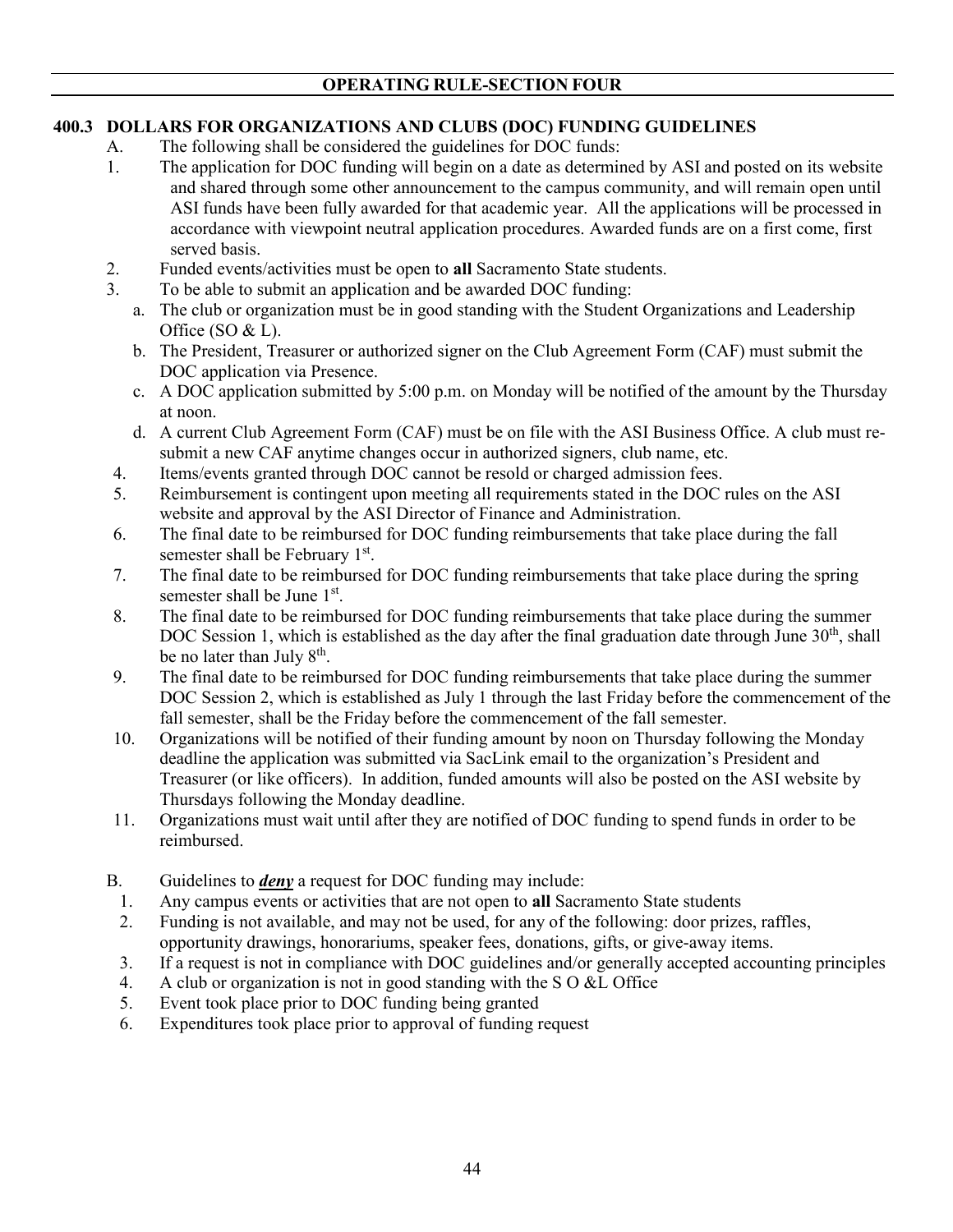## OPERATING RULE-SECTION FOUR

### 400.3 DOLLARS FOR ORGANIZATIONS AND CLUBS (DOC) FUNDING GUIDELINES

A. The following shall be considered the guidelines for DOC funds:

1. The application for DOC funding will begin on a date as determined by ASI and posted on its website and shared through some other announcement to the campus community, and will remain open until ASI funds have been fully awarded for that academic year. All the applications will be processed in accordance with viewpoint neutral application procedures. Awarded funds are on a first come, first served basis.
2. Funded events/activities must be open to **all** Sacramento State students.
3. To be able to submit an application and be awarded DOC funding:
   a. The club or organization must be in good standing with the Student Organizations and Leadership Office (SO & L).
   b. The President, Treasurer or authorized signer on the Club Agreement Form (CAF) must submit the DOC application via Presence.
   c. A DOC application submitted by 5:00 p.m. on Monday will be notified of the amount by the Thursday at noon.
   d. A current Club Agreement Form (CAF) must be on file with the ASI Business Office. A club must re-submit a new CAF anytime changes occur in authorized signers, club name, etc.
4. Items/events granted through DOC cannot be resold or charged admission fees.
5. Reimbursement is contingent upon meeting all requirements stated in the DOC rules on the ASI website and approval by the ASI Director of Finance and Administration.
6. The final date to be reimbursed for DOC funding reimbursements that take place during the fall semester shall be February 1st.
7. The final date to be reimbursed for DOC funding reimbursements that take place during the spring semester shall be June 1st.
8. The final date to be reimbursed for DOC funding reimbursements that take place during the summer DOC Session 1, which is established as the day after the final graduation date through June 30th, shall be no later than July 8th.
9. The final date to be reimbursed for DOC funding reimbursements that take place during the summer DOC Session 2, which is established as July 1 through the last Friday before the commencement of the fall semester, shall be the Friday before the commencement of the fall semester.
10. Organizations will be notified of their funding amount by noon on Thursday following the Monday deadline the application was submitted via SacLink email to the organization's President and Treasurer (or like officers). In addition, funded amounts will also be posted on the ASI website by Thursdays following the Monday deadline.
11. Organizations must wait until after they are notified of DOC funding to spend funds in order to be reimbursed.

B. Guidelines to ***deny*** a request for DOC funding may include:

1. Any campus events or activities that are not open to **all** Sacramento State students
2. Funding is not available, and may not be used, for any of the following: door prizes, raffles, opportunity drawings, honorariums, speaker fees, donations, gifts, or give-away items.
3. If a request is not in compliance with DOC guidelines and/or generally accepted accounting principles
4. A club or organization is not in good standing with the S O &L Office
5. Event took place prior to DOC funding being granted
6. Expenditures took place prior to approval of funding request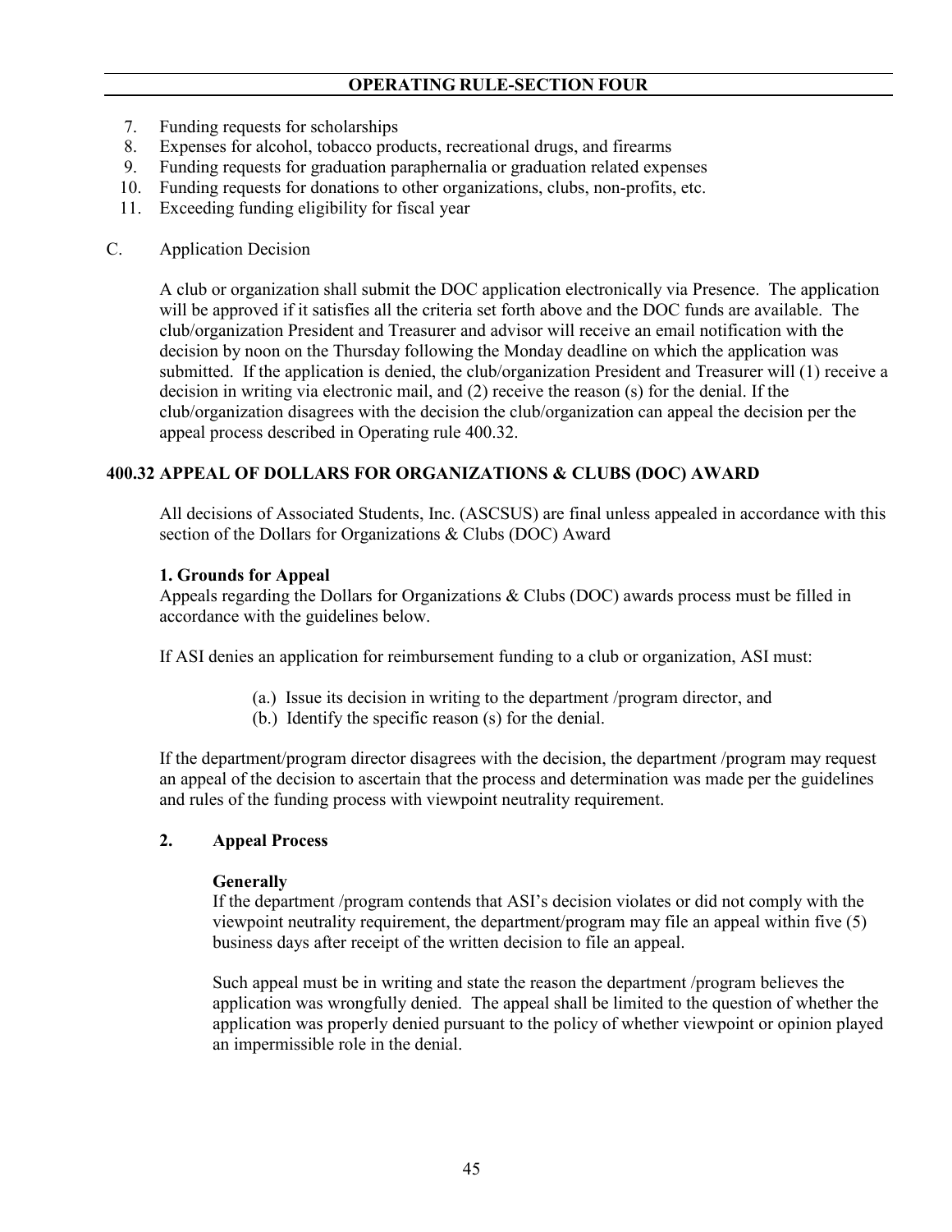7. Funding requests for scholarships
8. Expenses for alcohol, tobacco products, recreational drugs, and firearms
9. Funding requests for graduation paraphernalia or graduation related expenses
10. Funding requests for donations to other organizations, clubs, non-profits, etc.
11. Exceeding funding eligibility for fiscal year

C. Application Decision

A club or organization shall submit the DOC application electronically via Presence. The application will be approved if it satisfies all the criteria set forth above and the DOC funds are available. The club/organization President and Treasurer and advisor will receive an email notification with the decision by noon on the Thursday following the Monday deadline on which the application was submitted. If the application is denied, the club/organization President and Treasurer will (1) receive a decision in writing via electronic mail, and (2) receive the reason (s) for the denial. If the club/organization disagrees with the decision the club/organization can appeal the decision per the appeal process described in Operating rule 400.32.

## 400.32 APPEAL OF DOLLARS FOR ORGANIZATIONS & CLUBS (DOC) AWARD

All decisions of Associated Students, Inc. (ASCSUS) are final unless appealed in accordance with this section of the Dollars for Organizations & Clubs (DOC) Award

**1. Grounds for Appeal**

Appeals regarding the Dollars for Organizations & Clubs (DOC) awards process must be filled in accordance with the guidelines below.

If ASI denies an application for reimbursement funding to a club or organization, ASI must:

(a.) Issue its decision in writing to the department /program director, and
(b.) Identify the specific reason (s) for the denial.

If the department/program director disagrees with the decision, the department /program may request an appeal of the decision to ascertain that the process and determination was made per the guidelines and rules of the funding process with viewpoint neutrality requirement.

**2. Appeal Process**

**Generally**

If the department /program contends that ASI's decision violates or did not comply with the viewpoint neutrality requirement, the department/program may file an appeal within five (5) business days after receipt of the written decision to file an appeal.

Such appeal must be in writing and state the reason the department /program believes the application was wrongfully denied. The appeal shall be limited to the question of whether the application was properly denied pursuant to the policy of whether viewpoint or opinion played an impermissible role in the denial.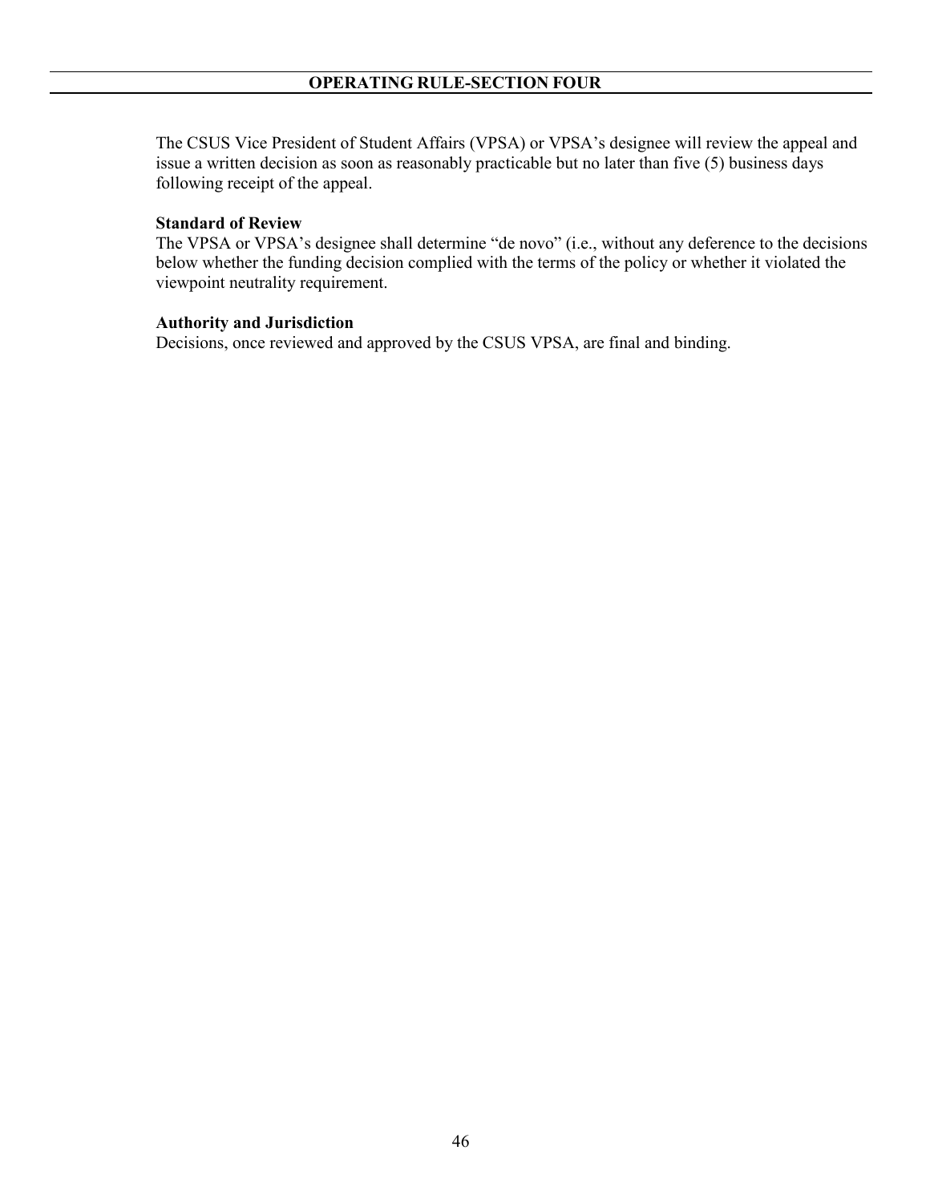The CSUS Vice President of Student Affairs (VPSA) or VPSA's designee will review the appeal and issue a written decision as soon as reasonably practicable but no later than five (5) business days following receipt of the appeal.

**Standard of Review**

The VPSA or VPSA's designee shall determine "de novo" (i.e., without any deference to the decisions below whether the funding decision complied with the terms of the policy or whether it violated the viewpoint neutrality requirement.

**Authority and Jurisdiction**

Decisions, once reviewed and approved by the CSUS VPSA, are final and binding.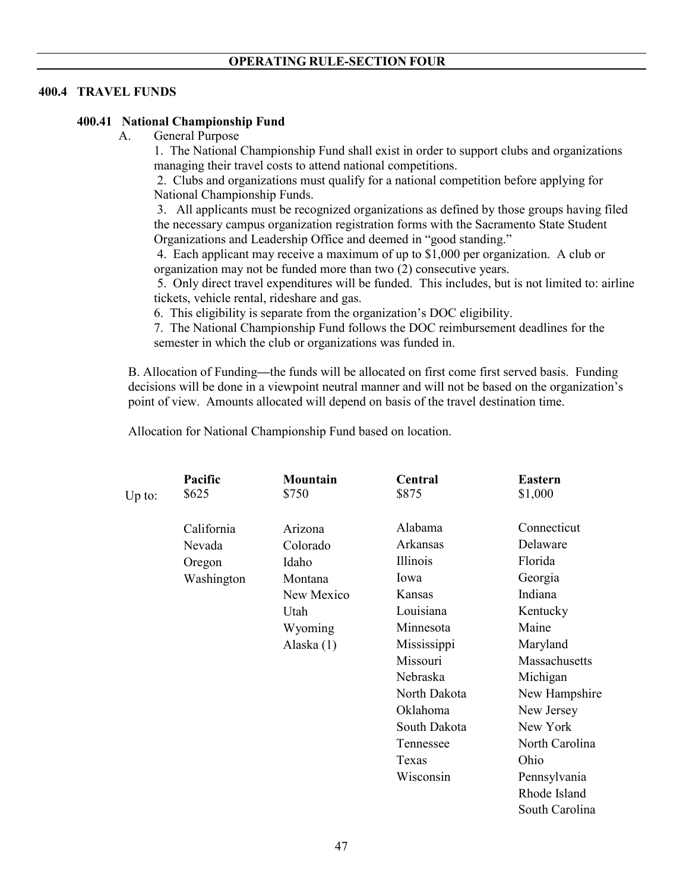## OPERATING RULE-SECTION FOUR

### 400.4 TRAVEL FUNDS

#### 400.41 National Championship Fund

A. General Purpose

1. The National Championship Fund shall exist in order to support clubs and organizations managing their travel costs to attend national competitions.
2. Clubs and organizations must qualify for a national competition before applying for National Championship Funds.
3. All applicants must be recognized organizations as defined by those groups having filed the necessary campus organization registration forms with the Sacramento State Student Organizations and Leadership Office and deemed in "good standing."
4. Each applicant may receive a maximum of up to $1,000 per organization. A club or organization may not be funded more than two (2) consecutive years.
5. Only direct travel expenditures will be funded. This includes, but is not limited to: airline tickets, vehicle rental, rideshare and gas.
6. This eligibility is separate from the organization's DOC eligibility.
7. The National Championship Fund follows the DOC reimbursement deadlines for the semester in which the club or organizations was funded in.

B. Allocation of Funding—the funds will be allocated on first come first served basis. Funding decisions will be done in a viewpoint neutral manner and will not be based on the organization's point of view. Amounts allocated will depend on basis of the travel destination time.

Allocation for National Championship Fund based on location.

| | Pacific | Mountain | Central | Eastern |
|---|---|---|---|---|
| Up to: | $625 | $750 | $875 | $1,000 |
| | California | Arizona | Alabama | Connecticut |
| | Nevada | Colorado | Arkansas | Delaware |
| | Oregon | Idaho | Illinois | Florida |
| | Washington | Montana | Iowa | Georgia |
| | | New Mexico | Kansas | Indiana |
| | | Utah | Louisiana | Kentucky |
| | | Wyoming | Minnesota | Maine |
| | | Alaska (1) | Mississippi | Maryland |
| | | | Missouri | Massachusetts |
| | | | Nebraska | Michigan |
| | | | North Dakota | New Hampshire |
| | | | Oklahoma | New Jersey |
| | | | South Dakota | New York |
| | | | Tennessee | North Carolina |
| | | | Texas | Ohio |
| | | | Wisconsin | Pennsylvania |
| | | | | Rhode Island |
| | | | | South Carolina |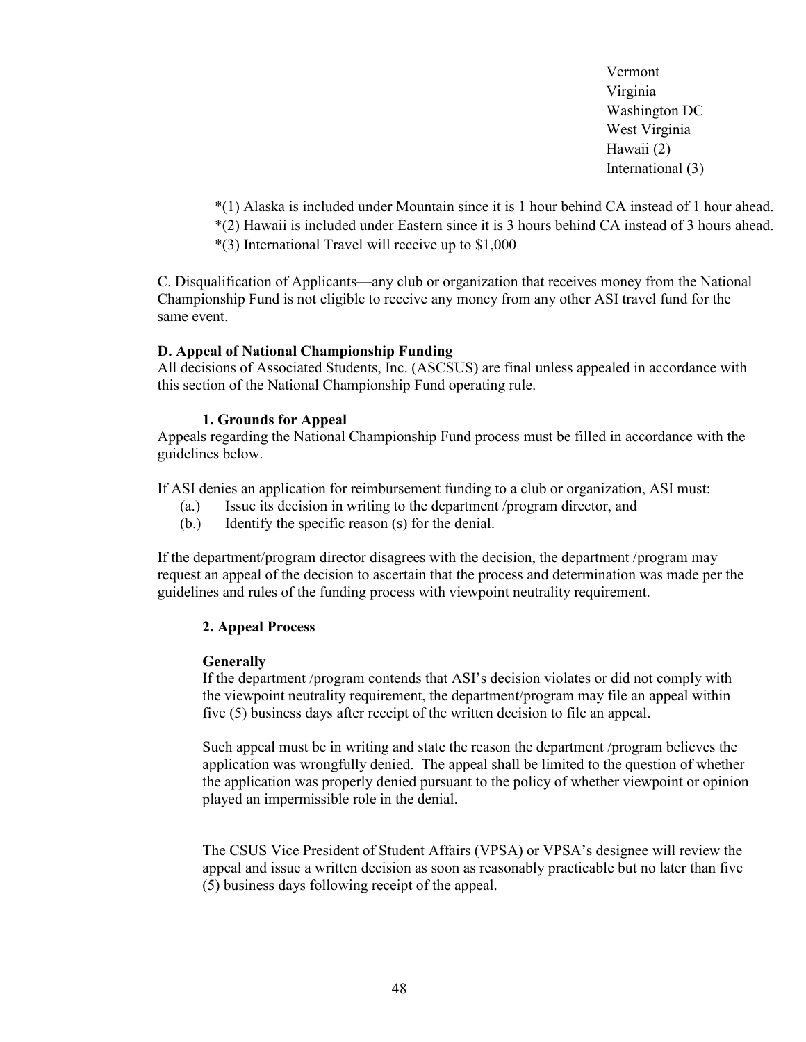Vermont
Virginia
Washington DC
West Virginia
Hawaii (2)
International (3)

*(1) Alaska is included under Mountain since it is 1 hour behind CA instead of 1 hour ahead.
*(2) Hawaii is included under Eastern since it is 3 hours behind CA instead of 3 hours ahead.
*(3) International Travel will receive up to $1,000

C. Disqualification of Applicants—any club or organization that receives money from the National Championship Fund is not eligible to receive any money from any other ASI travel fund for the same event.

**D. Appeal of National Championship Funding**

All decisions of Associated Students, Inc. (ASCSUS) are final unless appealed in accordance with this section of the National Championship Fund operating rule.

**1. Grounds for Appeal**

Appeals regarding the National Championship Fund process must be filled in accordance with the guidelines below.

If ASI denies an application for reimbursement funding to a club or organization, ASI must:

(a.) Issue its decision in writing to the department /program director, and
(b.) Identify the specific reason (s) for the denial.

If the department/program director disagrees with the decision, the department /program may request an appeal of the decision to ascertain that the process and determination was made per the guidelines and rules of the funding process with viewpoint neutrality requirement.

**2. Appeal Process**

**Generally**

If the department /program contends that ASI's decision violates or did not comply with the viewpoint neutrality requirement, the department/program may file an appeal within five (5) business days after receipt of the written decision to file an appeal.

Such appeal must be in writing and state the reason the department /program believes the application was wrongfully denied. The appeal shall be limited to the question of whether the application was properly denied pursuant to the policy of whether viewpoint or opinion played an impermissible role in the denial.

The CSUS Vice President of Student Affairs (VPSA) or VPSA's designee will review the appeal and issue a written decision as soon as reasonably practicable but no later than five (5) business days following receipt of the appeal.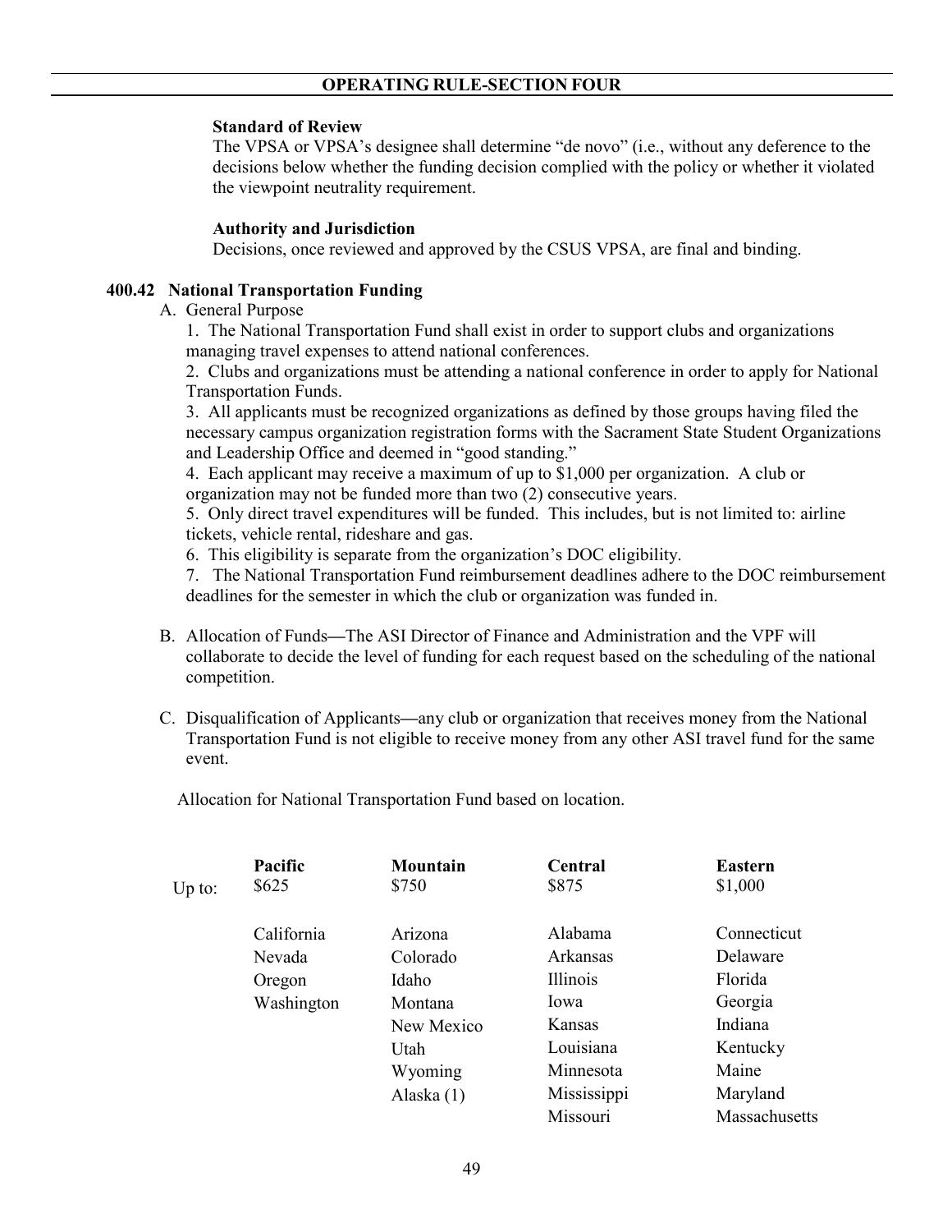**Standard of Review**

The VPSA or VPSA's designee shall determine "de novo" (i.e., without any deference to the decisions below whether the funding decision complied with the policy or whether it violated the viewpoint neutrality requirement.

**Authority and Jurisdiction**

Decisions, once reviewed and approved by the CSUS VPSA, are final and binding.

**400.42 National Transportation Funding**

A. General Purpose

1. The National Transportation Fund shall exist in order to support clubs and organizations managing travel expenses to attend national conferences.
2. Clubs and organizations must be attending a national conference in order to apply for National Transportation Funds.
3. All applicants must be recognized organizations as defined by those groups having filed the necessary campus organization registration forms with the Sacrament State Student Organizations and Leadership Office and deemed in "good standing."
4. Each applicant may receive a maximum of up to $1,000 per organization. A club or organization may not be funded more than two (2) consecutive years.
5. Only direct travel expenditures will be funded. This includes, but is not limited to: airline tickets, vehicle rental, rideshare and gas.
6. This eligibility is separate from the organization's DOC eligibility.
7. The National Transportation Fund reimbursement deadlines adhere to the DOC reimbursement deadlines for the semester in which the club or organization was funded in.

B. Allocation of Funds—The ASI Director of Finance and Administration and the VPF will collaborate to decide the level of funding for each request based on the scheduling of the national competition.

C. Disqualification of Applicants—any club or organization that receives money from the National Transportation Fund is not eligible to receive money from any other ASI travel fund for the same event.

Allocation for National Transportation Fund based on location.

| | **Pacific** | **Mountain** | **Central** | **Eastern** |
|---|---|---|---|---|
| Up to: | $625 | $750 | $875 | $1,000 |
| | California | Arizona | Alabama | Connecticut |
| | Nevada | Colorado | Arkansas | Delaware |
| | Oregon | Idaho | Illinois | Florida |
| | Washington | Montana | Iowa | Georgia |
| | | New Mexico | Kansas | Indiana |
| | | Utah | Louisiana | Kentucky |
| | | Wyoming | Minnesota | Maine |
| | | Alaska (1) | Mississippi | Maryland |
| | | | Missouri | Massachusetts |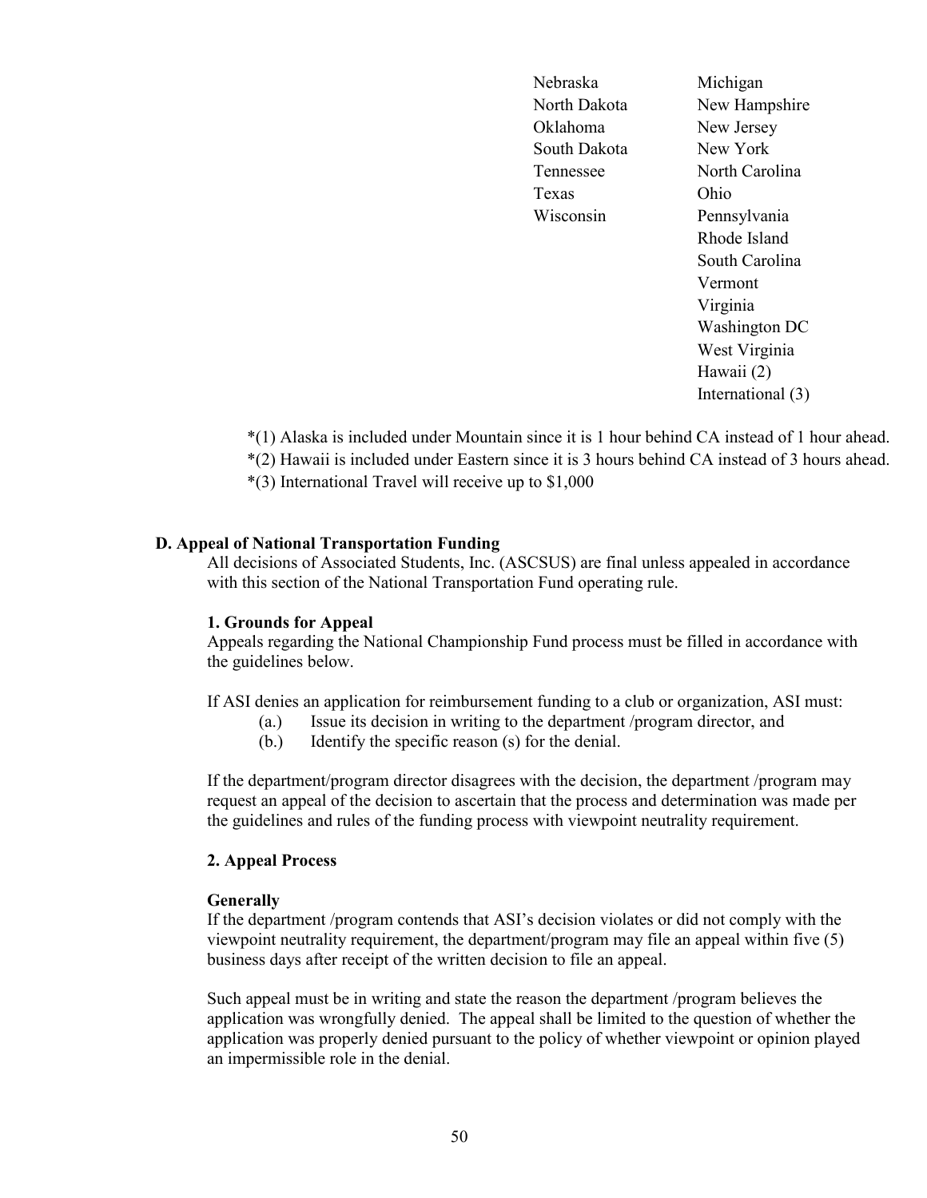| | |
|---|---|
| Nebraska | Michigan |
| North Dakota | New Hampshire |
| Oklahoma | New Jersey |
| South Dakota | New York |
| Tennessee | North Carolina |
| Texas | Ohio |
| Wisconsin | Pennsylvania |
| | Rhode Island |
| | South Carolina |
| | Vermont |
| | Virginia |
| | Washington DC |
| | West Virginia |
| | Hawaii (2) |
| | International (3) |

*(1) Alaska is included under Mountain since it is 1 hour behind CA instead of 1 hour ahead.

*(2) Hawaii is included under Eastern since it is 3 hours behind CA instead of 3 hours ahead.

*(3) International Travel will receive up to $1,000

**D. Appeal of National Transportation Funding**

All decisions of Associated Students, Inc. (ASCSUS) are final unless appealed in accordance with this section of the National Transportation Fund operating rule.

**1. Grounds for Appeal**

Appeals regarding the National Championship Fund process must be filled in accordance with the guidelines below.

If ASI denies an application for reimbursement funding to a club or organization, ASI must:

(a.) Issue its decision in writing to the department /program director, and

(b.) Identify the specific reason (s) for the denial.

If the department/program director disagrees with the decision, the department /program may request an appeal of the decision to ascertain that the process and determination was made per the guidelines and rules of the funding process with viewpoint neutrality requirement.

**2. Appeal Process**

**Generally**

If the department /program contends that ASI's decision violates or did not comply with the viewpoint neutrality requirement, the department/program may file an appeal within five (5) business days after receipt of the written decision to file an appeal.

Such appeal must be in writing and state the reason the department /program believes the application was wrongfully denied. The appeal shall be limited to the question of whether the application was properly denied pursuant to the policy of whether viewpoint or opinion played an impermissible role in the denial.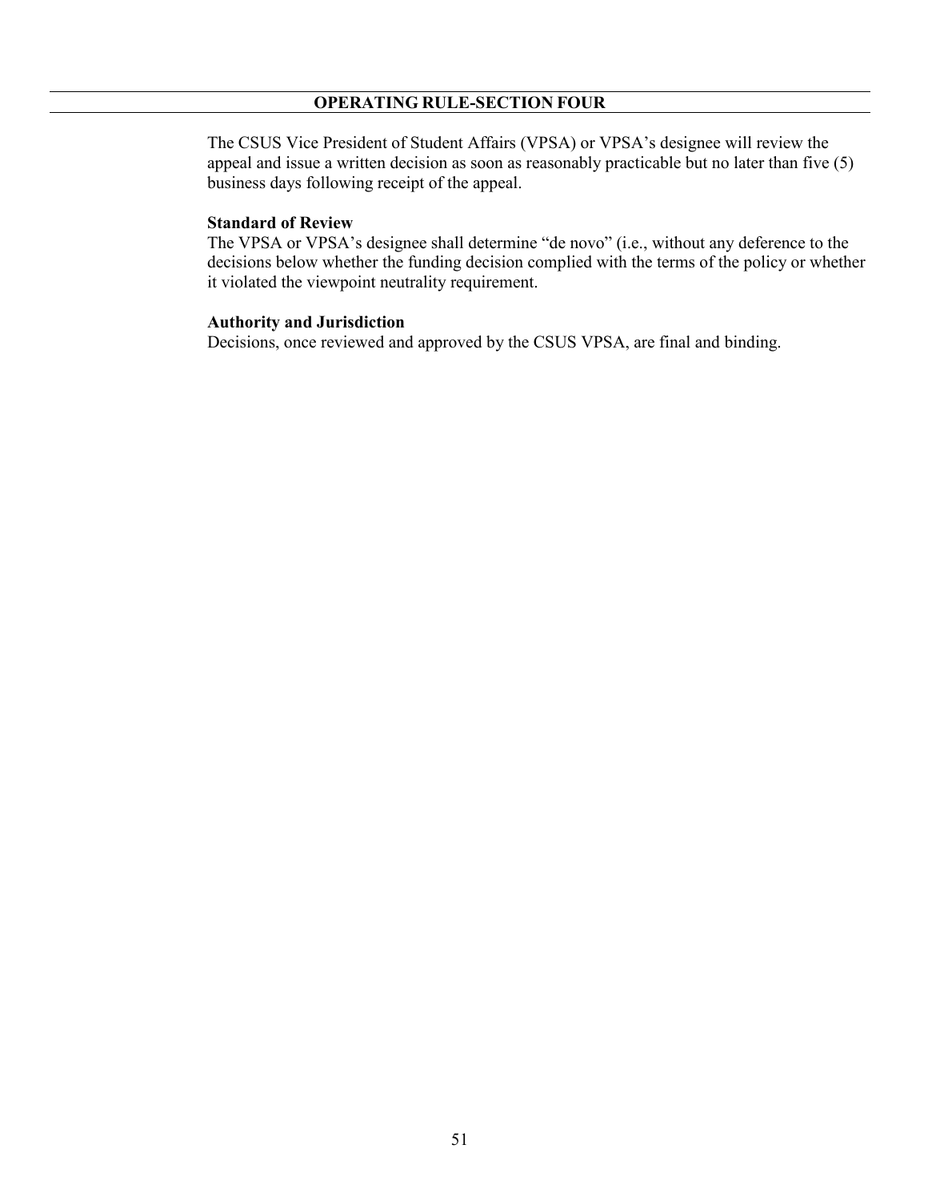**OPERATING RULE-SECTION FOUR**

The CSUS Vice President of Student Affairs (VPSA) or VPSA's designee will review the appeal and issue a written decision as soon as reasonably practicable but no later than five (5) business days following receipt of the appeal.

**Standard of Review**
The VPSA or VPSA's designee shall determine "de novo" (i.e., without any deference to the decisions below whether the funding decision complied with the terms of the policy or whether it violated the viewpoint neutrality requirement.

**Authority and Jurisdiction**
Decisions, once reviewed and approved by the CSUS VPSA, are final and binding.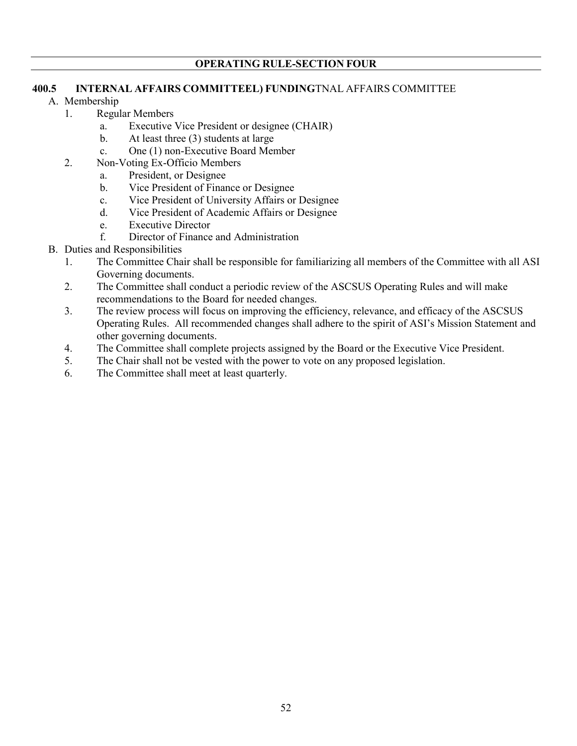**OPERATING RULE-SECTION FOUR**

## 400.5 INTERNAL AFFAIRS COMMITTEEL) FUNDINGTNAL AFFAIRS COMMITTEE

A. Membership

1. Regular Members
    a. Executive Vice President or designee (CHAIR)
    b. At least three (3) students at large
    c. One (1) non-Executive Board Member
2. Non-Voting Ex-Officio Members
    a. President, or Designee
    b. Vice President of Finance or Designee
    c. Vice President of University Affairs or Designee
    d. Vice President of Academic Affairs or Designee
    e. Executive Director
    f. Director of Finance and Administration

B. Duties and Responsibilities

1. The Committee Chair shall be responsible for familiarizing all members of the Committee with all ASI Governing documents.
2. The Committee shall conduct a periodic review of the ASCSUS Operating Rules and will make recommendations to the Board for needed changes.
3. The review process will focus on improving the efficiency, relevance, and efficacy of the ASCSUS Operating Rules. All recommended changes shall adhere to the spirit of ASI's Mission Statement and other governing documents.
4. The Committee shall complete projects assigned by the Board or the Executive Vice President.
5. The Chair shall not be vested with the power to vote on any proposed legislation.
6. The Committee shall meet at least quarterly.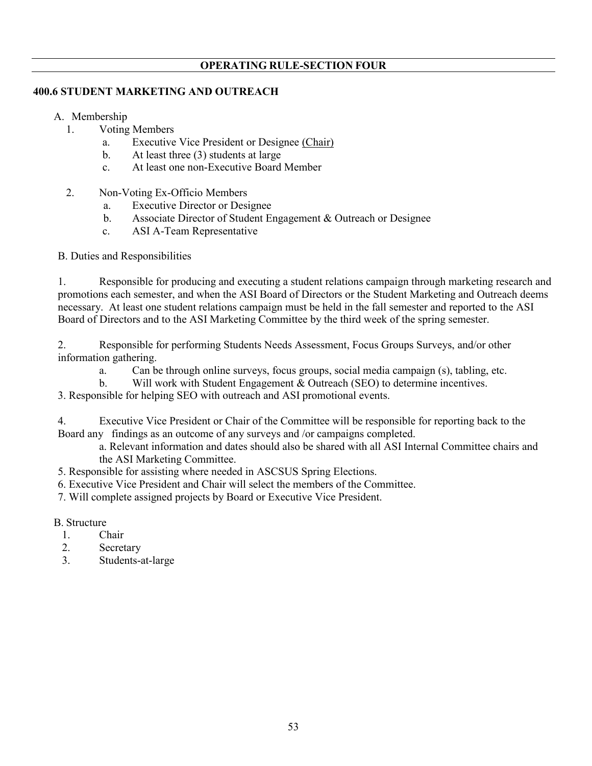**OPERATING RULE-SECTION FOUR**

## 400.6 STUDENT MARKETING AND OUTREACH

A. Membership

1. Voting Members
    a. Executive Vice President or Designee (Chair)
    b. At least three (3) students at large
    c. At least one non-Executive Board Member

2. Non-Voting Ex-Officio Members
    a. Executive Director or Designee
    b. Associate Director of Student Engagement & Outreach or Designee
    c. ASI A-Team Representative

B. Duties and Responsibilities

1. Responsible for producing and executing a student relations campaign through marketing research and promotions each semester, and when the ASI Board of Directors or the Student Marketing and Outreach deems necessary. At least one student relations campaign must be held in the fall semester and reported to the ASI Board of Directors and to the ASI Marketing Committee by the third week of the spring semester.

2. Responsible for performing Students Needs Assessment, Focus Groups Surveys, and/or other information gathering.
    a. Can be through online surveys, focus groups, social media campaign (s), tabling, etc.
    b. Will work with Student Engagement & Outreach (SEO) to determine incentives.

3. Responsible for helping SEO with outreach and ASI promotional events.

4. Executive Vice President or Chair of the Committee will be responsible for reporting back to the Board any findings as an outcome of any surveys and /or campaigns completed.
    a. Relevant information and dates should also be shared with all ASI Internal Committee chairs and the ASI Marketing Committee.

5. Responsible for assisting where needed in ASCSUS Spring Elections.

6. Executive Vice President and Chair will select the members of the Committee.

7. Will complete assigned projects by Board or Executive Vice President.

B. Structure

1. Chair
2. Secretary
3. Students-at-large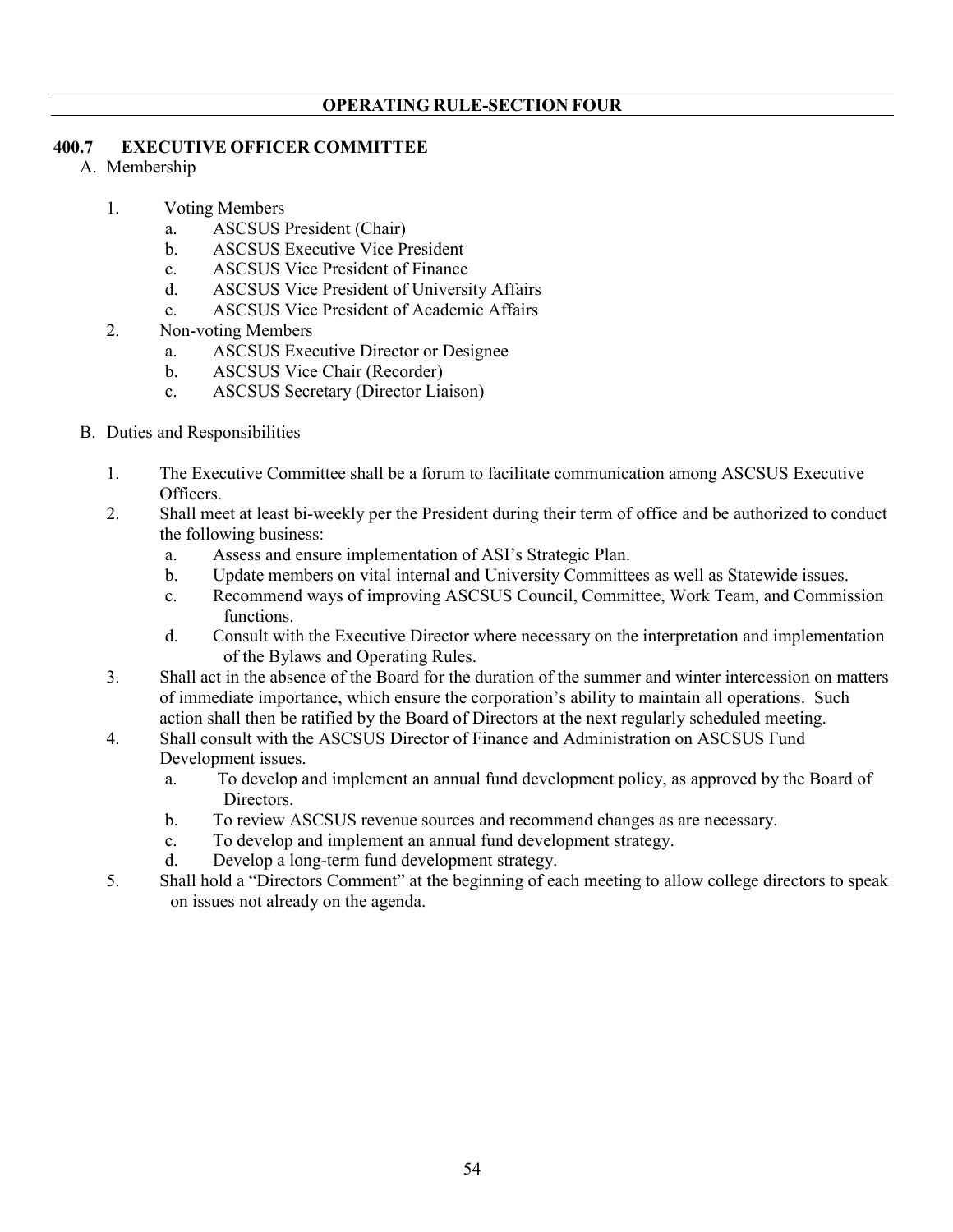## OPERATING RULE-SECTION FOUR

### 400.7 EXECUTIVE OFFICER COMMITTEE

A. Membership

1. Voting Members
   a. ASCSUS President (Chair)
   b. ASCSUS Executive Vice President
   c. ASCSUS Vice President of Finance
   d. ASCSUS Vice President of University Affairs
   e. ASCSUS Vice President of Academic Affairs
2. Non-voting Members
   a. ASCSUS Executive Director or Designee
   b. ASCSUS Vice Chair (Recorder)
   c. ASCSUS Secretary (Director Liaison)

B. Duties and Responsibilities

1. The Executive Committee shall be a forum to facilitate communication among ASCSUS Executive Officers.
2. Shall meet at least bi-weekly per the President during their term of office and be authorized to conduct the following business:
   a. Assess and ensure implementation of ASI's Strategic Plan.
   b. Update members on vital internal and University Committees as well as Statewide issues.
   c. Recommend ways of improving ASCSUS Council, Committee, Work Team, and Commission functions.
   d. Consult with the Executive Director where necessary on the interpretation and implementation of the Bylaws and Operating Rules.
3. Shall act in the absence of the Board for the duration of the summer and winter intercession on matters of immediate importance, which ensure the corporation's ability to maintain all operations. Such action shall then be ratified by the Board of Directors at the next regularly scheduled meeting.
4. Shall consult with the ASCSUS Director of Finance and Administration on ASCSUS Fund Development issues.
   a. To develop and implement an annual fund development policy, as approved by the Board of Directors.
   b. To review ASCSUS revenue sources and recommend changes as are necessary.
   c. To develop and implement an annual fund development strategy.
   d. Develop a long-term fund development strategy.
5. Shall hold a "Directors Comment" at the beginning of each meeting to allow college directors to speak on issues not already on the agenda.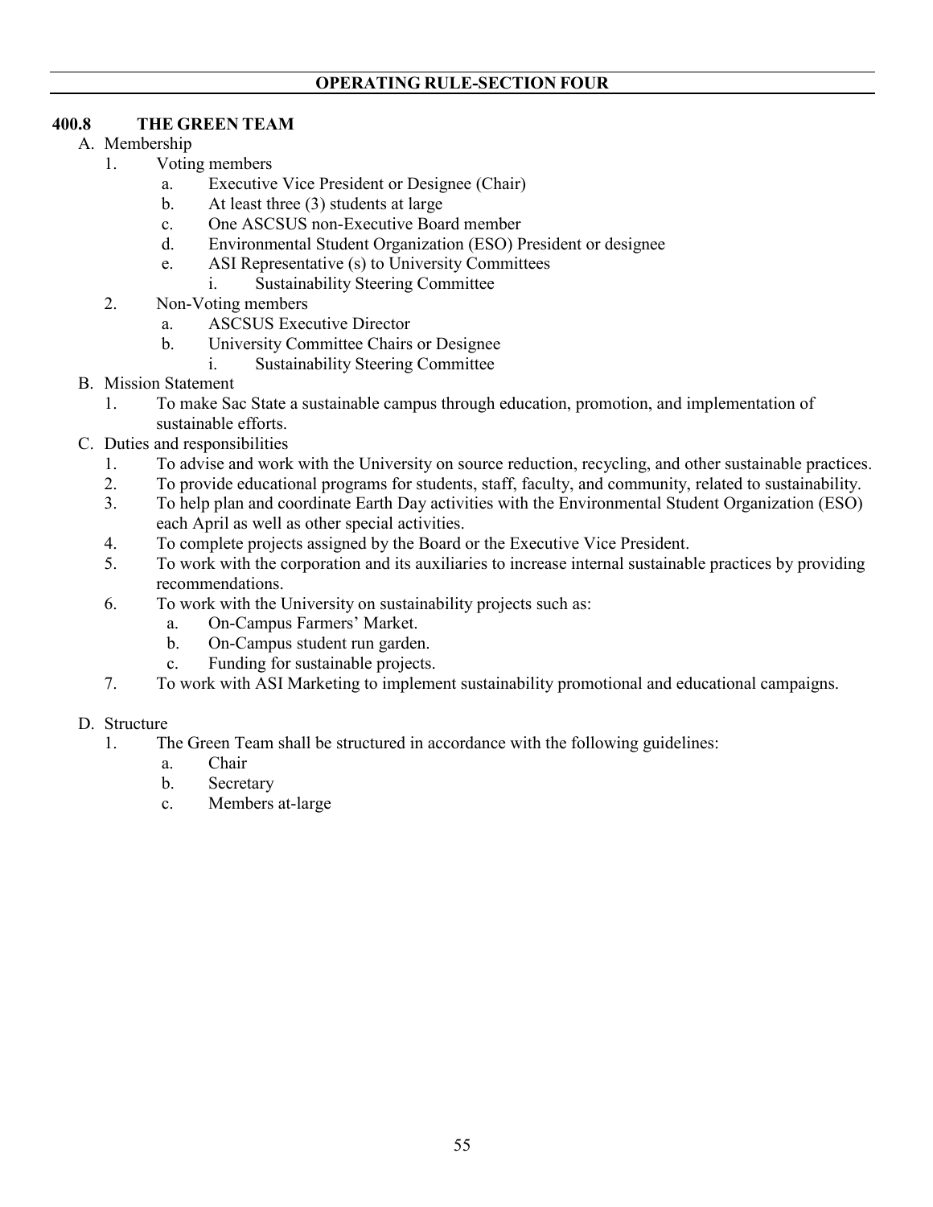## OPERATING RULE-SECTION FOUR

### 400.8 THE GREEN TEAM

A. Membership
   1. Voting members
      a. Executive Vice President or Designee (Chair)
      b. At least three (3) students at large
      c. One ASCSUS non-Executive Board member
      d. Environmental Student Organization (ESO) President or designee
      e. ASI Representative (s) to University Committees
         i. Sustainability Steering Committee
   2. Non-Voting members
      a. ASCSUS Executive Director
      b. University Committee Chairs or Designee
         i. Sustainability Steering Committee

B. Mission Statement
   1. To make Sac State a sustainable campus through education, promotion, and implementation of sustainable efforts.

C. Duties and responsibilities
   1. To advise and work with the University on source reduction, recycling, and other sustainable practices.
   2. To provide educational programs for students, staff, faculty, and community, related to sustainability.
   3. To help plan and coordinate Earth Day activities with the Environmental Student Organization (ESO) each April as well as other special activities.
   4. To complete projects assigned by the Board or the Executive Vice President.
   5. To work with the corporation and its auxiliaries to increase internal sustainable practices by providing recommendations.
   6. To work with the University on sustainability projects such as:
      a. On-Campus Farmers' Market.
      b. On-Campus student run garden.
      c. Funding for sustainable projects.
   7. To work with ASI Marketing to implement sustainability promotional and educational campaigns.

D. Structure
   1. The Green Team shall be structured in accordance with the following guidelines:
      a. Chair
      b. Secretary
      c. Members at-large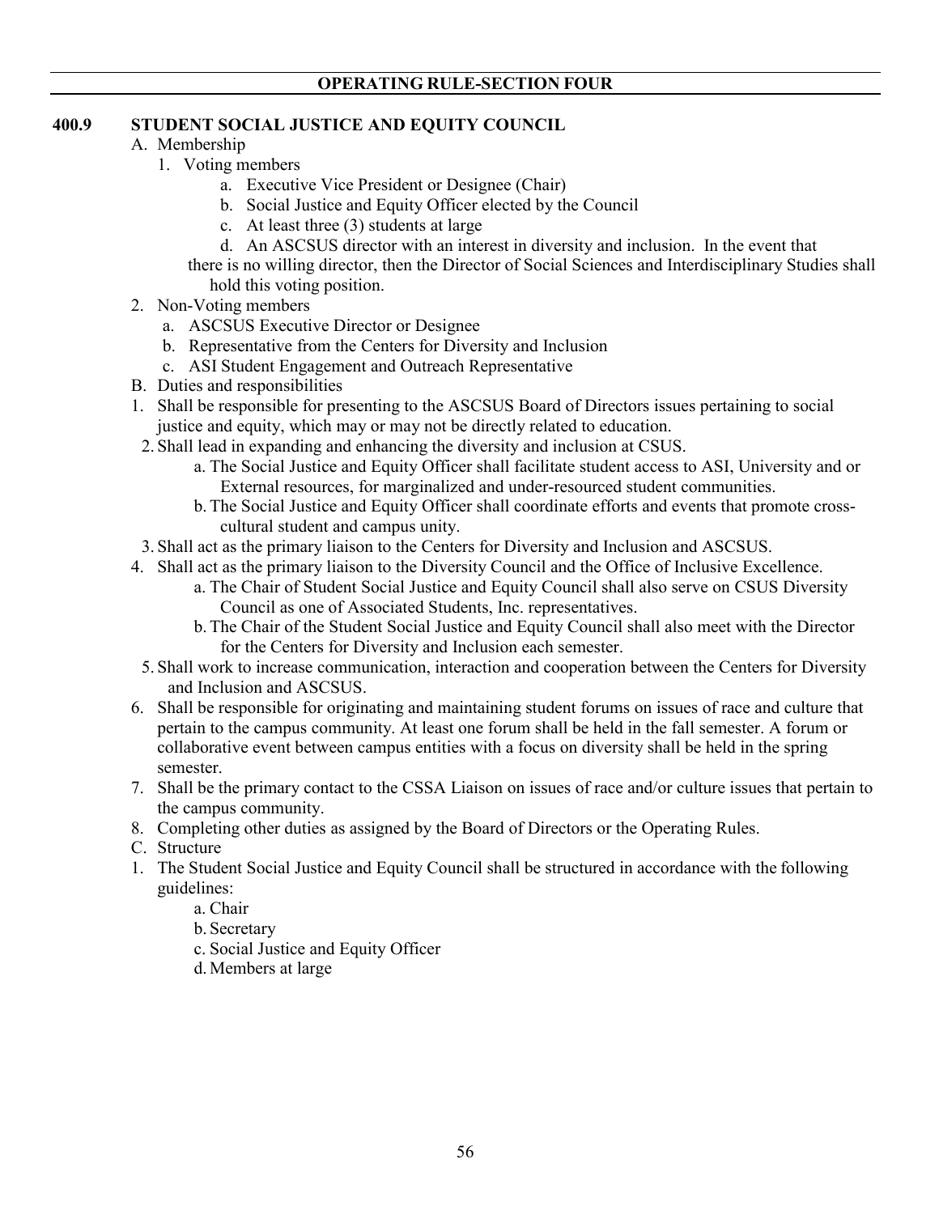## 400.9 STUDENT SOCIAL JUSTICE AND EQUITY COUNCIL

A. Membership
   1. Voting members
      a. Executive Vice President or Designee (Chair)
      b. Social Justice and Equity Officer elected by the Council
      c. At least three (3) students at large
      d. An ASCSUS director with an interest in diversity and inclusion. In the event that there is no willing director, then the Director of Social Sciences and Interdisciplinary Studies shall hold this voting position.
   2. Non-Voting members
      a. ASCSUS Executive Director or Designee
      b. Representative from the Centers for Diversity and Inclusion
      c. ASI Student Engagement and Outreach Representative

B. Duties and responsibilities
   1. Shall be responsible for presenting to the ASCSUS Board of Directors issues pertaining to social justice and equity, which may or may not be directly related to education.
   2. Shall lead in expanding and enhancing the diversity and inclusion at CSUS.
      a. The Social Justice and Equity Officer shall facilitate student access to ASI, University and or External resources, for marginalized and under-resourced student communities.
      b. The Social Justice and Equity Officer shall coordinate efforts and events that promote cross-cultural student and campus unity.
   3. Shall act as the primary liaison to the Centers for Diversity and Inclusion and ASCSUS.
   4. Shall act as the primary liaison to the Diversity Council and the Office of Inclusive Excellence.
      a. The Chair of Student Social Justice and Equity Council shall also serve on CSUS Diversity Council as one of Associated Students, Inc. representatives.
      b. The Chair of the Student Social Justice and Equity Council shall also meet with the Director for the Centers for Diversity and Inclusion each semester.
   5. Shall work to increase communication, interaction and cooperation between the Centers for Diversity and Inclusion and ASCSUS.
   6. Shall be responsible for originating and maintaining student forums on issues of race and culture that pertain to the campus community. At least one forum shall be held in the fall semester. A forum or collaborative event between campus entities with a focus on diversity shall be held in the spring semester.
   7. Shall be the primary contact to the CSSA Liaison on issues of race and/or culture issues that pertain to the campus community.
   8. Completing other duties as assigned by the Board of Directors or the Operating Rules.

C. Structure
   1. The Student Social Justice and Equity Council shall be structured in accordance with the following guidelines:
      a. Chair
      b. Secretary
      c. Social Justice and Equity Officer
      d. Members at large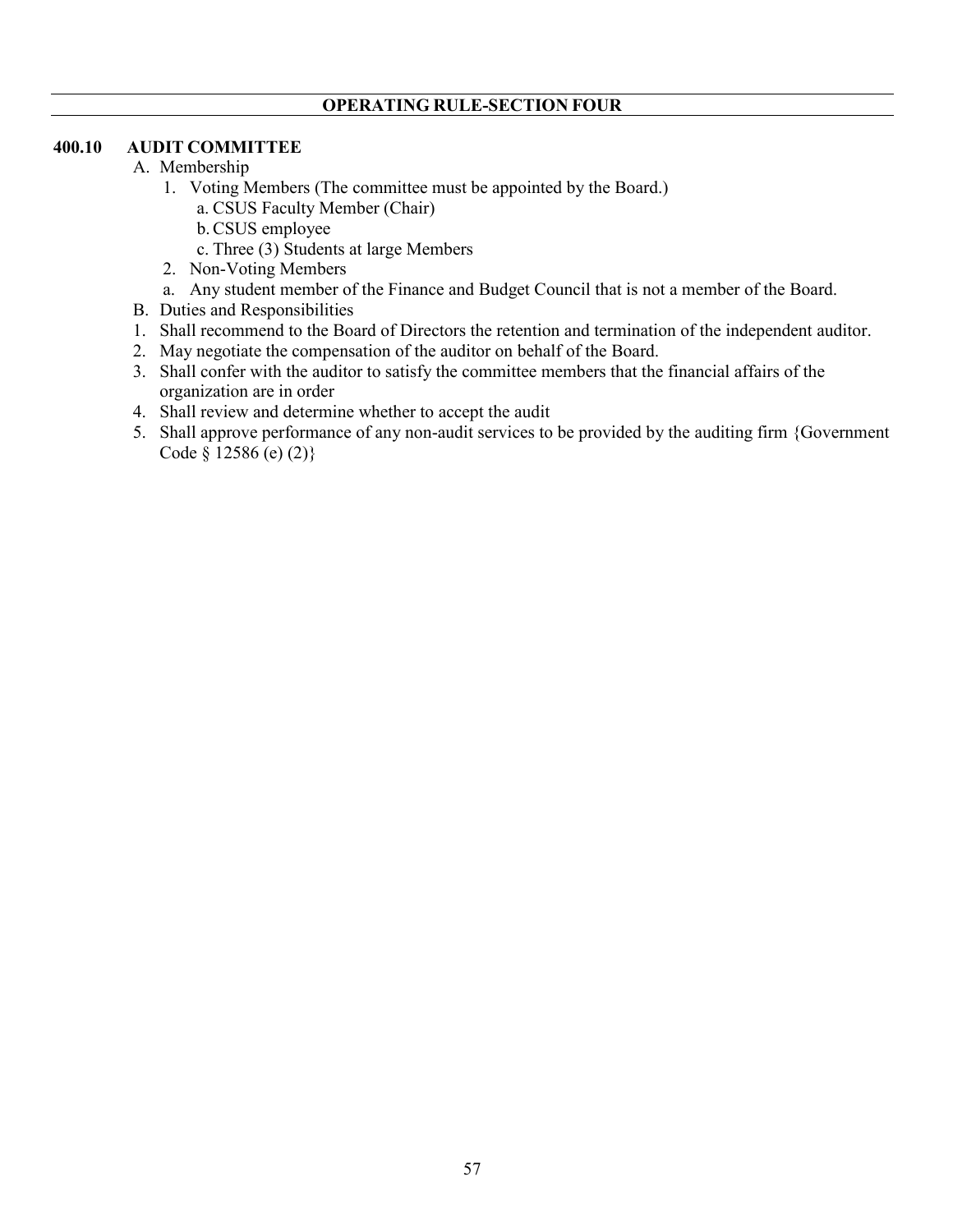## OPERATING RULE-SECTION FOUR

### 400.10 AUDIT COMMITTEE

A. Membership
   1. Voting Members (The committee must be appointed by the Board.)
      a. CSUS Faculty Member (Chair)
      b. CSUS employee
      c. Three (3) Students at large Members
   2. Non-Voting Members
      a. Any student member of the Finance and Budget Council that is not a member of the Board.

B. Duties and Responsibilities
   1. Shall recommend to the Board of Directors the retention and termination of the independent auditor.
   2. May negotiate the compensation of the auditor on behalf of the Board.
   3. Shall confer with the auditor to satisfy the committee members that the financial affairs of the organization are in order
   4. Shall review and determine whether to accept the audit
   5. Shall approve performance of any non-audit services to be provided by the auditing firm {Government Code § 12586 (e) (2)}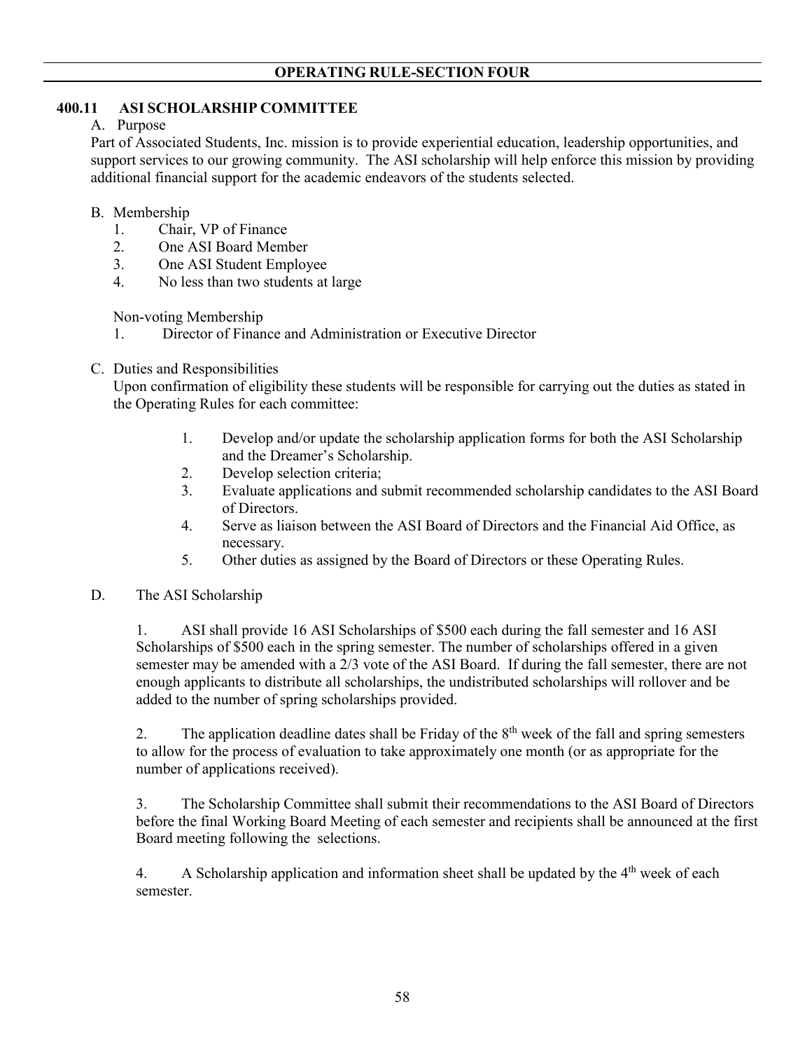## OPERATING RULE-SECTION FOUR

### 400.11 ASI SCHOLARSHIP COMMITTEE

A. Purpose

Part of Associated Students, Inc. mission is to provide experiential education, leadership opportunities, and support services to our growing community. The ASI scholarship will help enforce this mission by providing additional financial support for the academic endeavors of the students selected.

B. Membership

1. Chair, VP of Finance
2. One ASI Board Member
3. One ASI Student Employee
4. No less than two students at large

Non-voting Membership

1. Director of Finance and Administration or Executive Director

C. Duties and Responsibilities

Upon confirmation of eligibility these students will be responsible for carrying out the duties as stated in the Operating Rules for each committee:

1. Develop and/or update the scholarship application forms for both the ASI Scholarship and the Dreamer's Scholarship.
2. Develop selection criteria;
3. Evaluate applications and submit recommended scholarship candidates to the ASI Board of Directors.
4. Serve as liaison between the ASI Board of Directors and the Financial Aid Office, as necessary.
5. Other duties as assigned by the Board of Directors or these Operating Rules.

D. The ASI Scholarship

1. ASI shall provide 16 ASI Scholarships of $500 each during the fall semester and 16 ASI Scholarships of $500 each in the spring semester. The number of scholarships offered in a given semester may be amended with a 2/3 vote of the ASI Board. If during the fall semester, there are not enough applicants to distribute all scholarships, the undistributed scholarships will rollover and be added to the number of spring scholarships provided.

2. The application deadline dates shall be Friday of the 8th week of the fall and spring semesters to allow for the process of evaluation to take approximately one month (or as appropriate for the number of applications received).

3. The Scholarship Committee shall submit their recommendations to the ASI Board of Directors before the final Working Board Meeting of each semester and recipients shall be announced at the first Board meeting following the selections.

4. A Scholarship application and information sheet shall be updated by the 4th week of each semester.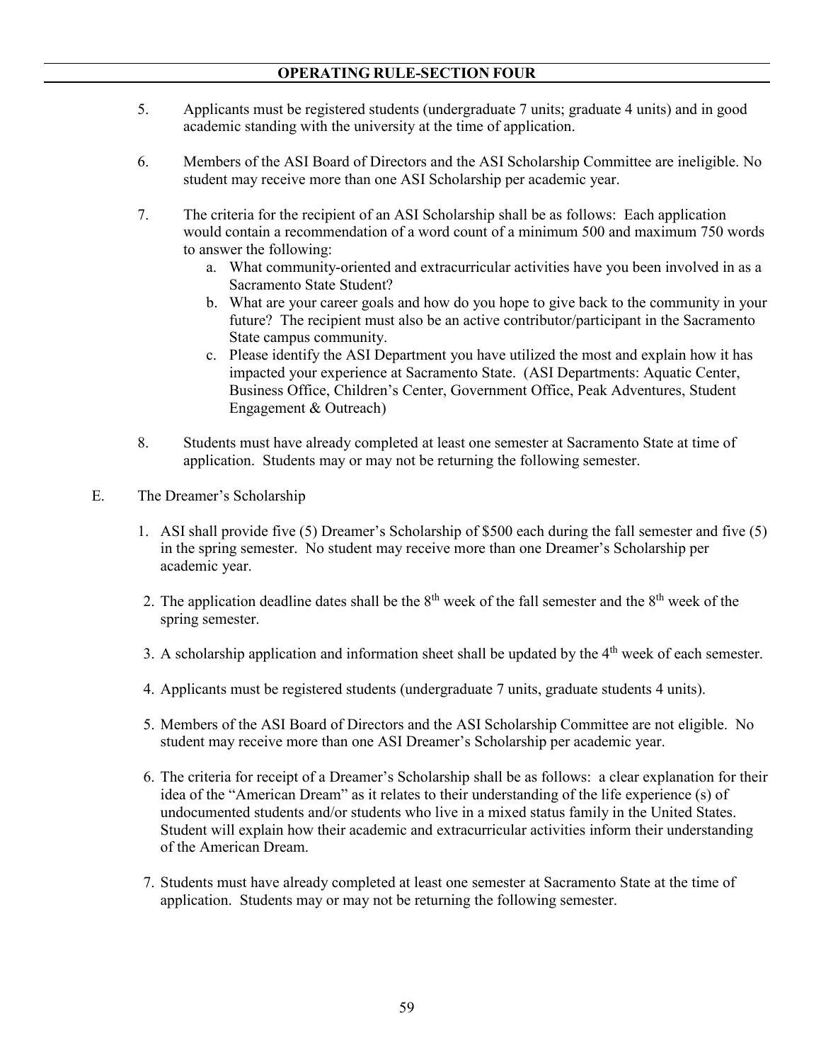5. Applicants must be registered students (undergraduate 7 units; graduate 4 units) and in good academic standing with the university at the time of application.

6. Members of the ASI Board of Directors and the ASI Scholarship Committee are ineligible. No student may receive more than one ASI Scholarship per academic year.

7. The criteria for the recipient of an ASI Scholarship shall be as follows: Each application would contain a recommendation of a word count of a minimum 500 and maximum 750 words to answer the following:
   a. What community-oriented and extracurricular activities have you been involved in as a Sacramento State Student?
   b. What are your career goals and how do you hope to give back to the community in your future? The recipient must also be an active contributor/participant in the Sacramento State campus community.
   c. Please identify the ASI Department you have utilized the most and explain how it has impacted your experience at Sacramento State. (ASI Departments: Aquatic Center, Business Office, Children's Center, Government Office, Peak Adventures, Student Engagement & Outreach)

8. Students must have already completed at least one semester at Sacramento State at time of application. Students may or may not be returning the following semester.

E. The Dreamer's Scholarship

1. ASI shall provide five (5) Dreamer's Scholarship of $500 each during the fall semester and five (5) in the spring semester. No student may receive more than one Dreamer's Scholarship per academic year.

2. The application deadline dates shall be the 8th week of the fall semester and the 8th week of the spring semester.

3. A scholarship application and information sheet shall be updated by the 4th week of each semester.

4. Applicants must be registered students (undergraduate 7 units, graduate students 4 units).

5. Members of the ASI Board of Directors and the ASI Scholarship Committee are not eligible. No student may receive more than one ASI Dreamer's Scholarship per academic year.

6. The criteria for receipt of a Dreamer's Scholarship shall be as follows: a clear explanation for their idea of the "American Dream" as it relates to their understanding of the life experience (s) of undocumented students and/or students who live in a mixed status family in the United States. Student will explain how their academic and extracurricular activities inform their understanding of the American Dream.

7. Students must have already completed at least one semester at Sacramento State at the time of application. Students may or may not be returning the following semester.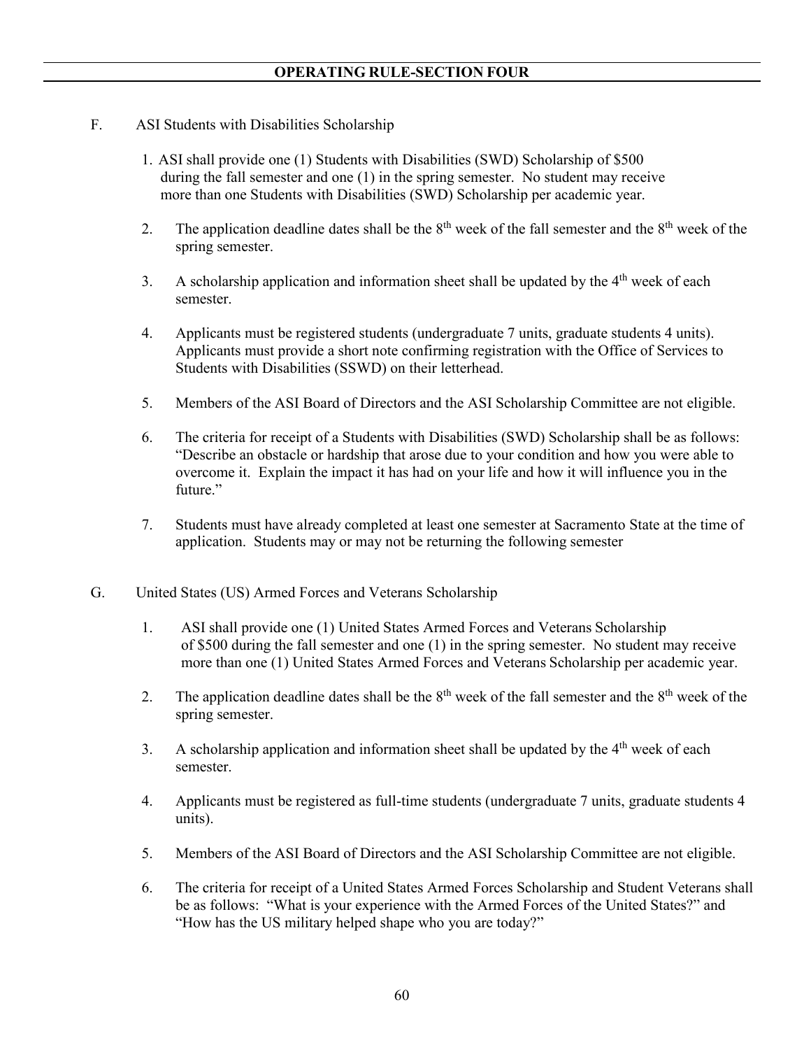F. ASI Students with Disabilities Scholarship

1. ASI shall provide one (1) Students with Disabilities (SWD) Scholarship of $500 during the fall semester and one (1) in the spring semester. No student may receive more than one Students with Disabilities (SWD) Scholarship per academic year.

2. The application deadline dates shall be the 8th week of the fall semester and the 8th week of the spring semester.

3. A scholarship application and information sheet shall be updated by the 4th week of each semester.

4. Applicants must be registered students (undergraduate 7 units, graduate students 4 units). Applicants must provide a short note confirming registration with the Office of Services to Students with Disabilities (SSWD) on their letterhead.

5. Members of the ASI Board of Directors and the ASI Scholarship Committee are not eligible.

6. The criteria for receipt of a Students with Disabilities (SWD) Scholarship shall be as follows: "Describe an obstacle or hardship that arose due to your condition and how you were able to overcome it. Explain the impact it has had on your life and how it will influence you in the future."

7. Students must have already completed at least one semester at Sacramento State at the time of application. Students may or may not be returning the following semester

G. United States (US) Armed Forces and Veterans Scholarship

1. ASI shall provide one (1) United States Armed Forces and Veterans Scholarship of $500 during the fall semester and one (1) in the spring semester. No student may receive more than one (1) United States Armed Forces and Veterans Scholarship per academic year.

2. The application deadline dates shall be the 8th week of the fall semester and the 8th week of the spring semester.

3. A scholarship application and information sheet shall be updated by the 4th week of each semester.

4. Applicants must be registered as full-time students (undergraduate 7 units, graduate students 4 units).

5. Members of the ASI Board of Directors and the ASI Scholarship Committee are not eligible.

6. The criteria for receipt of a United States Armed Forces Scholarship and Student Veterans shall be as follows: "What is your experience with the Armed Forces of the United States?" and "How has the US military helped shape who you are today?"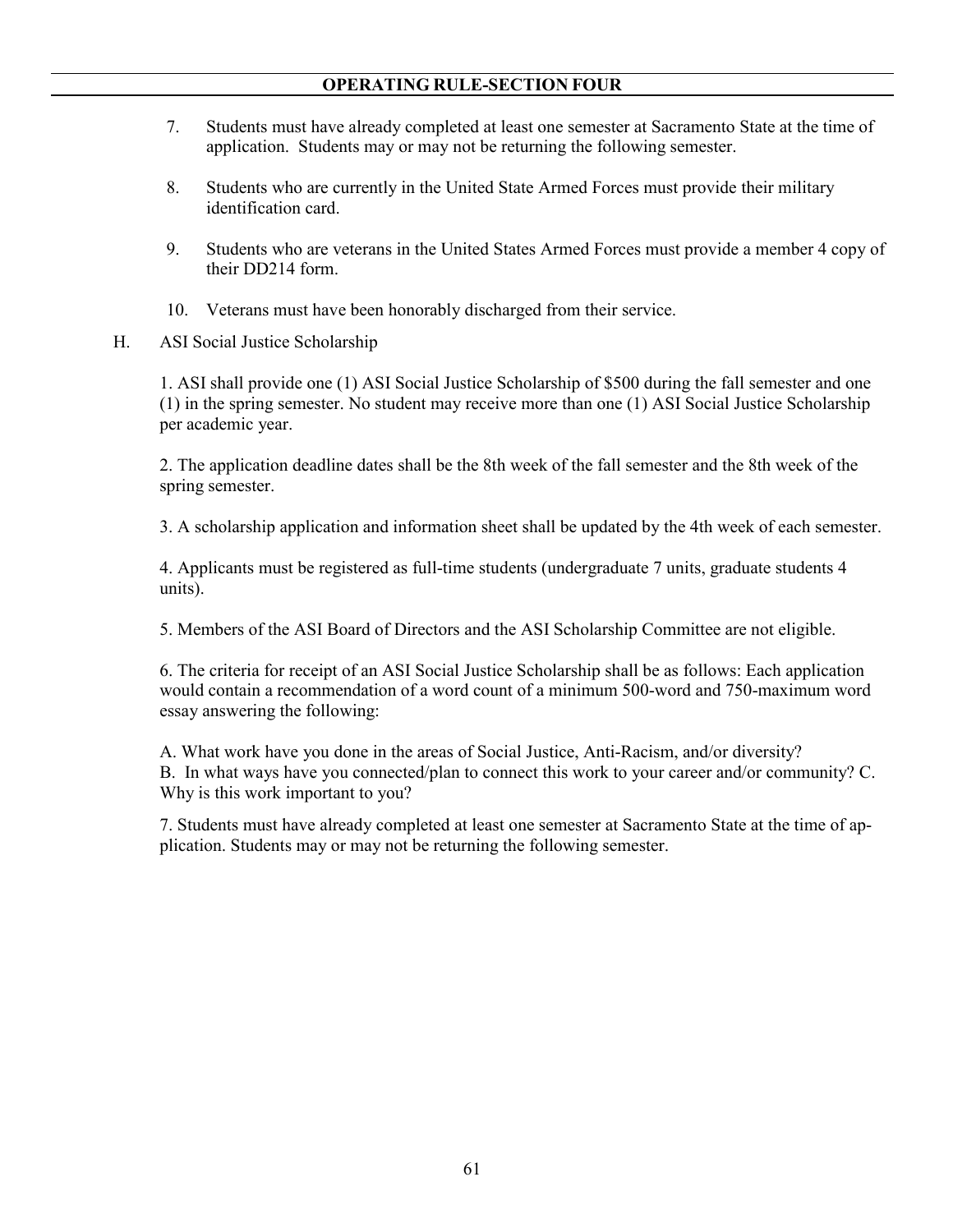7. Students must have already completed at least one semester at Sacramento State at the time of application. Students may or may not be returning the following semester.

8. Students who are currently in the United State Armed Forces must provide their military identification card.

9. Students who are veterans in the United States Armed Forces must provide a member 4 copy of their DD214 form.

10. Veterans must have been honorably discharged from their service.

H. ASI Social Justice Scholarship

1. ASI shall provide one (1) ASI Social Justice Scholarship of $500 during the fall semester and one (1) in the spring semester. No student may receive more than one (1) ASI Social Justice Scholarship per academic year.

2. The application deadline dates shall be the 8th week of the fall semester and the 8th week of the spring semester.

3. A scholarship application and information sheet shall be updated by the 4th week of each semester.

4. Applicants must be registered as full-time students (undergraduate 7 units, graduate students 4 units).

5. Members of the ASI Board of Directors and the ASI Scholarship Committee are not eligible.

6. The criteria for receipt of an ASI Social Justice Scholarship shall be as follows: Each application would contain a recommendation of a word count of a minimum 500-word and 750-maximum word essay answering the following:

A. What work have you done in the areas of Social Justice, Anti-Racism, and/or diversity?
B. In what ways have you connected/plan to connect this work to your career and/or community? C. Why is this work important to you?

7. Students must have already completed at least one semester at Sacramento State at the time of application. Students may or may not be returning the following semester.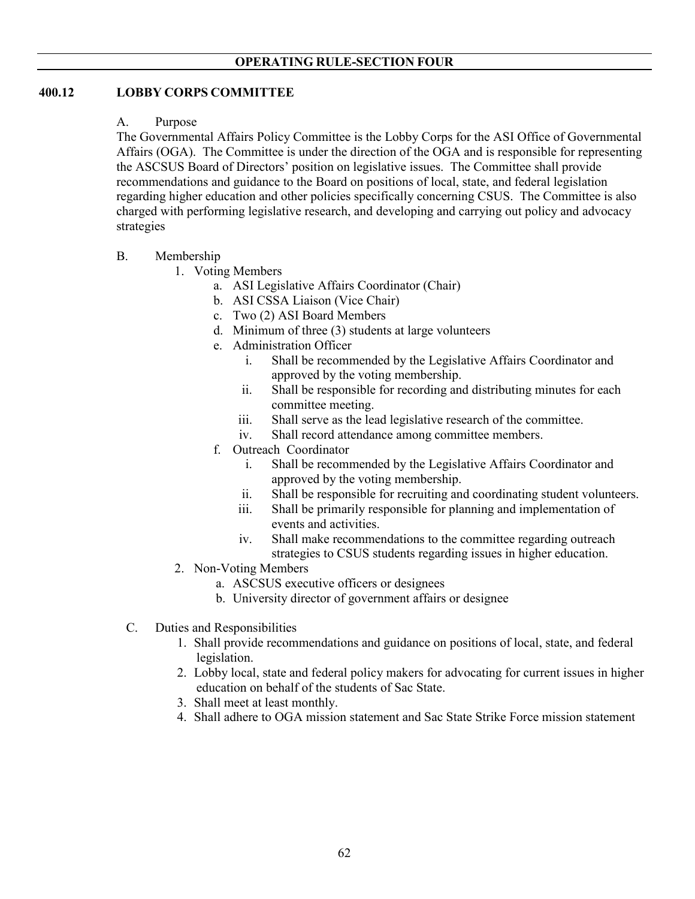**OPERATING RULE-SECTION FOUR**

## 400.12 LOBBY CORPS COMMITTEE

A. Purpose

The Governmental Affairs Policy Committee is the Lobby Corps for the ASI Office of Governmental Affairs (OGA). The Committee is under the direction of the OGA and is responsible for representing the ASCSUS Board of Directors' position on legislative issues. The Committee shall provide recommendations and guidance to the Board on positions of local, state, and federal legislation regarding higher education and other policies specifically concerning CSUS. The Committee is also charged with performing legislative research, and developing and carrying out policy and advocacy strategies

B. Membership

1. Voting Members
    a. ASI Legislative Affairs Coordinator (Chair)
    b. ASI CSSA Liaison (Vice Chair)
    c. Two (2) ASI Board Members
    d. Minimum of three (3) students at large volunteers
    e. Administration Officer
        i. Shall be recommended by the Legislative Affairs Coordinator and approved by the voting membership.
        ii. Shall be responsible for recording and distributing minutes for each committee meeting.
        iii. Shall serve as the lead legislative research of the committee.
        iv. Shall record attendance among committee members.
    f. Outreach Coordinator
        i. Shall be recommended by the Legislative Affairs Coordinator and approved by the voting membership.
        ii. Shall be responsible for recruiting and coordinating student volunteers.
        iii. Shall be primarily responsible for planning and implementation of events and activities.
        iv. Shall make recommendations to the committee regarding outreach strategies to CSUS students regarding issues in higher education.
2. Non-Voting Members
    a. ASCSUS executive officers or designees
    b. University director of government affairs or designee

C. Duties and Responsibilities

1. Shall provide recommendations and guidance on positions of local, state, and federal legislation.
2. Lobby local, state and federal policy makers for advocating for current issues in higher education on behalf of the students of Sac State.
3. Shall meet at least monthly.
4. Shall adhere to OGA mission statement and Sac State Strike Force mission statement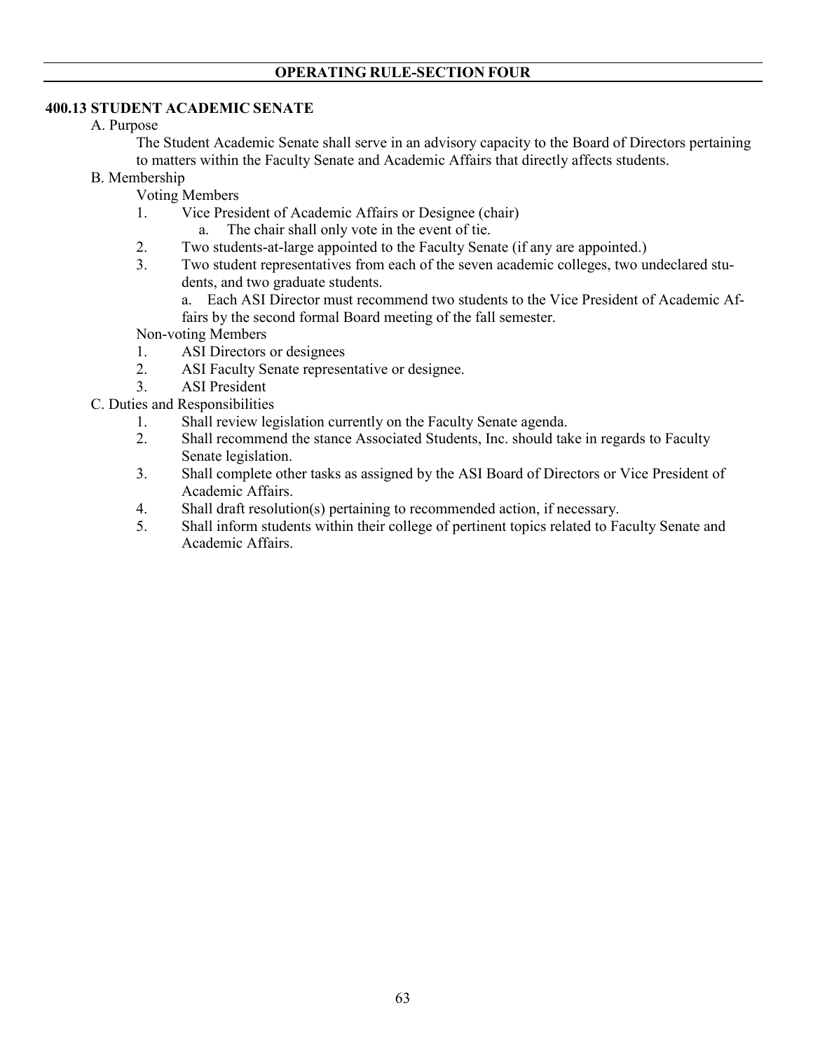## OPERATING RULE-SECTION FOUR

### 400.13 STUDENT ACADEMIC SENATE

A. Purpose

The Student Academic Senate shall serve in an advisory capacity to the Board of Directors pertaining to matters within the Faculty Senate and Academic Affairs that directly affects students.

B. Membership

Voting Members

1. Vice President of Academic Affairs or Designee (chair)
    a. The chair shall only vote in the event of tie.
2. Two students-at-large appointed to the Faculty Senate (if any are appointed.)
3. Two student representatives from each of the seven academic colleges, two undeclared students, and two graduate students.
    a. Each ASI Director must recommend two students to the Vice President of Academic Affairs by the second formal Board meeting of the fall semester.

Non-voting Members

1. ASI Directors or designees
2. ASI Faculty Senate representative or designee.
3. ASI President

C. Duties and Responsibilities

1. Shall review legislation currently on the Faculty Senate agenda.
2. Shall recommend the stance Associated Students, Inc. should take in regards to Faculty Senate legislation.
3. Shall complete other tasks as assigned by the ASI Board of Directors or Vice President of Academic Affairs.
4. Shall draft resolution(s) pertaining to recommended action, if necessary.
5. Shall inform students within their college of pertinent topics related to Faculty Senate and Academic Affairs.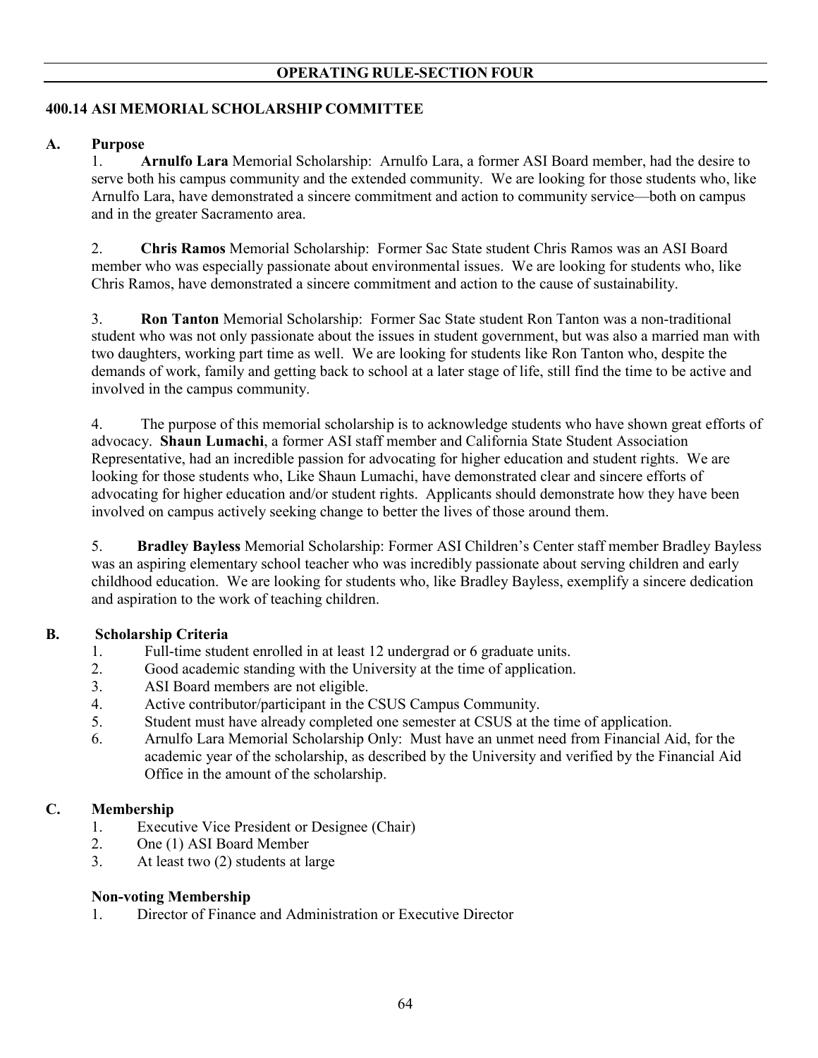**OPERATING RULE-SECTION FOUR**

## 400.14 ASI MEMORIAL SCHOLARSHIP COMMITTEE

### A. Purpose

1. **Arnulfo Lara** Memorial Scholarship: Arnulfo Lara, a former ASI Board member, had the desire to serve both his campus community and the extended community. We are looking for those students who, like Arnulfo Lara, have demonstrated a sincere commitment and action to community service—both on campus and in the greater Sacramento area.

2. **Chris Ramos** Memorial Scholarship: Former Sac State student Chris Ramos was an ASI Board member who was especially passionate about environmental issues. We are looking for students who, like Chris Ramos, have demonstrated a sincere commitment and action to the cause of sustainability.

3. **Ron Tanton** Memorial Scholarship: Former Sac State student Ron Tanton was a non-traditional student who was not only passionate about the issues in student government, but was also a married man with two daughters, working part time as well. We are looking for students like Ron Tanton who, despite the demands of work, family and getting back to school at a later stage of life, still find the time to be active and involved in the campus community.

4. The purpose of this memorial scholarship is to acknowledge students who have shown great efforts of advocacy. **Shaun Lumachi**, a former ASI staff member and California State Student Association Representative, had an incredible passion for advocating for higher education and student rights. We are looking for those students who, Like Shaun Lumachi, have demonstrated clear and sincere efforts of advocating for higher education and/or student rights. Applicants should demonstrate how they have been involved on campus actively seeking change to better the lives of those around them.

5. **Bradley Bayless** Memorial Scholarship: Former ASI Children's Center staff member Bradley Bayless was an aspiring elementary school teacher who was incredibly passionate about serving children and early childhood education. We are looking for students who, like Bradley Bayless, exemplify a sincere dedication and aspiration to the work of teaching children.

### B. Scholarship Criteria

1. Full-time student enrolled in at least 12 undergrad or 6 graduate units.
2. Good academic standing with the University at the time of application.
3. ASI Board members are not eligible.
4. Active contributor/participant in the CSUS Campus Community.
5. Student must have already completed one semester at CSUS at the time of application.
6. Arnulfo Lara Memorial Scholarship Only: Must have an unmet need from Financial Aid, for the academic year of the scholarship, as described by the University and verified by the Financial Aid Office in the amount of the scholarship.

### C. Membership

1. Executive Vice President or Designee (Chair)
2. One (1) ASI Board Member
3. At least two (2) students at large

**Non-voting Membership**

1. Director of Finance and Administration or Executive Director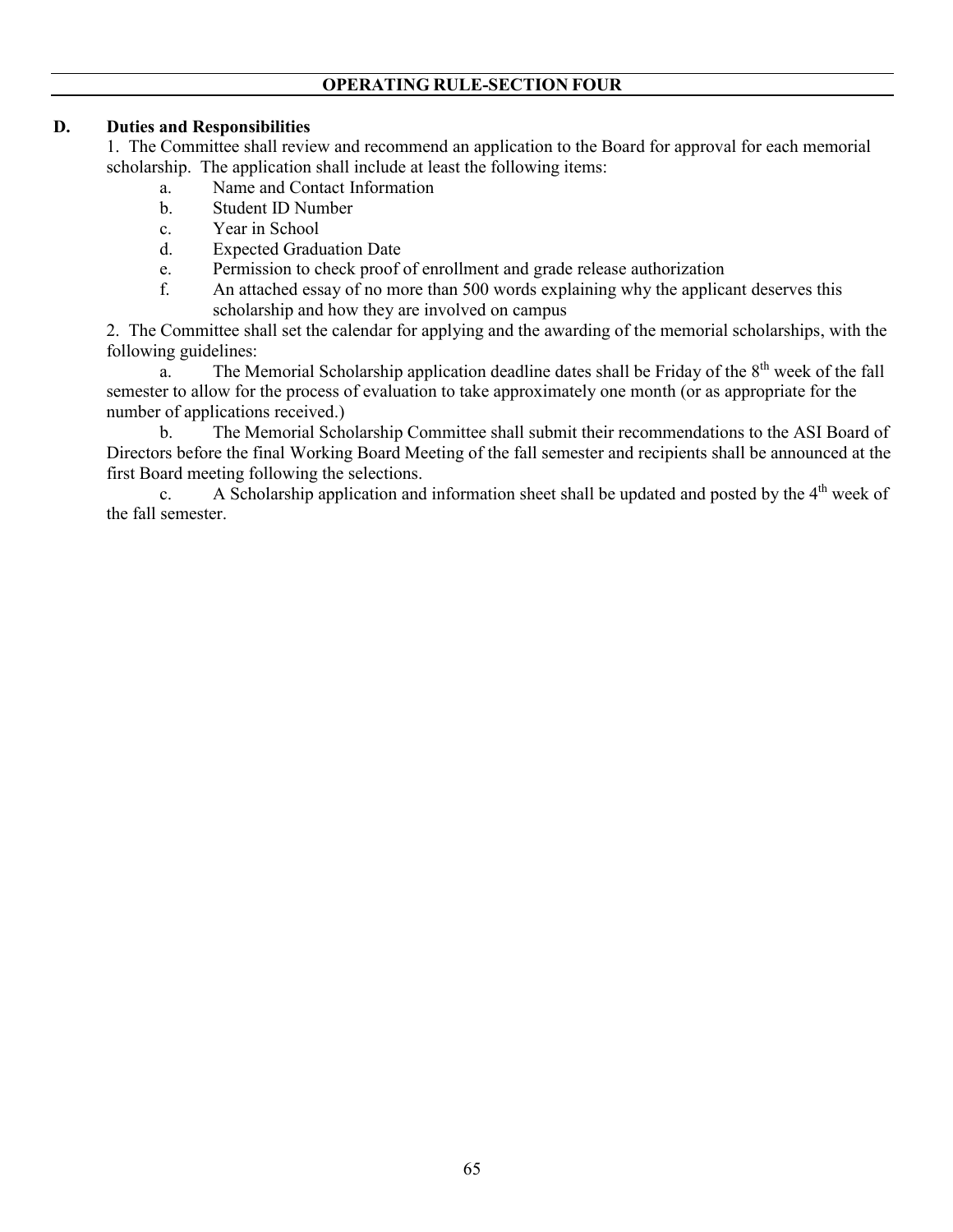## OPERATING RULE-SECTION FOUR

### D. Duties and Responsibilities

1. The Committee shall review and recommend an application to the Board for approval for each memorial scholarship. The application shall include at least the following items:
   a. Name and Contact Information
   b. Student ID Number
   c. Year in School
   d. Expected Graduation Date
   e. Permission to check proof of enrollment and grade release authorization
   f. An attached essay of no more than 500 words explaining why the applicant deserves this scholarship and how they are involved on campus

2. The Committee shall set the calendar for applying and the awarding of the memorial scholarships, with the following guidelines:

   a. The Memorial Scholarship application deadline dates shall be Friday of the 8th week of the fall semester to allow for the process of evaluation to take approximately one month (or as appropriate for the number of applications received.)

   b. The Memorial Scholarship Committee shall submit their recommendations to the ASI Board of Directors before the final Working Board Meeting of the fall semester and recipients shall be announced at the first Board meeting following the selections.

   c. A Scholarship application and information sheet shall be updated and posted by the 4th week of the fall semester.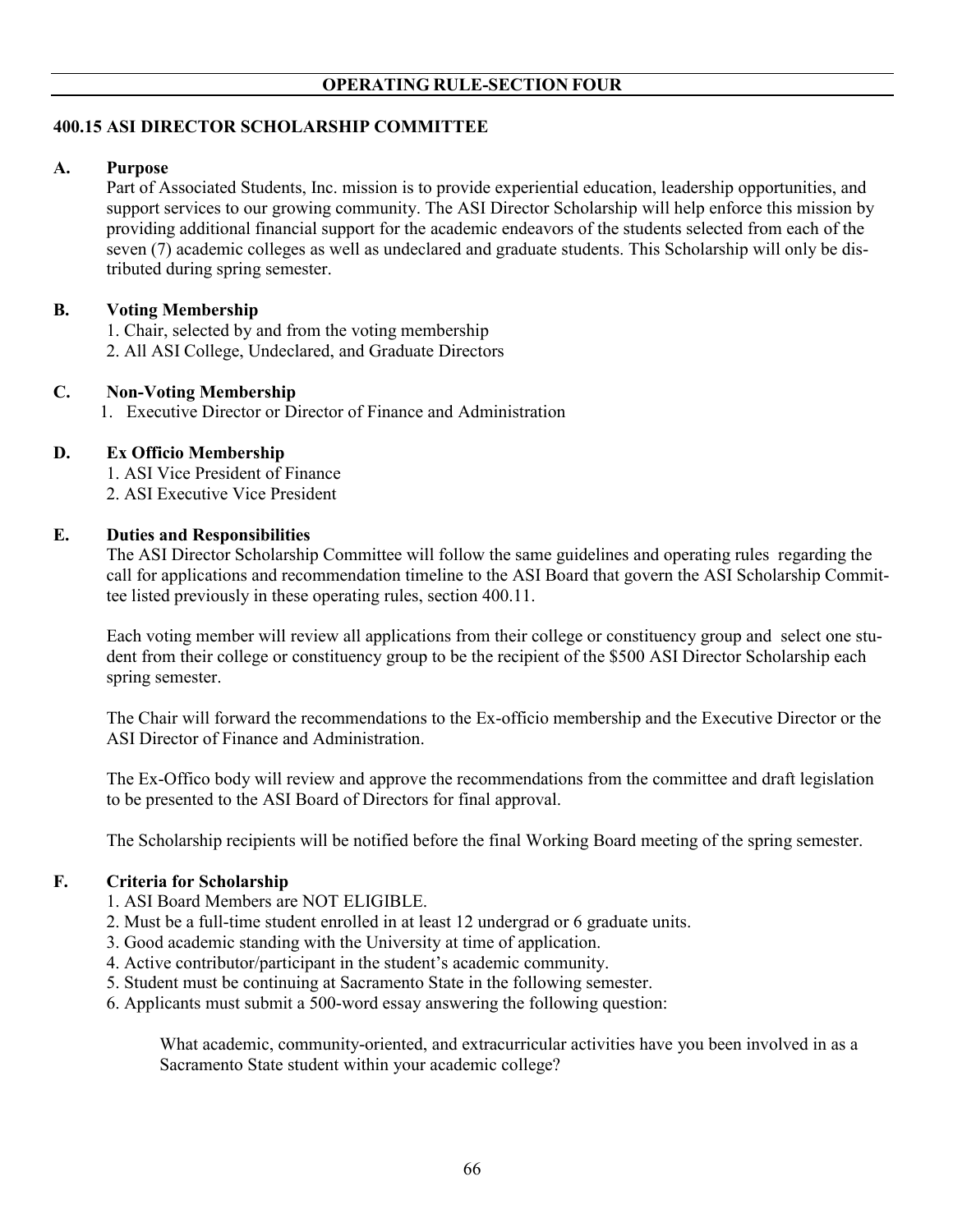## OPERATING RULE-SECTION FOUR

### 400.15 ASI DIRECTOR SCHOLARSHIP COMMITTEE

**A. Purpose**

Part of Associated Students, Inc. mission is to provide experiential education, leadership opportunities, and support services to our growing community. The ASI Director Scholarship will help enforce this mission by providing additional financial support for the academic endeavors of the students selected from each of the seven (7) academic colleges as well as undeclared and graduate students. This Scholarship will only be distributed during spring semester.

**B. Voting Membership**

1. Chair, selected by and from the voting membership
2. All ASI College, Undeclared, and Graduate Directors

**C. Non-Voting Membership**

1. Executive Director or Director of Finance and Administration

**D. Ex Officio Membership**

1. ASI Vice President of Finance
2. ASI Executive Vice President

**E. Duties and Responsibilities**

The ASI Director Scholarship Committee will follow the same guidelines and operating rules regarding the call for applications and recommendation timeline to the ASI Board that govern the ASI Scholarship Committee listed previously in these operating rules, section 400.11.

Each voting member will review all applications from their college or constituency group and select one student from their college or constituency group to be the recipient of the $500 ASI Director Scholarship each spring semester.

The Chair will forward the recommendations to the Ex-officio membership and the Executive Director or the ASI Director of Finance and Administration.

The Ex-Offico body will review and approve the recommendations from the committee and draft legislation to be presented to the ASI Board of Directors for final approval.

The Scholarship recipients will be notified before the final Working Board meeting of the spring semester.

**F. Criteria for Scholarship**

1. ASI Board Members are NOT ELIGIBLE.
2. Must be a full-time student enrolled in at least 12 undergrad or 6 graduate units.
3. Good academic standing with the University at time of application.
4. Active contributor/participant in the student's academic community.
5. Student must be continuing at Sacramento State in the following semester.
6. Applicants must submit a 500-word essay answering the following question:

   What academic, community-oriented, and extracurricular activities have you been involved in as a Sacramento State student within your academic college?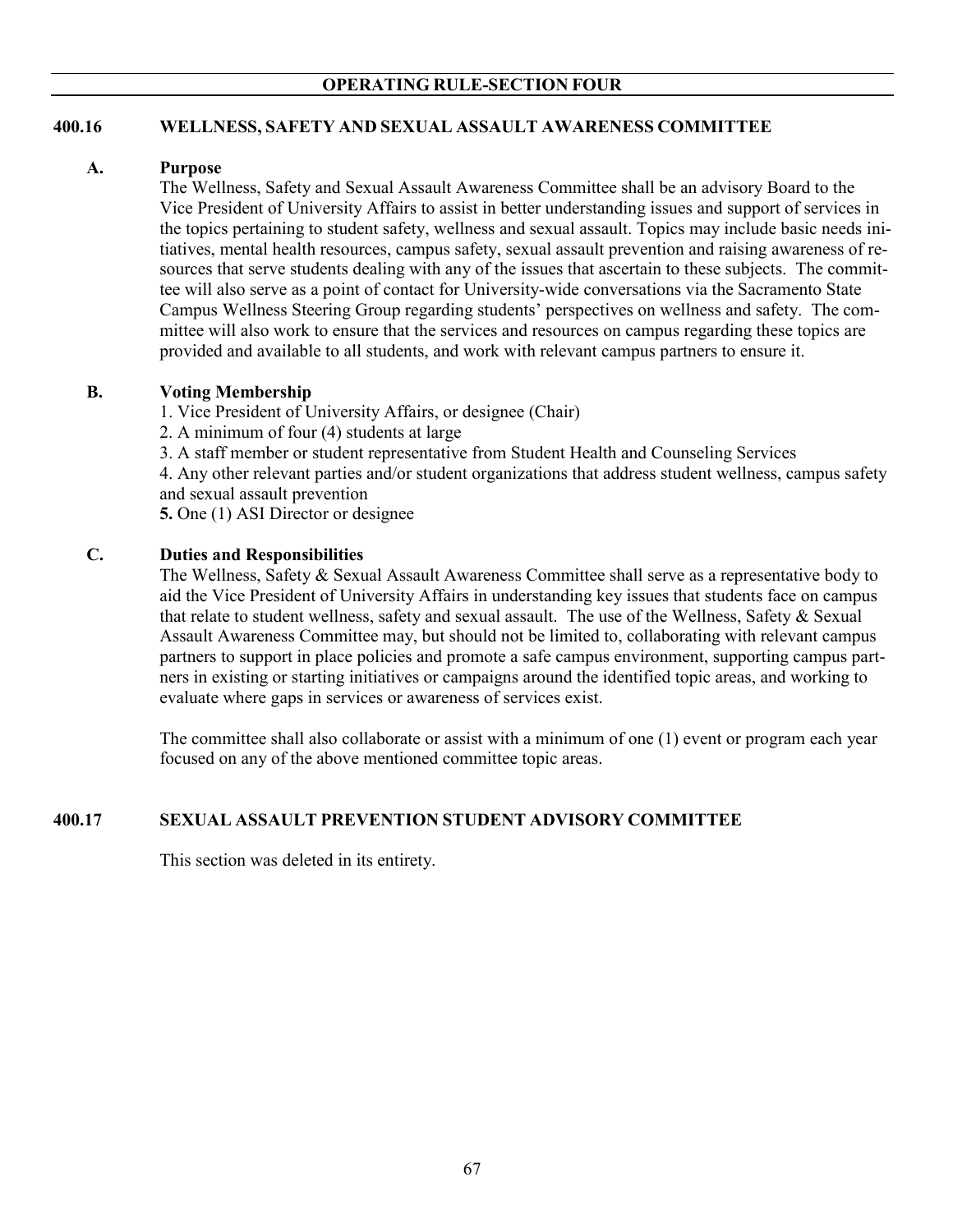## OPERATING RULE-SECTION FOUR

### 400.16 WELLNESS, SAFETY AND SEXUAL ASSAULT AWARENESS COMMITTEE

**A. Purpose**

The Wellness, Safety and Sexual Assault Awareness Committee shall be an advisory Board to the Vice President of University Affairs to assist in better understanding issues and support of services in the topics pertaining to student safety, wellness and sexual assault. Topics may include basic needs initiatives, mental health resources, campus safety, sexual assault prevention and raising awareness of resources that serve students dealing with any of the issues that ascertain to these subjects. The committee will also serve as a point of contact for University-wide conversations via the Sacramento State Campus Wellness Steering Group regarding students' perspectives on wellness and safety. The committee will also work to ensure that the services and resources on campus regarding these topics are provided and available to all students, and work with relevant campus partners to ensure it.

**B. Voting Membership**

1. Vice President of University Affairs, or designee (Chair)
2. A minimum of four (4) students at large
3. A staff member or student representative from Student Health and Counseling Services
4. Any other relevant parties and/or student organizations that address student wellness, campus safety and sexual assault prevention
5. One (1) ASI Director or designee

**C. Duties and Responsibilities**

The Wellness, Safety & Sexual Assault Awareness Committee shall serve as a representative body to aid the Vice President of University Affairs in understanding key issues that students face on campus that relate to student wellness, safety and sexual assault. The use of the Wellness, Safety & Sexual Assault Awareness Committee may, but should not be limited to, collaborating with relevant campus partners to support in place policies and promote a safe campus environment, supporting campus partners in existing or starting initiatives or campaigns around the identified topic areas, and working to evaluate where gaps in services or awareness of services exist.

The committee shall also collaborate or assist with a minimum of one (1) event or program each year focused on any of the above mentioned committee topic areas.

### 400.17 SEXUAL ASSAULT PREVENTION STUDENT ADVISORY COMMITTEE

This section was deleted in its entirety.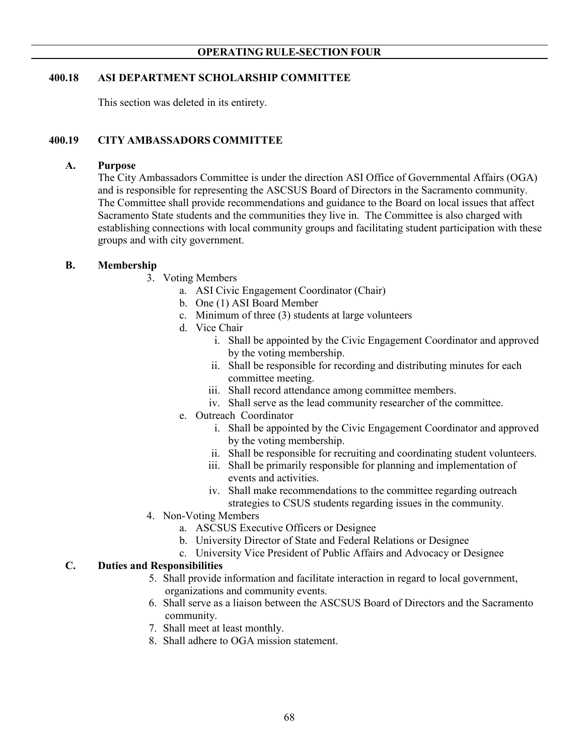## 400.18 ASI DEPARTMENT SCHOLARSHIP COMMITTEE

This section was deleted in its entirety.

## 400.19 CITY AMBASSADORS COMMITTEE

**A. Purpose**

The City Ambassadors Committee is under the direction ASI Office of Governmental Affairs (OGA) and is responsible for representing the ASCSUS Board of Directors in the Sacramento community. The Committee shall provide recommendations and guidance to the Board on local issues that affect Sacramento State students and the communities they live in. The Committee is also charged with establishing connections with local community groups and facilitating student participation with these groups and with city government.

**B. Membership**

3. Voting Members
   a. ASI Civic Engagement Coordinator (Chair)
   b. One (1) ASI Board Member
   c. Minimum of three (3) students at large volunteers
   d. Vice Chair
      i. Shall be appointed by the Civic Engagement Coordinator and approved by the voting membership.
      ii. Shall be responsible for recording and distributing minutes for each committee meeting.
      iii. Shall record attendance among committee members.
      iv. Shall serve as the lead community researcher of the committee.
   e. Outreach Coordinator
      i. Shall be appointed by the Civic Engagement Coordinator and approved by the voting membership.
      ii. Shall be responsible for recruiting and coordinating student volunteers.
      iii. Shall be primarily responsible for planning and implementation of events and activities.
      iv. Shall make recommendations to the committee regarding outreach strategies to CSUS students regarding issues in the community.
4. Non-Voting Members
   a. ASCSUS Executive Officers or Designee
   b. University Director of State and Federal Relations or Designee
   c. University Vice President of Public Affairs and Advocacy or Designee

**C. Duties and Responsibilities**

5. Shall provide information and facilitate interaction in regard to local government, organizations and community events.
6. Shall serve as a liaison between the ASCSUS Board of Directors and the Sacramento community.
7. Shall meet at least monthly.
8. Shall adhere to OGA mission statement.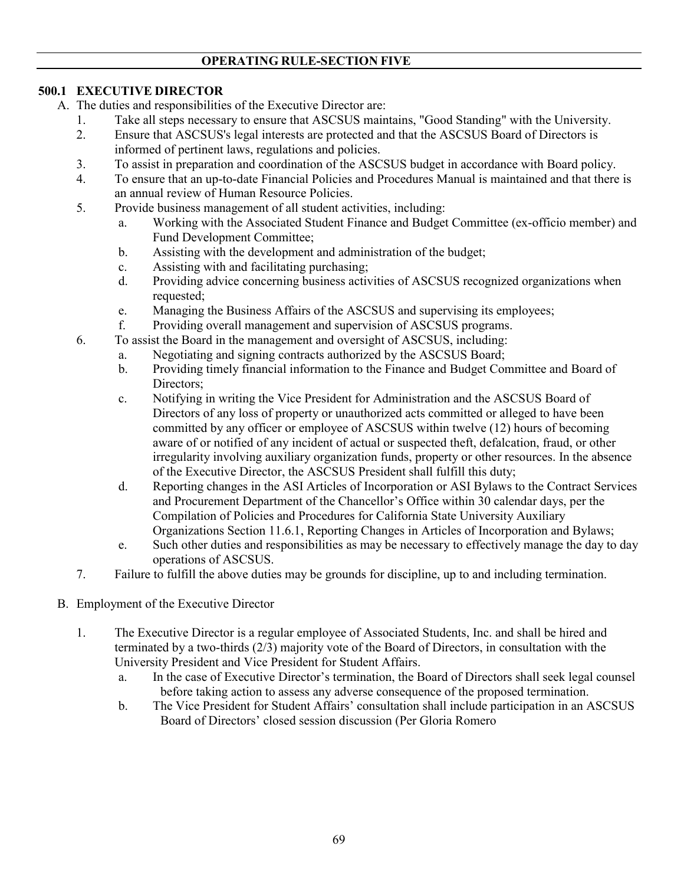**OPERATING RULE-SECTION FIVE**

## 500.1 EXECUTIVE DIRECTOR

A. The duties and responsibilities of the Executive Director are:

1. Take all steps necessary to ensure that ASCSUS maintains, "Good Standing" with the University.
2. Ensure that ASCSUS's legal interests are protected and that the ASCSUS Board of Directors is informed of pertinent laws, regulations and policies.
3. To assist in preparation and coordination of the ASCSUS budget in accordance with Board policy.
4. To ensure that an up-to-date Financial Policies and Procedures Manual is maintained and that there is an annual review of Human Resource Policies.
5. Provide business management of all student activities, including:
   a. Working with the Associated Student Finance and Budget Committee (ex-officio member) and Fund Development Committee;
   b. Assisting with the development and administration of the budget;
   c. Assisting with and facilitating purchasing;
   d. Providing advice concerning business activities of ASCSUS recognized organizations when requested;
   e. Managing the Business Affairs of the ASCSUS and supervising its employees;
   f. Providing overall management and supervision of ASCSUS programs.
6. To assist the Board in the management and oversight of ASCSUS, including:
   a. Negotiating and signing contracts authorized by the ASCSUS Board;
   b. Providing timely financial information to the Finance and Budget Committee and Board of Directors;
   c. Notifying in writing the Vice President for Administration and the ASCSUS Board of Directors of any loss of property or unauthorized acts committed or alleged to have been committed by any officer or employee of ASCSUS within twelve (12) hours of becoming aware of or notified of any incident of actual or suspected theft, defalcation, fraud, or other irregularity involving auxiliary organization funds, property or other resources. In the absence of the Executive Director, the ASCSUS President shall fulfill this duty;
   d. Reporting changes in the ASI Articles of Incorporation or ASI Bylaws to the Contract Services and Procurement Department of the Chancellor's Office within 30 calendar days, per the Compilation of Policies and Procedures for California State University Auxiliary Organizations Section 11.6.1, Reporting Changes in Articles of Incorporation and Bylaws;
   e. Such other duties and responsibilities as may be necessary to effectively manage the day to day operations of ASCSUS.
7. Failure to fulfill the above duties may be grounds for discipline, up to and including termination.

B. Employment of the Executive Director

1. The Executive Director is a regular employee of Associated Students, Inc. and shall be hired and terminated by a two-thirds (2/3) majority vote of the Board of Directors, in consultation with the University President and Vice President for Student Affairs.
   a. In the case of Executive Director's termination, the Board of Directors shall seek legal counsel before taking action to assess any adverse consequence of the proposed termination.
   b. The Vice President for Student Affairs' consultation shall include participation in an ASCSUS Board of Directors' closed session discussion (Per Gloria Romero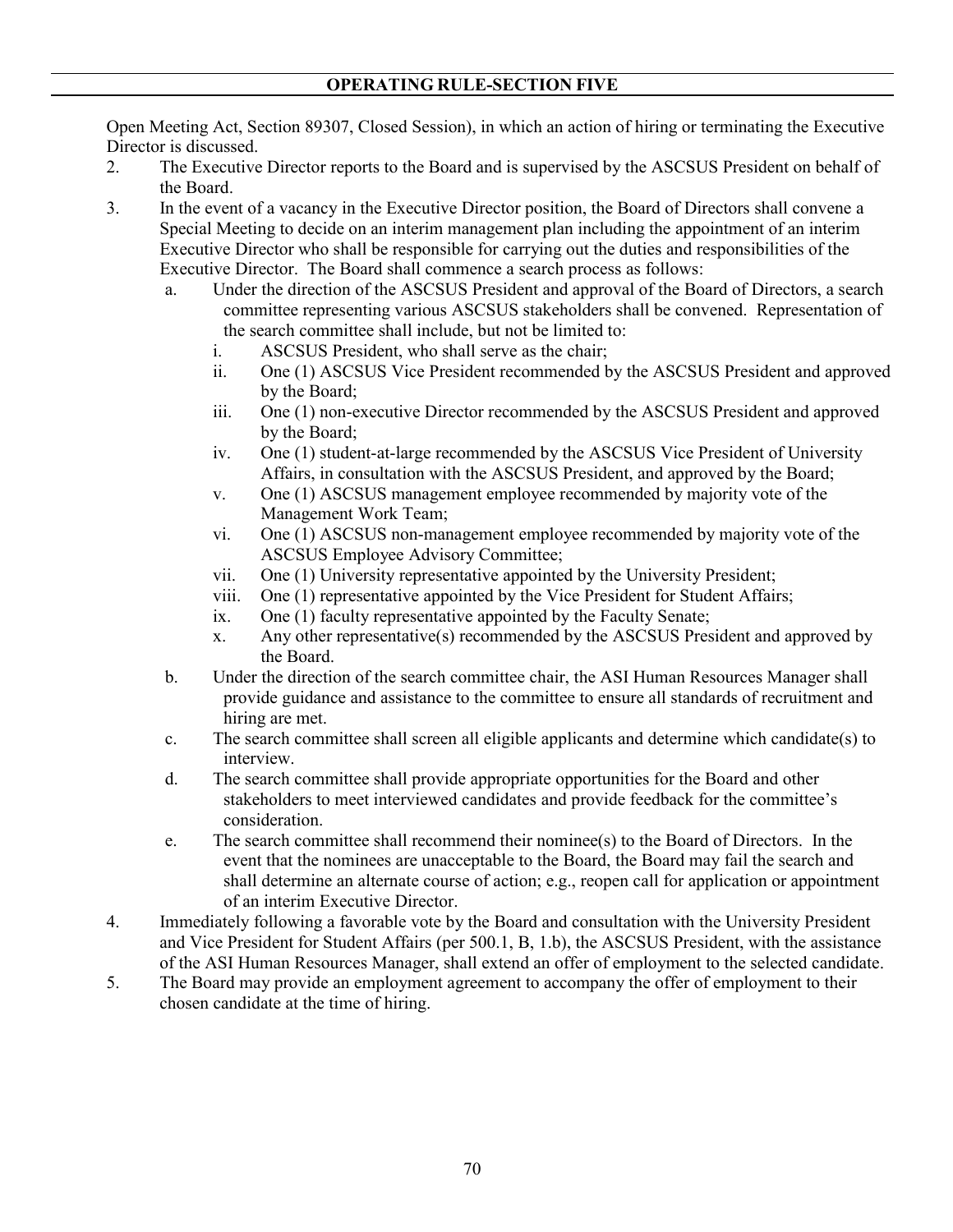Open Meeting Act, Section 89307, Closed Session), in which an action of hiring or terminating the Executive Director is discussed.

2. The Executive Director reports to the Board and is supervised by the ASCSUS President on behalf of the Board.
3. In the event of a vacancy in the Executive Director position, the Board of Directors shall convene a Special Meeting to decide on an interim management plan including the appointment of an interim Executive Director who shall be responsible for carrying out the duties and responsibilities of the Executive Director. The Board shall commence a search process as follows:
    a. Under the direction of the ASCSUS President and approval of the Board of Directors, a search committee representing various ASCSUS stakeholders shall be convened. Representation of the search committee shall include, but not be limited to:
        i. ASCSUS President, who shall serve as the chair;
        ii. One (1) ASCSUS Vice President recommended by the ASCSUS President and approved by the Board;
        iii. One (1) non-executive Director recommended by the ASCSUS President and approved by the Board;
        iv. One (1) student-at-large recommended by the ASCSUS Vice President of University Affairs, in consultation with the ASCSUS President, and approved by the Board;
        v. One (1) ASCSUS management employee recommended by majority vote of the Management Work Team;
        vi. One (1) ASCSUS non-management employee recommended by majority vote of the ASCSUS Employee Advisory Committee;
        vii. One (1) University representative appointed by the University President;
        viii. One (1) representative appointed by the Vice President for Student Affairs;
        ix. One (1) faculty representative appointed by the Faculty Senate;
        x. Any other representative(s) recommended by the ASCSUS President and approved by the Board.
    b. Under the direction of the search committee chair, the ASI Human Resources Manager shall provide guidance and assistance to the committee to ensure all standards of recruitment and hiring are met.
    c. The search committee shall screen all eligible applicants and determine which candidate(s) to interview.
    d. The search committee shall provide appropriate opportunities for the Board and other stakeholders to meet interviewed candidates and provide feedback for the committee's consideration.
    e. The search committee shall recommend their nominee(s) to the Board of Directors. In the event that the nominees are unacceptable to the Board, the Board may fail the search and shall determine an alternate course of action; e.g., reopen call for application or appointment of an interim Executive Director.
4. Immediately following a favorable vote by the Board and consultation with the University President and Vice President for Student Affairs (per 500.1, B, 1.b), the ASCSUS President, with the assistance of the ASI Human Resources Manager, shall extend an offer of employment to the selected candidate.
5. The Board may provide an employment agreement to accompany the offer of employment to their chosen candidate at the time of hiring.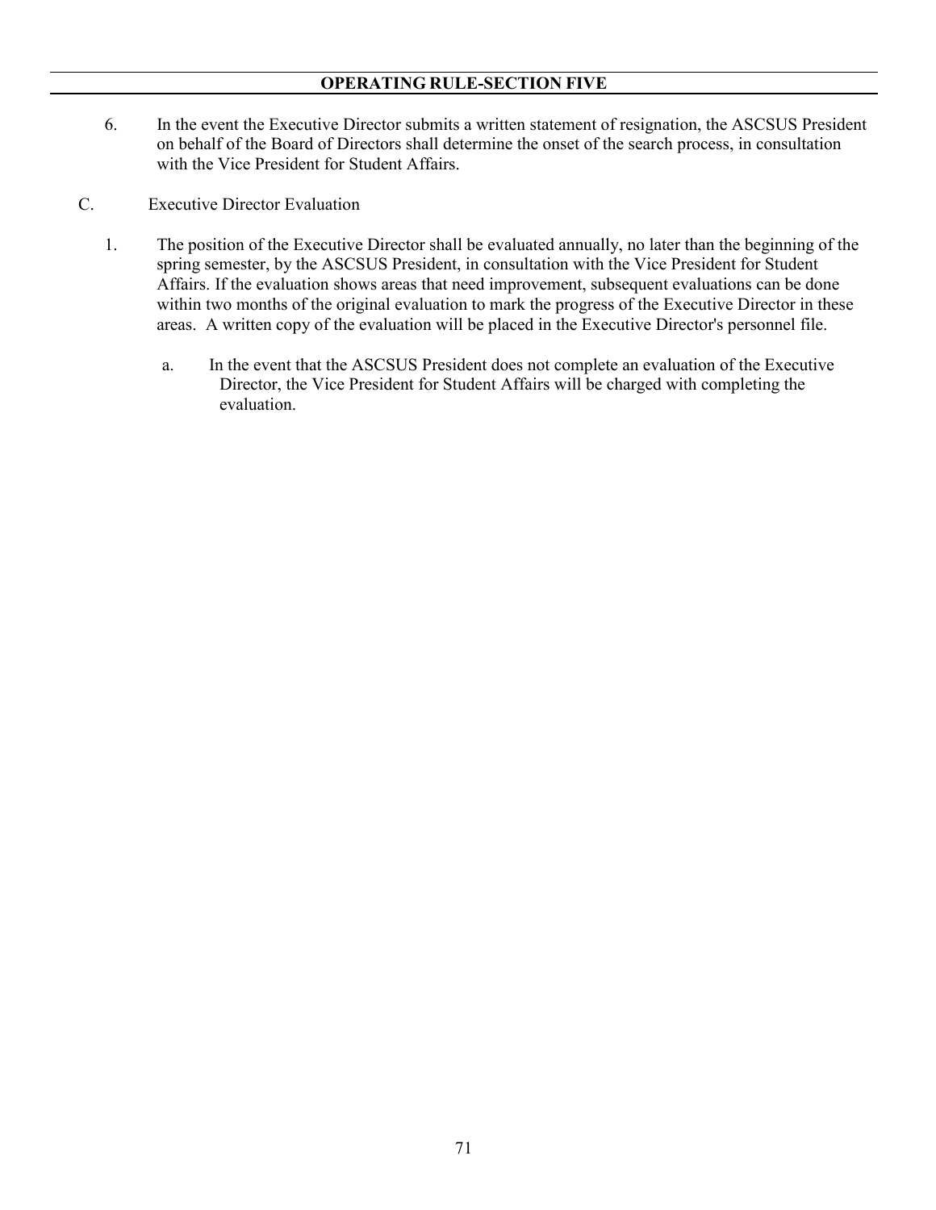6. In the event the Executive Director submits a written statement of resignation, the ASCSUS President on behalf of the Board of Directors shall determine the onset of the search process, in consultation with the Vice President for Student Affairs.

C. Executive Director Evaluation

1. The position of the Executive Director shall be evaluated annually, no later than the beginning of the spring semester, by the ASCSUS President, in consultation with the Vice President for Student Affairs. If the evaluation shows areas that need improvement, subsequent evaluations can be done within two months of the original evaluation to mark the progress of the Executive Director in these areas. A written copy of the evaluation will be placed in the Executive Director's personnel file.

   a. In the event that the ASCSUS President does not complete an evaluation of the Executive Director, the Vice President for Student Affairs will be charged with completing the evaluation.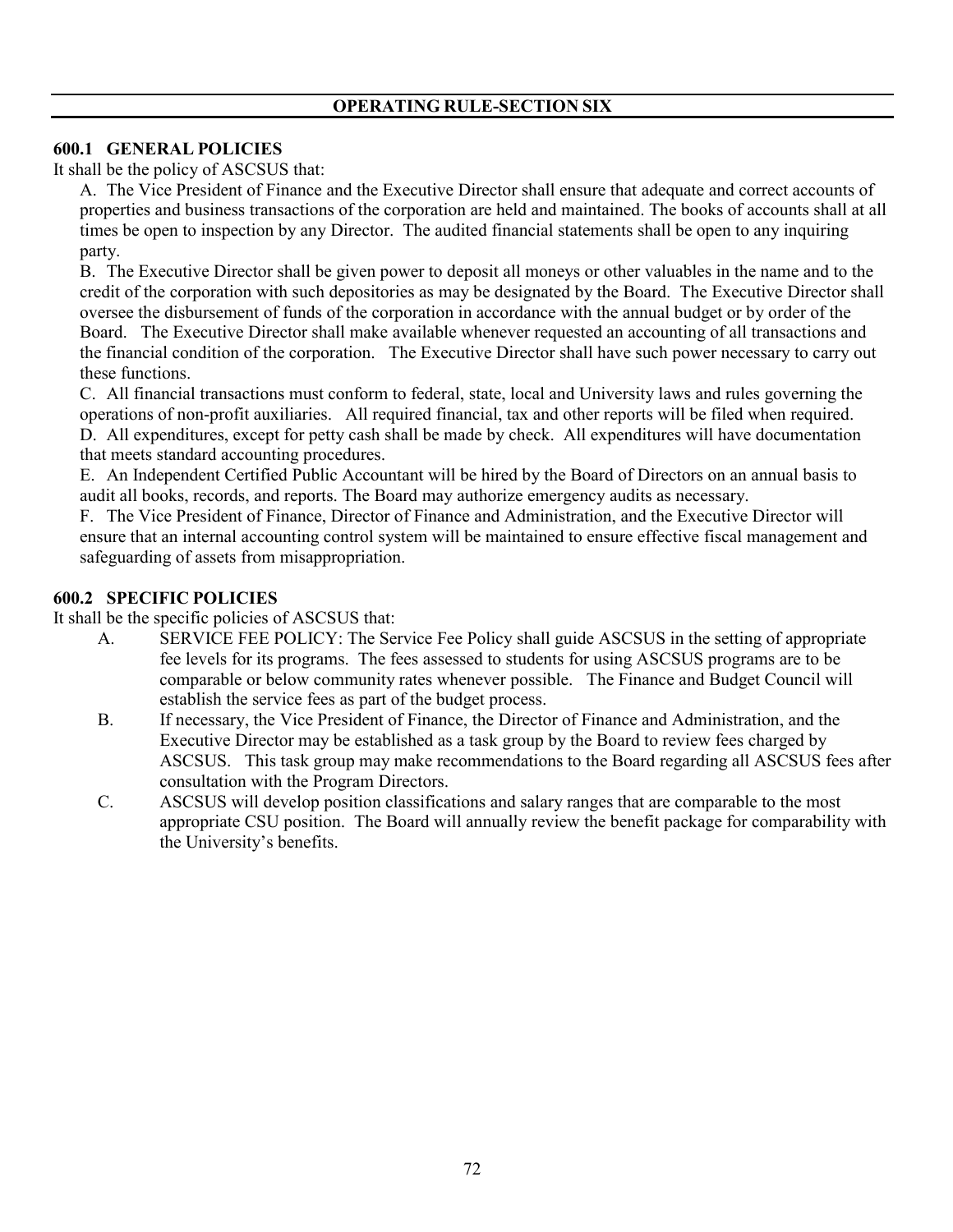## OPERATING RULE-SECTION SIX

### 600.1 GENERAL POLICIES

It shall be the policy of ASCSUS that:

A. The Vice President of Finance and the Executive Director shall ensure that adequate and correct accounts of properties and business transactions of the corporation are held and maintained. The books of accounts shall at all times be open to inspection by any Director. The audited financial statements shall be open to any inquiring party.

B. The Executive Director shall be given power to deposit all moneys or other valuables in the name and to the credit of the corporation with such depositories as may be designated by the Board. The Executive Director shall oversee the disbursement of funds of the corporation in accordance with the annual budget or by order of the Board. The Executive Director shall make available whenever requested an accounting of all transactions and the financial condition of the corporation. The Executive Director shall have such power necessary to carry out these functions.

C. All financial transactions must conform to federal, state, local and University laws and rules governing the operations of non-profit auxiliaries. All required financial, tax and other reports will be filed when required.

D. All expenditures, except for petty cash shall be made by check. All expenditures will have documentation that meets standard accounting procedures.

E. An Independent Certified Public Accountant will be hired by the Board of Directors on an annual basis to audit all books, records, and reports. The Board may authorize emergency audits as necessary.

F. The Vice President of Finance, Director of Finance and Administration, and the Executive Director will ensure that an internal accounting control system will be maintained to ensure effective fiscal management and safeguarding of assets from misappropriation.

### 600.2 SPECIFIC POLICIES

It shall be the specific policies of ASCSUS that:

A. SERVICE FEE POLICY: The Service Fee Policy shall guide ASCSUS in the setting of appropriate fee levels for its programs. The fees assessed to students for using ASCSUS programs are to be comparable or below community rates whenever possible. The Finance and Budget Council will establish the service fees as part of the budget process.

B. If necessary, the Vice President of Finance, the Director of Finance and Administration, and the Executive Director may be established as a task group by the Board to review fees charged by ASCSUS. This task group may make recommendations to the Board regarding all ASCSUS fees after consultation with the Program Directors.

C. ASCSUS will develop position classifications and salary ranges that are comparable to the most appropriate CSU position. The Board will annually review the benefit package for comparability with the University's benefits.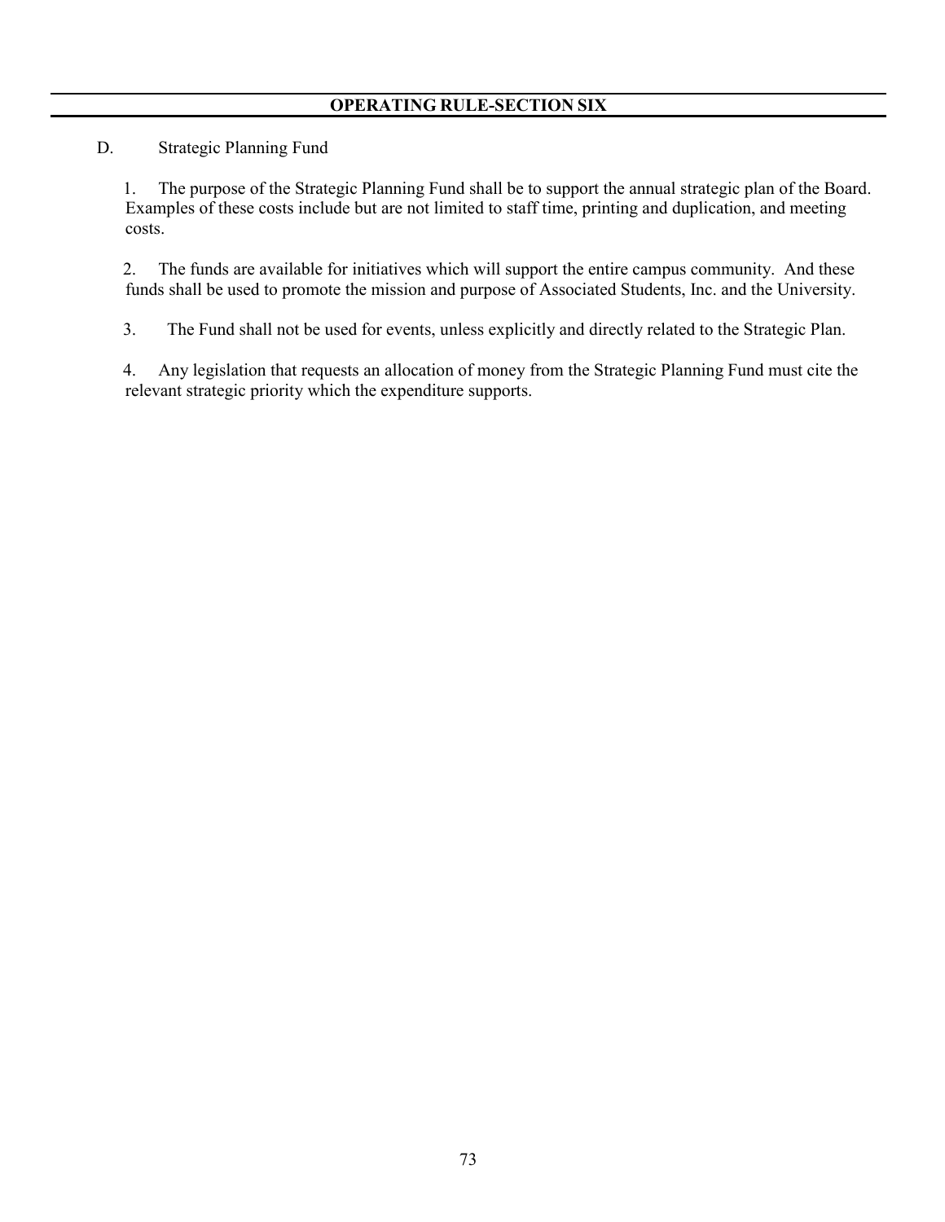## OPERATING RULE-SECTION SIX

D. Strategic Planning Fund

1. The purpose of the Strategic Planning Fund shall be to support the annual strategic plan of the Board. Examples of these costs include but are not limited to staff time, printing and duplication, and meeting costs.

2. The funds are available for initiatives which will support the entire campus community. And these funds shall be used to promote the mission and purpose of Associated Students, Inc. and the University.

3. The Fund shall not be used for events, unless explicitly and directly related to the Strategic Plan.

4. Any legislation that requests an allocation of money from the Strategic Planning Fund must cite the relevant strategic priority which the expenditure supports.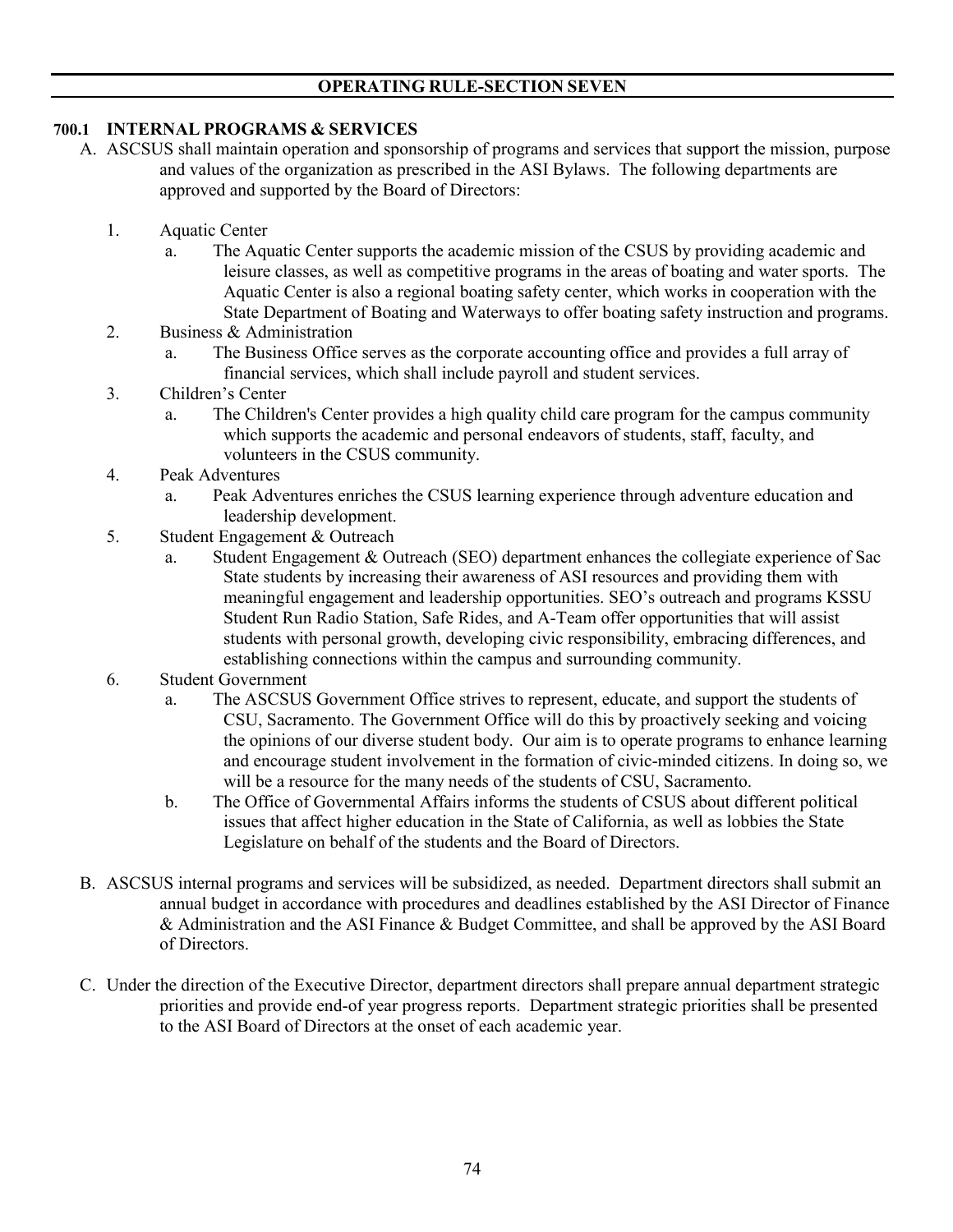## OPERATING RULE-SECTION SEVEN

### 700.1 INTERNAL PROGRAMS & SERVICES

A. ASCSUS shall maintain operation and sponsorship of programs and services that support the mission, purpose and values of the organization as prescribed in the ASI Bylaws. The following departments are approved and supported by the Board of Directors:

1. Aquatic Center
   a. The Aquatic Center supports the academic mission of the CSUS by providing academic and leisure classes, as well as competitive programs in the areas of boating and water sports. The Aquatic Center is also a regional boating safety center, which works in cooperation with the State Department of Boating and Waterways to offer boating safety instruction and programs.
2. Business & Administration
   a. The Business Office serves as the corporate accounting office and provides a full array of financial services, which shall include payroll and student services.
3. Children's Center
   a. The Children's Center provides a high quality child care program for the campus community which supports the academic and personal endeavors of students, staff, faculty, and volunteers in the CSUS community.
4. Peak Adventures
   a. Peak Adventures enriches the CSUS learning experience through adventure education and leadership development.
5. Student Engagement & Outreach
   a. Student Engagement & Outreach (SEO) department enhances the collegiate experience of Sac State students by increasing their awareness of ASI resources and providing them with meaningful engagement and leadership opportunities. SEO's outreach and programs KSSU Student Run Radio Station, Safe Rides, and A-Team offer opportunities that will assist students with personal growth, developing civic responsibility, embracing differences, and establishing connections within the campus and surrounding community.
6. Student Government
   a. The ASCSUS Government Office strives to represent, educate, and support the students of CSU, Sacramento. The Government Office will do this by proactively seeking and voicing the opinions of our diverse student body. Our aim is to operate programs to enhance learning and encourage student involvement in the formation of civic-minded citizens. In doing so, we will be a resource for the many needs of the students of CSU, Sacramento.
   b. The Office of Governmental Affairs informs the students of CSUS about different political issues that affect higher education in the State of California, as well as lobbies the State Legislature on behalf of the students and the Board of Directors.

B. ASCSUS internal programs and services will be subsidized, as needed. Department directors shall submit an annual budget in accordance with procedures and deadlines established by the ASI Director of Finance & Administration and the ASI Finance & Budget Committee, and shall be approved by the ASI Board of Directors.

C. Under the direction of the Executive Director, department directors shall prepare annual department strategic priorities and provide end-of year progress reports. Department strategic priorities shall be presented to the ASI Board of Directors at the onset of each academic year.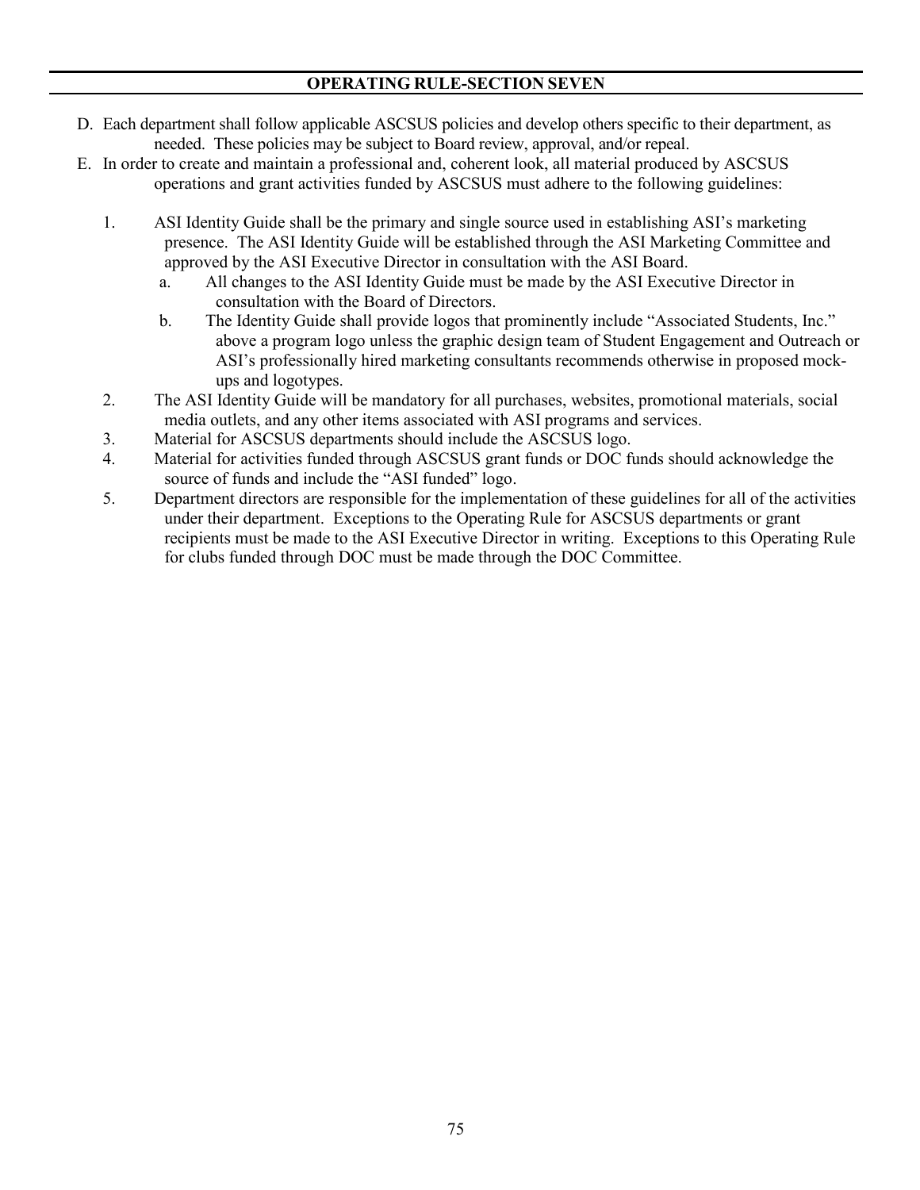## OPERATING RULE-SECTION SEVEN

D. Each department shall follow applicable ASCSUS policies and develop others specific to their department, as needed. These policies may be subject to Board review, approval, and/or repeal.

E. In order to create and maintain a professional and, coherent look, all material produced by ASCSUS operations and grant activities funded by ASCSUS must adhere to the following guidelines:

1. ASI Identity Guide shall be the primary and single source used in establishing ASI's marketing presence. The ASI Identity Guide will be established through the ASI Marketing Committee and approved by the ASI Executive Director in consultation with the ASI Board.
   a. All changes to the ASI Identity Guide must be made by the ASI Executive Director in consultation with the Board of Directors.
   b. The Identity Guide shall provide logos that prominently include "Associated Students, Inc." above a program logo unless the graphic design team of Student Engagement and Outreach or ASI's professionally hired marketing consultants recommends otherwise in proposed mock-ups and logotypes.
2. The ASI Identity Guide will be mandatory for all purchases, websites, promotional materials, social media outlets, and any other items associated with ASI programs and services.
3. Material for ASCSUS departments should include the ASCSUS logo.
4. Material for activities funded through ASCSUS grant funds or DOC funds should acknowledge the source of funds and include the "ASI funded" logo.
5. Department directors are responsible for the implementation of these guidelines for all of the activities under their department. Exceptions to the Operating Rule for ASCSUS departments or grant recipients must be made to the ASI Executive Director in writing. Exceptions to this Operating Rule for clubs funded through DOC must be made through the DOC Committee.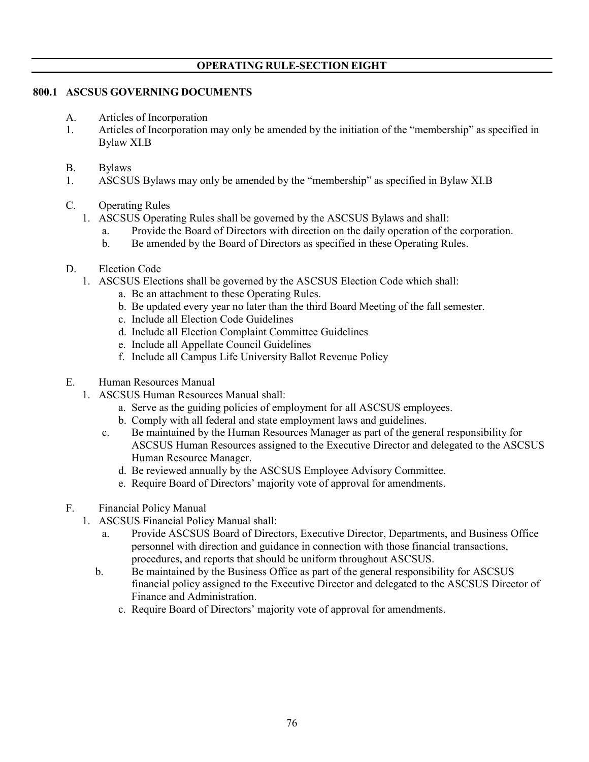## OPERATING RULE-SECTION EIGHT

### 800.1 ASCSUS GOVERNING DOCUMENTS

A. Articles of Incorporation

1. Articles of Incorporation may only be amended by the initiation of the "membership" as specified in Bylaw XI.B

B. Bylaws

1. ASCSUS Bylaws may only be amended by the "membership" as specified in Bylaw XI.B

C. Operating Rules

1. ASCSUS Operating Rules shall be governed by the ASCSUS Bylaws and shall:
   a. Provide the Board of Directors with direction on the daily operation of the corporation.
   b. Be amended by the Board of Directors as specified in these Operating Rules.

D. Election Code

1. ASCSUS Elections shall be governed by the ASCSUS Election Code which shall:
   a. Be an attachment to these Operating Rules.
   b. Be updated every year no later than the third Board Meeting of the fall semester.
   c. Include all Election Code Guidelines
   d. Include all Election Complaint Committee Guidelines
   e. Include all Appellate Council Guidelines
   f. Include all Campus Life University Ballot Revenue Policy

E. Human Resources Manual

1. ASCSUS Human Resources Manual shall:
   a. Serve as the guiding policies of employment for all ASCSUS employees.
   b. Comply with all federal and state employment laws and guidelines.
   c. Be maintained by the Human Resources Manager as part of the general responsibility for ASCSUS Human Resources assigned to the Executive Director and delegated to the ASCSUS Human Resource Manager.
   d. Be reviewed annually by the ASCSUS Employee Advisory Committee.
   e. Require Board of Directors' majority vote of approval for amendments.

F. Financial Policy Manual

1. ASCSUS Financial Policy Manual shall:
   a. Provide ASCSUS Board of Directors, Executive Director, Departments, and Business Office personnel with direction and guidance in connection with those financial transactions, procedures, and reports that should be uniform throughout ASCSUS.
   b. Be maintained by the Business Office as part of the general responsibility for ASCSUS financial policy assigned to the Executive Director and delegated to the ASCSUS Director of Finance and Administration.
   c. Require Board of Directors' majority vote of approval for amendments.